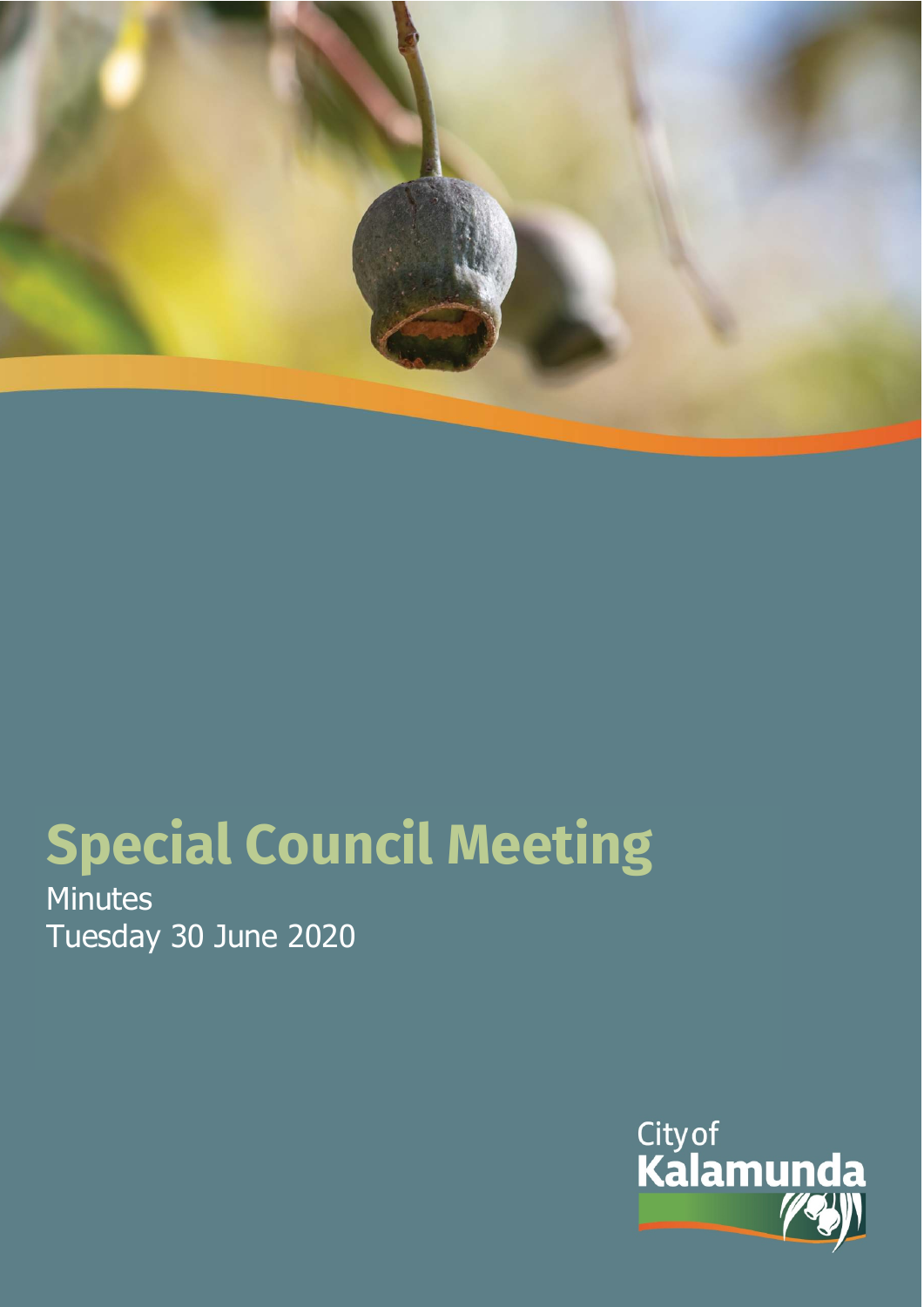# Special Council Meeting

Minutes

Tuesday 30 June 2020

City of Kalamunda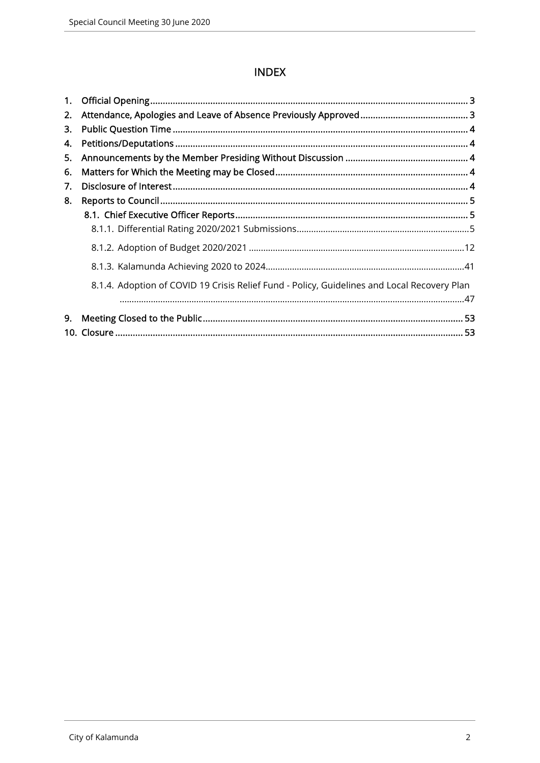# INDEX

1. Official Opening ........................................................................................................................ 3
2. Attendance, Apologies and Leave of Absence Previously Approved ........................................... 3
3. Public Question Time ................................................................................................................. 4
4. Petitions/Deputations ................................................................................................................. 4
5. Announcements by the Member Presiding Without Discussion ................................................. 4
6. Matters for Which the Meeting may be Closed ........................................................................... 4
7. Disclosure of Interest .................................................................................................................. 4
8. Reports to Council ...................................................................................................................... 5
   - 8.1. Chief Executive Officer Reports ............................................................................................ 5
     - 8.1.1. Differential Rating 2020/2021 Submissions ...................................................................... 5
     - 8.1.2. Adoption of Budget 2020/2021 ........................................................................................ 12
     - 8.1.3. Kalamunda Achieving 2020 to 2024 ................................................................................. 41
     - 8.1.4. Adoption of COVID 19 Crisis Relief Fund - Policy, Guidelines and Local Recovery Plan ............................................................................................................................................ 47
9. Meeting Closed to the Public ...................................................................................................... 53
10. Closure ...................................................................................................................................... 53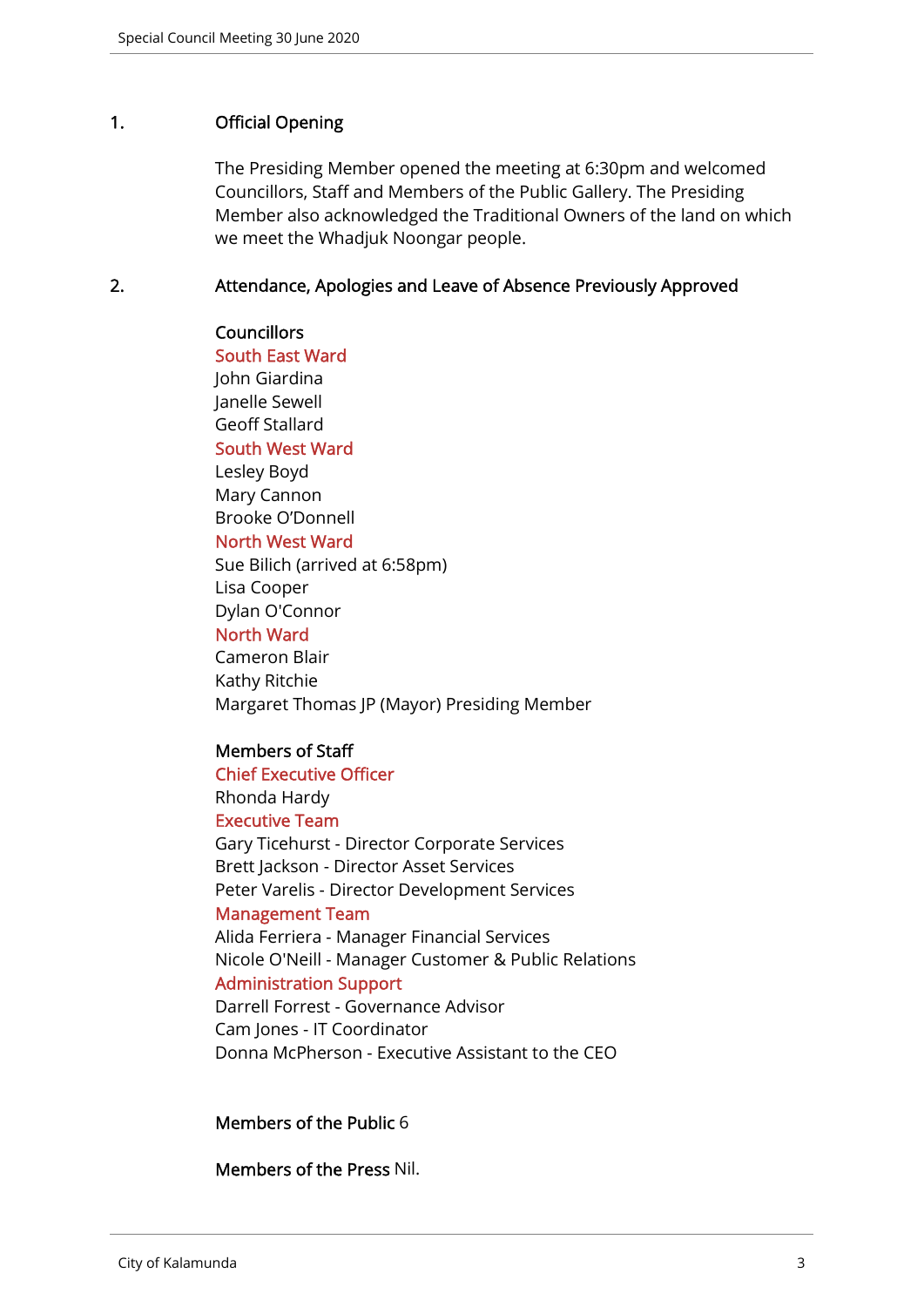## 1. Official Opening

The Presiding Member opened the meeting at 6:30pm and welcomed Councillors, Staff and Members of the Public Gallery. The Presiding Member also acknowledged the Traditional Owners of the land on which we meet the Whadjuk Noongar people.

## 2. Attendance, Apologies and Leave of Absence Previously Approved

**Councillors**

South East Ward
John Giardina
Janelle Sewell
Geoff Stallard

South West Ward
Lesley Boyd
Mary Cannon
Brooke O'Donnell

North West Ward
Sue Bilich (arrived at 6:58pm)
Lisa Cooper
Dylan O'Connor

North Ward
Cameron Blair
Kathy Ritchie
Margaret Thomas JP (Mayor) Presiding Member

**Members of Staff**

Chief Executive Officer
Rhonda Hardy

Executive Team
Gary Ticehurst - Director Corporate Services
Brett Jackson - Director Asset Services
Peter Varelis - Director Development Services

Management Team
Alida Ferriera - Manager Financial Services
Nicole O'Neill - Manager Customer & Public Relations

Administration Support
Darrell Forrest - Governance Advisor
Cam Jones - IT Coordinator
Donna McPherson - Executive Assistant to the CEO

**Members of the Public** 6

**Members of the Press** Nil.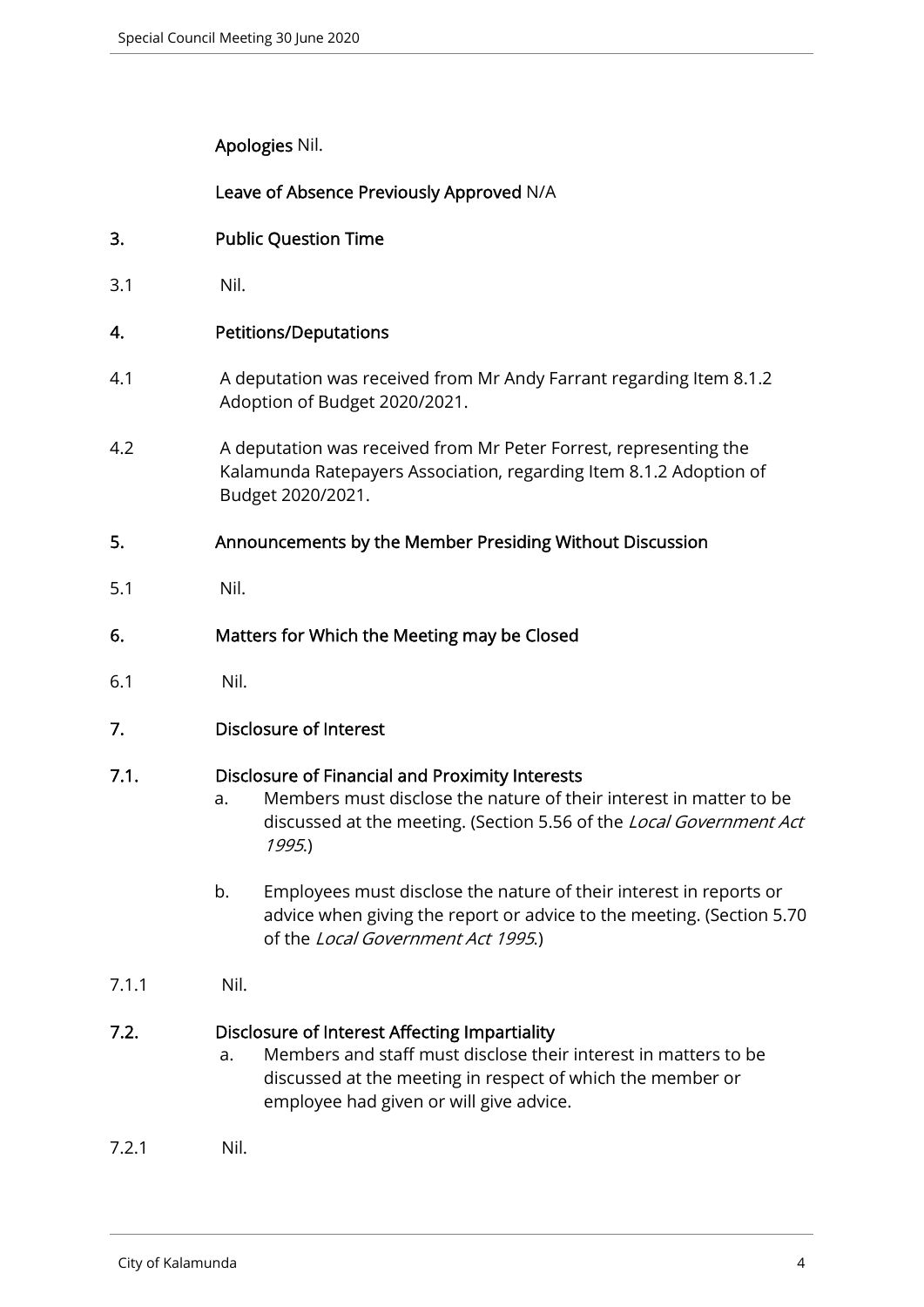**Apologies** Nil.

**Leave of Absence Previously Approved** N/A

## 3. Public Question Time

3.1 Nil.

## 4. Petitions/Deputations

4.1 A deputation was received from Mr Andy Farrant regarding Item 8.1.2 Adoption of Budget 2020/2021.

4.2 A deputation was received from Mr Peter Forrest, representing the Kalamunda Ratepayers Association, regarding Item 8.1.2 Adoption of Budget 2020/2021.

## 5. Announcements by the Member Presiding Without Discussion

5.1 Nil.

## 6. Matters for Which the Meeting may be Closed

6.1 Nil.

## 7. Disclosure of Interest

### 7.1. Disclosure of Financial and Proximity Interests

a. Members must disclose the nature of their interest in matter to be discussed at the meeting. (Section 5.56 of the *Local Government Act 1995*.)

b. Employees must disclose the nature of their interest in reports or advice when giving the report or advice to the meeting. (Section 5.70 of the *Local Government Act 1995*.)

7.1.1 Nil.

### 7.2. Disclosure of Interest Affecting Impartiality

a. Members and staff must disclose their interest in matters to be discussed at the meeting in respect of which the member or employee had given or will give advice.

7.2.1 Nil.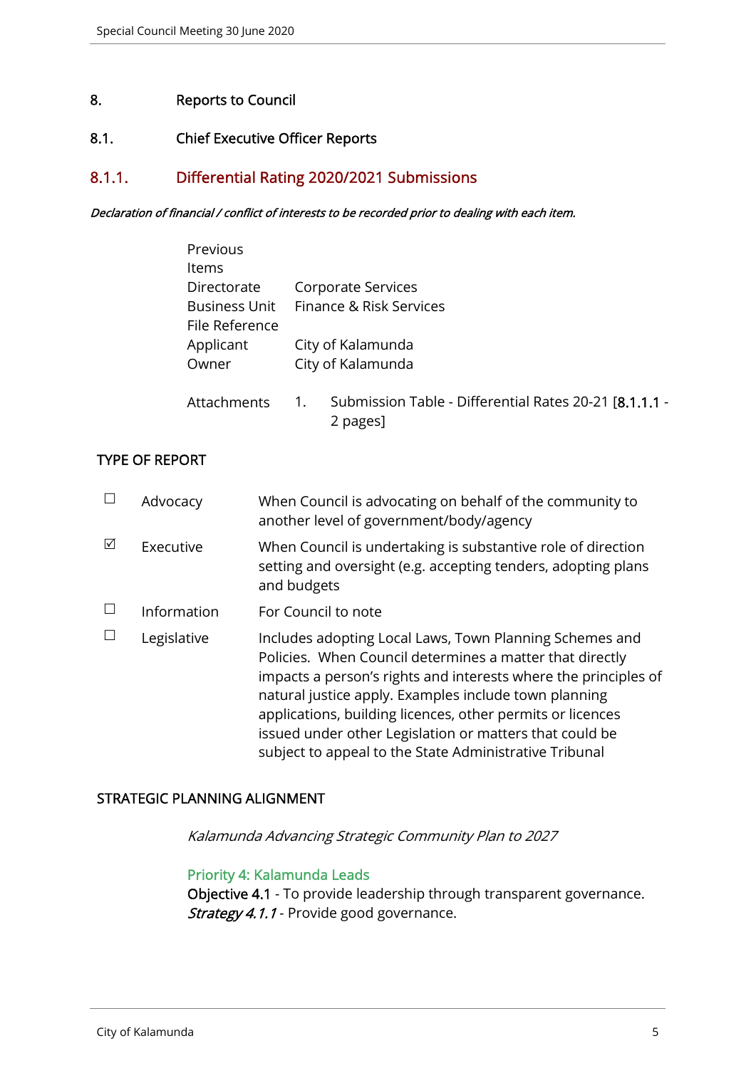# 8. Reports to Council

## 8.1. Chief Executive Officer Reports

### 8.1.1. Differential Rating 2020/2021 Submissions

***Declaration of financial / conflict of interests to be recorded prior to dealing with each item.***

| | |
|---|---|
| Previous Items | |
| Directorate | Corporate Services |
| Business Unit | Finance & Risk Services |
| File Reference | |
| Applicant | City of Kalamunda |
| Owner | City of Kalamunda |
| Attachments | 1. Submission Table - Differential Rates 20-21 [8.1.1.1 - 2 pages] |

**TYPE OF REPORT**

| | | |
|---|---|---|
| ☐ | Advocacy | When Council is advocating on behalf of the community to another level of government/body/agency |
| ☑ | Executive | When Council is undertaking is substantive role of direction setting and oversight (e.g. accepting tenders, adopting plans and budgets |
| ☐ | Information | For Council to note |
| ☐ | Legislative | Includes adopting Local Laws, Town Planning Schemes and Policies. When Council determines a matter that directly impacts a person's rights and interests where the principles of natural justice apply. Examples include town planning applications, building licences, other permits or licences issued under other Legislation or matters that could be subject to appeal to the State Administrative Tribunal |

**STRATEGIC PLANNING ALIGNMENT**

*Kalamunda Advancing Strategic Community Plan to 2027*

Priority 4: Kalamunda Leads
**Objective 4.1** - To provide leadership through transparent governance.
***Strategy 4.1.1*** - Provide good governance.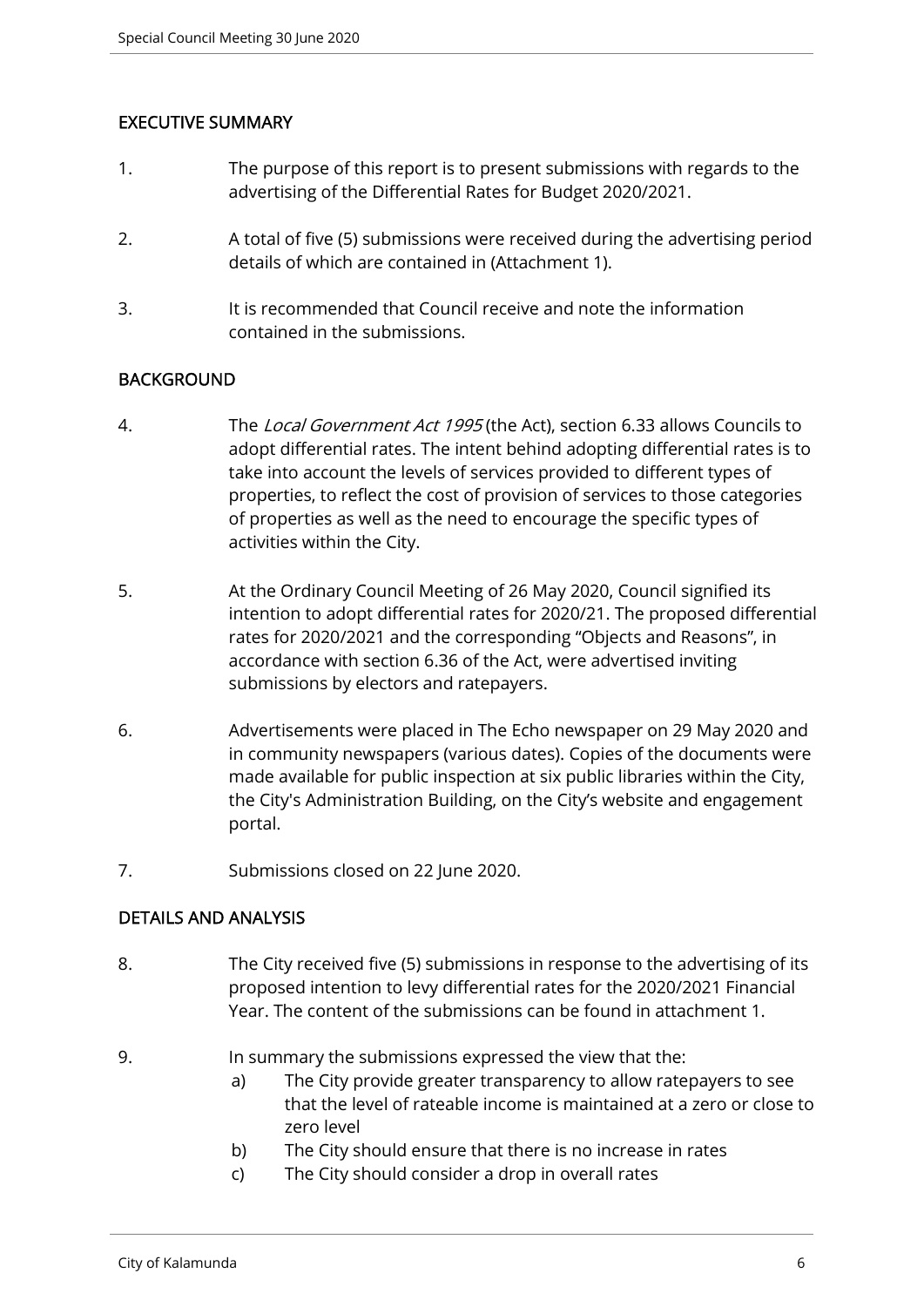## EXECUTIVE SUMMARY

1. The purpose of this report is to present submissions with regards to the advertising of the Differential Rates for Budget 2020/2021.

2. A total of five (5) submissions were received during the advertising period details of which are contained in (Attachment 1).

3. It is recommended that Council receive and note the information contained in the submissions.

## BACKGROUND

4. The *Local Government Act 1995* (the Act), section 6.33 allows Councils to adopt differential rates. The intent behind adopting differential rates is to take into account the levels of services provided to different types of properties, to reflect the cost of provision of services to those categories of properties as well as the need to encourage the specific types of activities within the City.

5. At the Ordinary Council Meeting of 26 May 2020, Council signified its intention to adopt differential rates for 2020/21. The proposed differential rates for 2020/2021 and the corresponding "Objects and Reasons", in accordance with section 6.36 of the Act, were advertised inviting submissions by electors and ratepayers.

6. Advertisements were placed in The Echo newspaper on 29 May 2020 and in community newspapers (various dates). Copies of the documents were made available for public inspection at six public libraries within the City, the City's Administration Building, on the City's website and engagement portal.

7. Submissions closed on 22 June 2020.

## DETAILS AND ANALYSIS

8. The City received five (5) submissions in response to the advertising of its proposed intention to levy differential rates for the 2020/2021 Financial Year. The content of the submissions can be found in attachment 1.

9. In summary the submissions expressed the view that the:
   a) The City provide greater transparency to allow ratepayers to see that the level of rateable income is maintained at a zero or close to zero level
   b) The City should ensure that there is no increase in rates
   c) The City should consider a drop in overall rates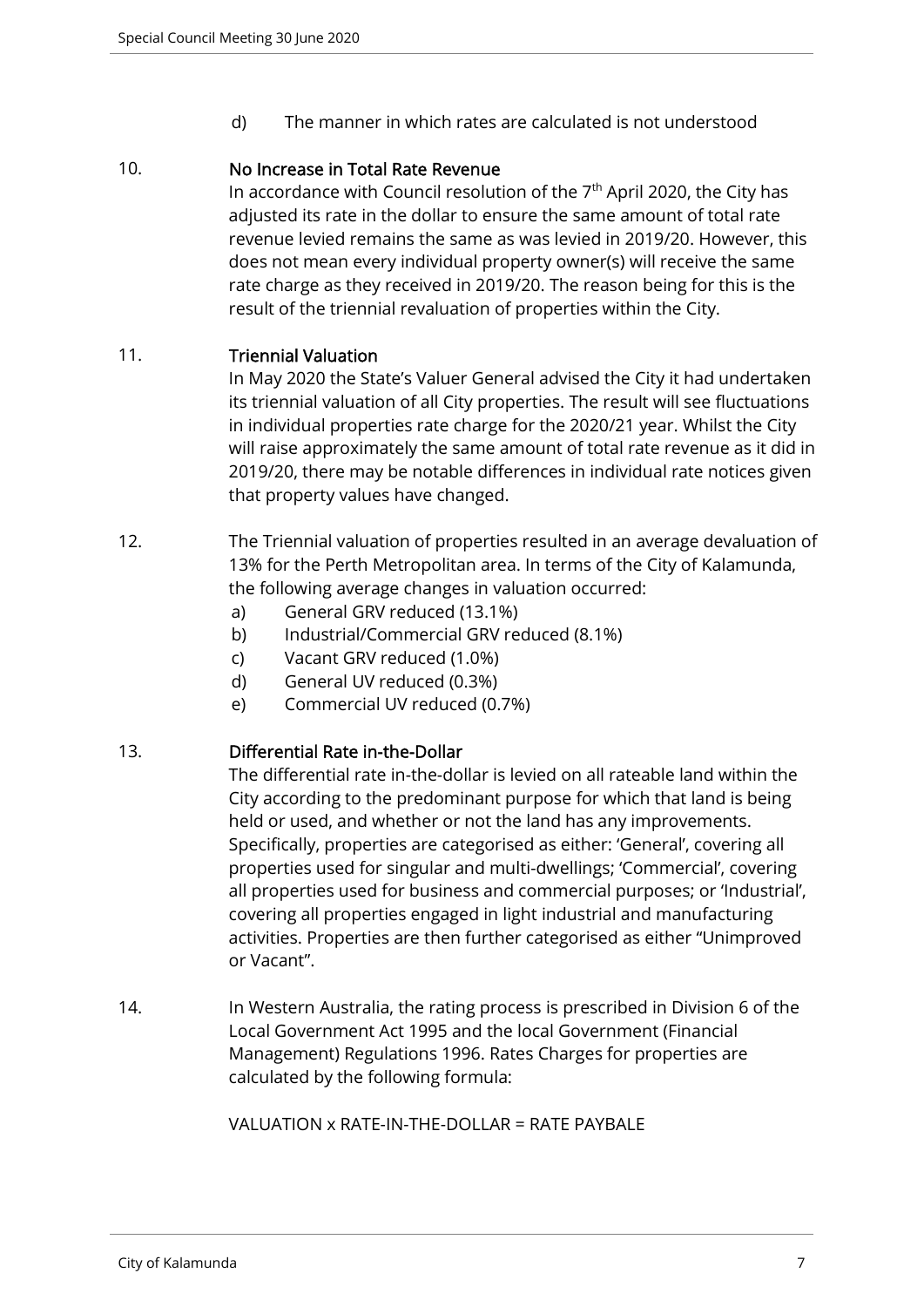d) The manner in which rates are calculated is not understood

10. **No Increase in Total Rate Revenue**

In accordance with Council resolution of the 7th April 2020, the City has adjusted its rate in the dollar to ensure the same amount of total rate revenue levied remains the same as was levied in 2019/20. However, this does not mean every individual property owner(s) will receive the same rate charge as they received in 2019/20. The reason being for this is the result of the triennial revaluation of properties within the City.

11. **Triennial Valuation**

In May 2020 the State's Valuer General advised the City it had undertaken its triennial valuation of all City properties. The result will see fluctuations in individual properties rate charge for the 2020/21 year. Whilst the City will raise approximately the same amount of total rate revenue as it did in 2019/20, there may be notable differences in individual rate notices given that property values have changed.

12. The Triennial valuation of properties resulted in an average devaluation of 13% for the Perth Metropolitan area. In terms of the City of Kalamunda, the following average changes in valuation occurred:

    a) General GRV reduced (13.1%)
    b) Industrial/Commercial GRV reduced (8.1%)
    c) Vacant GRV reduced (1.0%)
    d) General UV reduced (0.3%)
    e) Commercial UV reduced (0.7%)

13. **Differential Rate in-the-Dollar**

The differential rate in-the-dollar is levied on all rateable land within the City according to the predominant purpose for which that land is being held or used, and whether or not the land has any improvements. Specifically, properties are categorised as either: 'General', covering all properties used for singular and multi-dwellings; 'Commercial', covering all properties used for business and commercial purposes; or 'Industrial', covering all properties engaged in light industrial and manufacturing activities. Properties are then further categorised as either "Unimproved or Vacant".

14. In Western Australia, the rating process is prescribed in Division 6 of the Local Government Act 1995 and the local Government (Financial Management) Regulations 1996. Rates Charges for properties are calculated by the following formula:

VALUATION x RATE-IN-THE-DOLLAR = RATE PAYBALE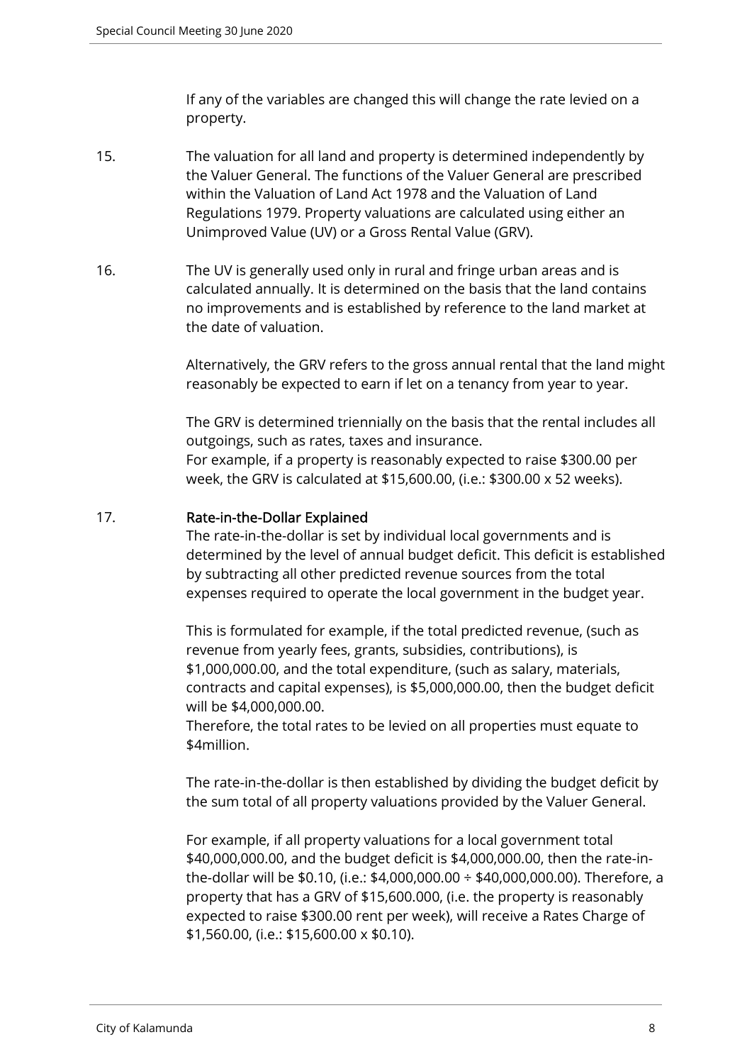If any of the variables are changed this will change the rate levied on a property.

15. The valuation for all land and property is determined independently by the Valuer General. The functions of the Valuer General are prescribed within the Valuation of Land Act 1978 and the Valuation of Land Regulations 1979. Property valuations are calculated using either an Unimproved Value (UV) or a Gross Rental Value (GRV).

16. The UV is generally used only in rural and fringe urban areas and is calculated annually. It is determined on the basis that the land contains no improvements and is established by reference to the land market at the date of valuation.

    Alternatively, the GRV refers to the gross annual rental that the land might reasonably be expected to earn if let on a tenancy from year to year.

    The GRV is determined triennially on the basis that the rental includes all outgoings, such as rates, taxes and insurance.
    For example, if a property is reasonably expected to raise $300.00 per week, the GRV is calculated at $15,600.00, (i.e.: $300.00 x 52 weeks).

17. **Rate-in-the-Dollar Explained**
    The rate-in-the-dollar is set by individual local governments and is determined by the level of annual budget deficit. This deficit is established by subtracting all other predicted revenue sources from the total expenses required to operate the local government in the budget year.

    This is formulated for example, if the total predicted revenue, (such as revenue from yearly fees, grants, subsidies, contributions), is $1,000,000.00, and the total expenditure, (such as salary, materials, contracts and capital expenses), is $5,000,000.00, then the budget deficit will be $4,000,000.00.
    Therefore, the total rates to be levied on all properties must equate to $4million.

    The rate-in-the-dollar is then established by dividing the budget deficit by the sum total of all property valuations provided by the Valuer General.

    For example, if all property valuations for a local government total $40,000,000.00, and the budget deficit is $4,000,000.00, then the rate-in-the-dollar will be $0.10, (i.e.: $4,000,000.00 ÷ $40,000,000.00). Therefore, a property that has a GRV of $15,600.000, (i.e. the property is reasonably expected to raise $300.00 rent per week), will receive a Rates Charge of $1,560.00, (i.e.: $15,600.00 x $0.10).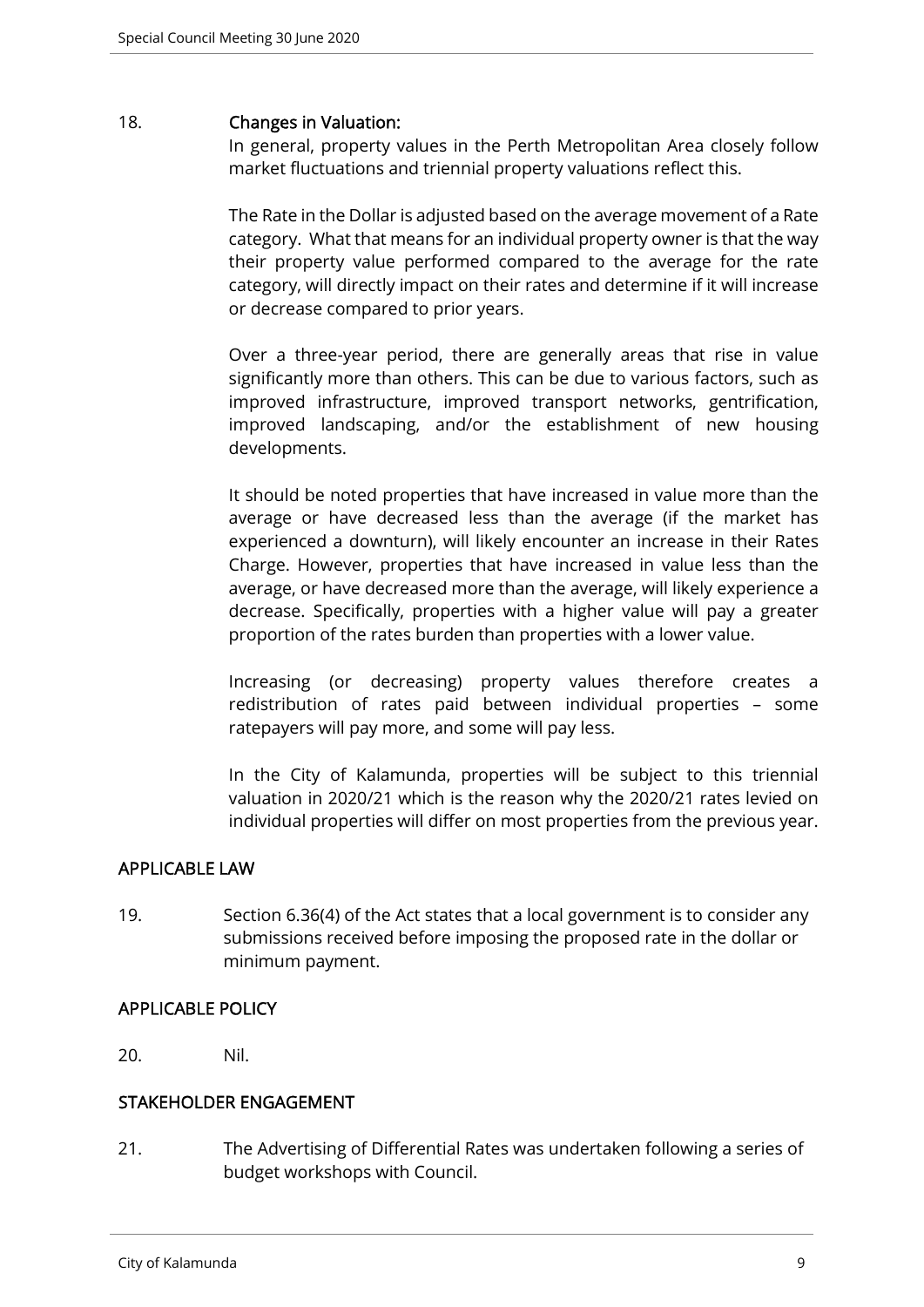18. **Changes in Valuation:**

In general, property values in the Perth Metropolitan Area closely follow market fluctuations and triennial property valuations reflect this.

The Rate in the Dollar is adjusted based on the average movement of a Rate category. What that means for an individual property owner is that the way their property value performed compared to the average for the rate category, will directly impact on their rates and determine if it will increase or decrease compared to prior years.

Over a three-year period, there are generally areas that rise in value significantly more than others. This can be due to various factors, such as improved infrastructure, improved transport networks, gentrification, improved landscaping, and/or the establishment of new housing developments.

It should be noted properties that have increased in value more than the average or have decreased less than the average (if the market has experienced a downturn), will likely encounter an increase in their Rates Charge. However, properties that have increased in value less than the average, or have decreased more than the average, will likely experience a decrease. Specifically, properties with a higher value will pay a greater proportion of the rates burden than properties with a lower value.

Increasing (or decreasing) property values therefore creates a redistribution of rates paid between individual properties – some ratepayers will pay more, and some will pay less.

In the City of Kalamunda, properties will be subject to this triennial valuation in 2020/21 which is the reason why the 2020/21 rates levied on individual properties will differ on most properties from the previous year.

## APPLICABLE LAW

19. Section 6.36(4) of the Act states that a local government is to consider any submissions received before imposing the proposed rate in the dollar or minimum payment.

## APPLICABLE POLICY

20. Nil.

## STAKEHOLDER ENGAGEMENT

21. The Advertising of Differential Rates was undertaken following a series of budget workshops with Council.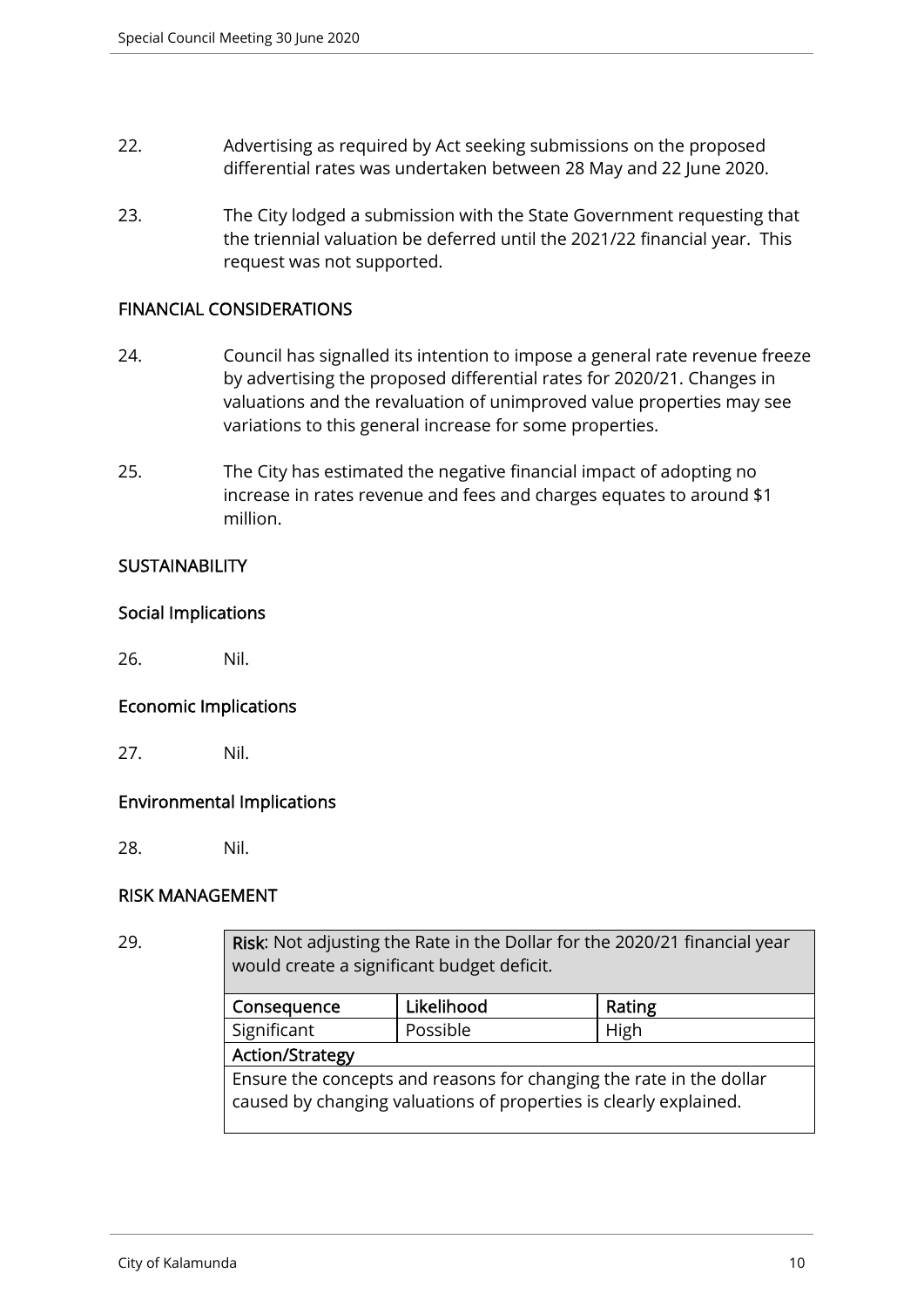22. Advertising as required by Act seeking submissions on the proposed differential rates was undertaken between 28 May and 22 June 2020.

23. The City lodged a submission with the State Government requesting that the triennial valuation be deferred until the 2021/22 financial year. This request was not supported.

## FINANCIAL CONSIDERATIONS

24. Council has signalled its intention to impose a general rate revenue freeze by advertising the proposed differential rates for 2020/21. Changes in valuations and the revaluation of unimproved value properties may see variations to this general increase for some properties.

25. The City has estimated the negative financial impact of adopting no increase in rates revenue and fees and charges equates to around $1 million.

## SUSTAINABILITY

### Social Implications

26. Nil.

### Economic Implications

27. Nil.

### Environmental Implications

28. Nil.

## RISK MANAGEMENT

29.

| **Risk**: Not adjusting the Rate in the Dollar for the 2020/21 financial year would create a significant budget deficit. | | |
|---|---|---|
| **Consequence** | **Likelihood** | **Rating** |
| Significant | Possible | High |
| **Action/Strategy** | | |
| Ensure the concepts and reasons for changing the rate in the dollar caused by changing valuations of properties is clearly explained. | | |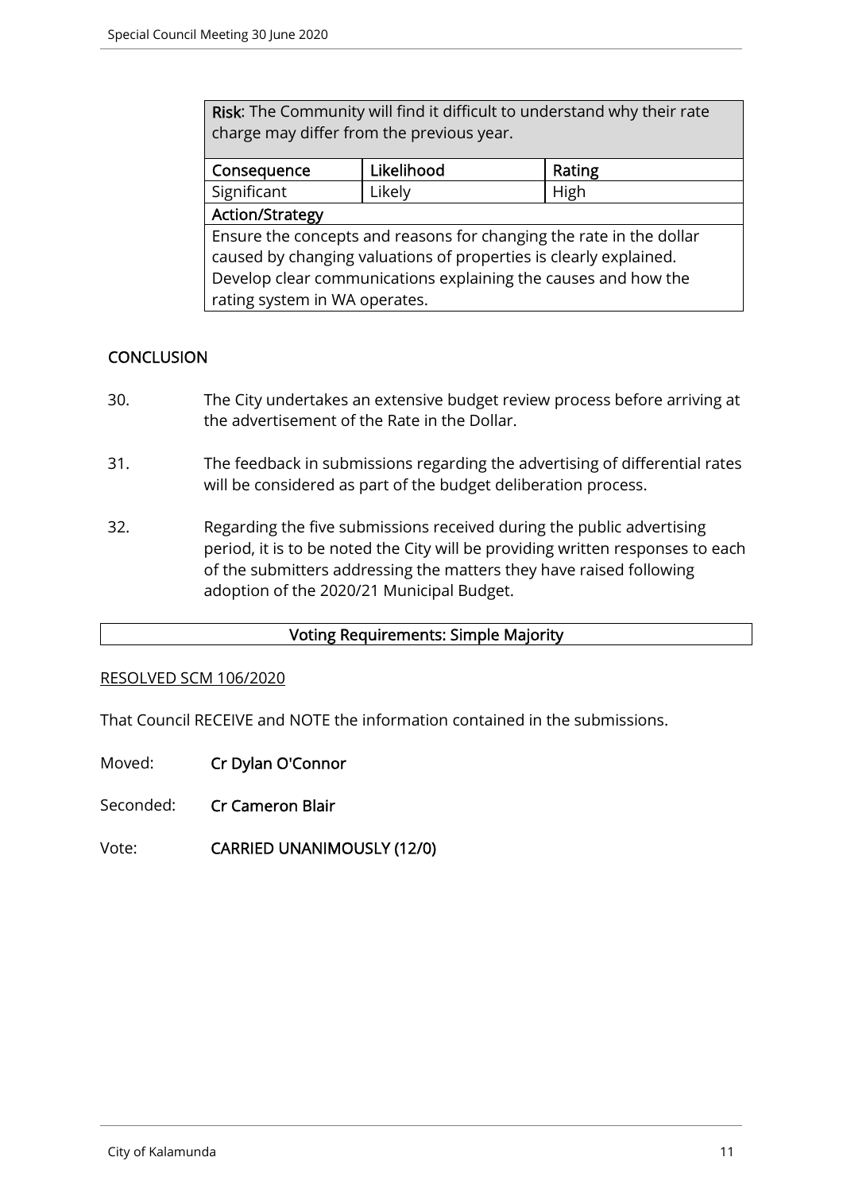| **Risk**: The Community will find it difficult to understand why their rate charge may differ from the previous year. | | |
|---|---|---|
| **Consequence** | **Likelihood** | **Rating** |
| Significant | Likely | High |
| **Action/Strategy** | | |
| Ensure the concepts and reasons for changing the rate in the dollar caused by changing valuations of properties is clearly explained. Develop clear communications explaining the causes and how the rating system in WA operates. | | |

## CONCLUSION

30. The City undertakes an extensive budget review process before arriving at the advertisement of the Rate in the Dollar.

31. The feedback in submissions regarding the advertising of differential rates will be considered as part of the budget deliberation process.

32. Regarding the five submissions received during the public advertising period, it is to be noted the City will be providing written responses to each of the submitters addressing the matters they have raised following adoption of the 2020/21 Municipal Budget.

**Voting Requirements: Simple Majority**

RESOLVED SCM 106/2020

That Council RECEIVE and NOTE the information contained in the submissions.

Moved: **Cr Dylan O'Connor**

Seconded: **Cr Cameron Blair**

Vote: **CARRIED UNANIMOUSLY (12/0)**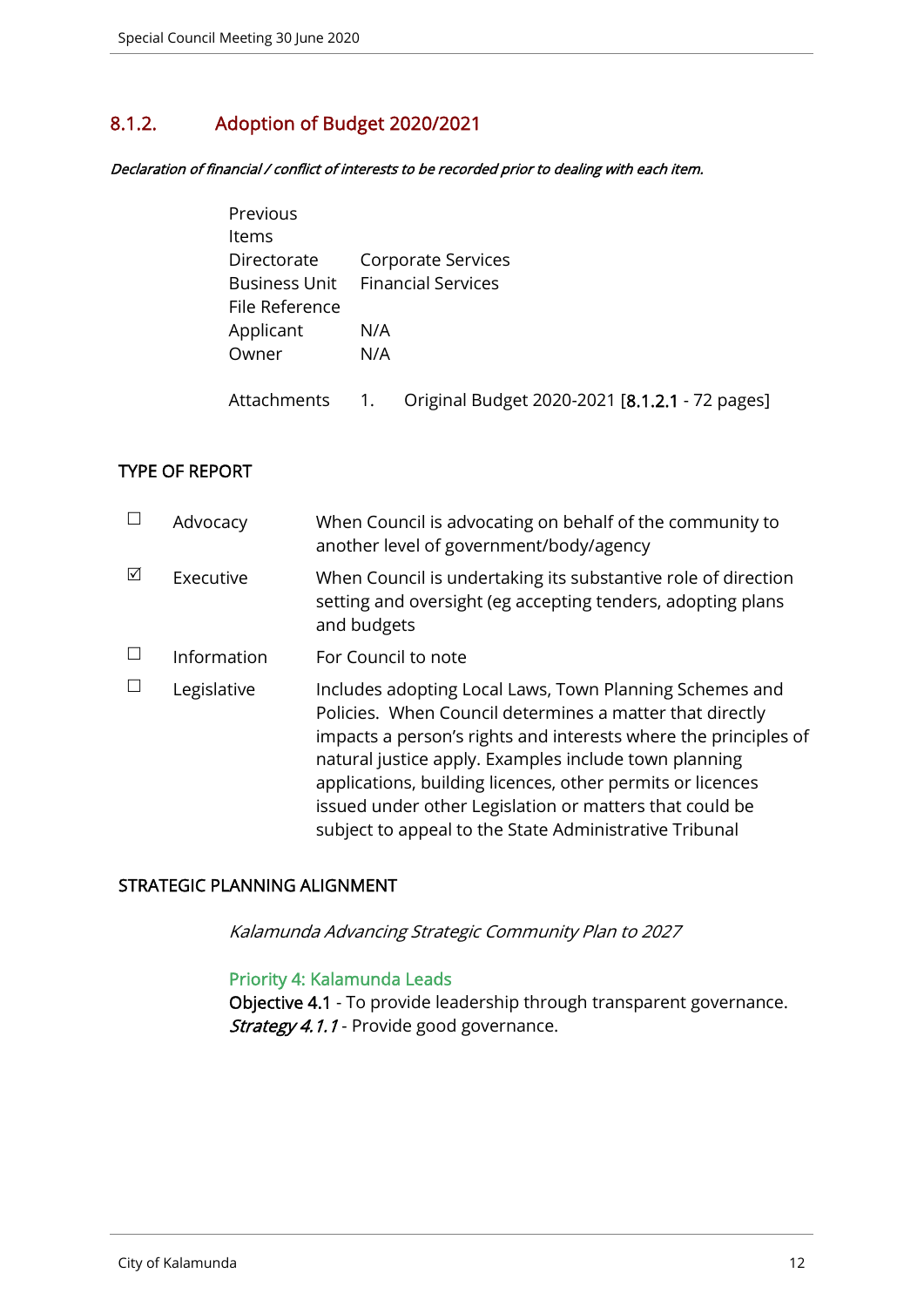## 8.1.2. Adoption of Budget 2020/2021

***Declaration of financial / conflict of interests to be recorded prior to dealing with each item.***

| | |
|---|---|
| Previous Items | |
| Directorate | Corporate Services |
| Business Unit | Financial Services |
| File Reference | |
| Applicant | N/A |
| Owner | N/A |
| Attachments | 1. Original Budget 2020-2021 [8.1.2.1 - 72 pages] |

### TYPE OF REPORT

| | | |
|---|---|---|
| ☐ | Advocacy | When Council is advocating on behalf of the community to another level of government/body/agency |
| ☑ | Executive | When Council is undertaking its substantive role of direction setting and oversight (eg accepting tenders, adopting plans and budgets |
| ☐ | Information | For Council to note |
| ☐ | Legislative | Includes adopting Local Laws, Town Planning Schemes and Policies. When Council determines a matter that directly impacts a person's rights and interests where the principles of natural justice apply. Examples include town planning applications, building licences, other permits or licences issued under other Legislation or matters that could be subject to appeal to the State Administrative Tribunal |

### STRATEGIC PLANNING ALIGNMENT

*Kalamunda Advancing Strategic Community Plan to 2027*

Priority 4: Kalamunda Leads
**Objective 4.1** - To provide leadership through transparent governance.
***Strategy 4.1.1*** - Provide good governance.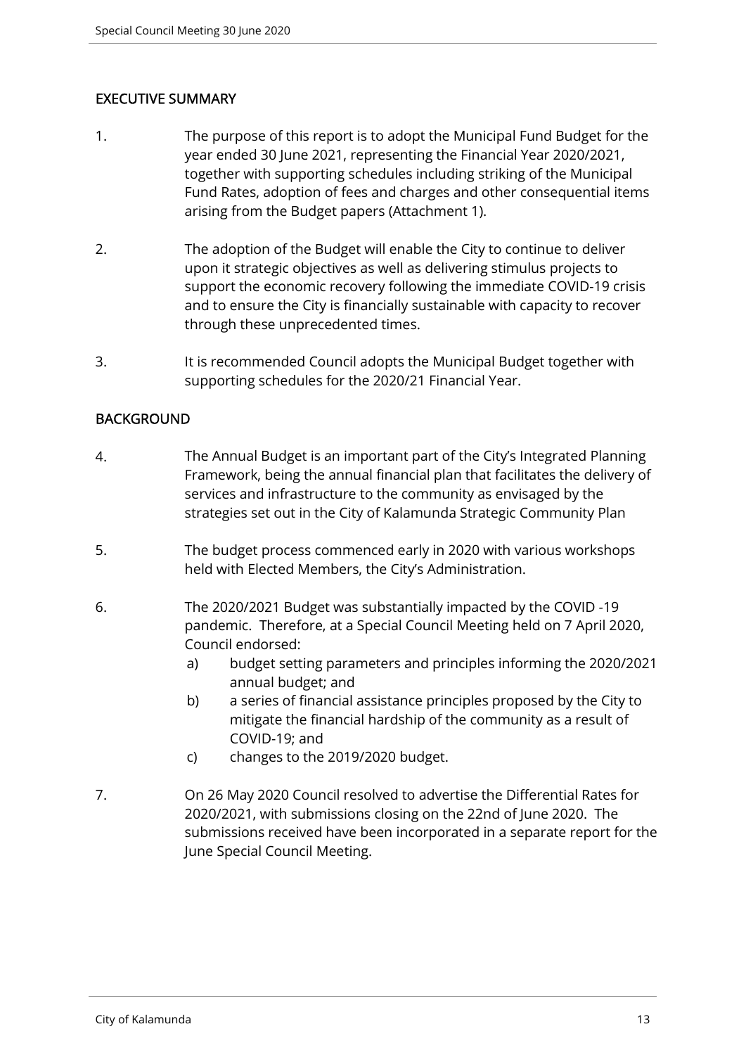## EXECUTIVE SUMMARY

1. The purpose of this report is to adopt the Municipal Fund Budget for the year ended 30 June 2021, representing the Financial Year 2020/2021, together with supporting schedules including striking of the Municipal Fund Rates, adoption of fees and charges and other consequential items arising from the Budget papers (Attachment 1).

2. The adoption of the Budget will enable the City to continue to deliver upon it strategic objectives as well as delivering stimulus projects to support the economic recovery following the immediate COVID-19 crisis and to ensure the City is financially sustainable with capacity to recover through these unprecedented times.

3. It is recommended Council adopts the Municipal Budget together with supporting schedules for the 2020/21 Financial Year.

## BACKGROUND

4. The Annual Budget is an important part of the City's Integrated Planning Framework, being the annual financial plan that facilitates the delivery of services and infrastructure to the community as envisaged by the strategies set out in the City of Kalamunda Strategic Community Plan

5. The budget process commenced early in 2020 with various workshops held with Elected Members, the City's Administration.

6. The 2020/2021 Budget was substantially impacted by the COVID -19 pandemic. Therefore, at a Special Council Meeting held on 7 April 2020, Council endorsed:
   a) budget setting parameters and principles informing the 2020/2021 annual budget; and
   b) a series of financial assistance principles proposed by the City to mitigate the financial hardship of the community as a result of COVID-19; and
   c) changes to the 2019/2020 budget.

7. On 26 May 2020 Council resolved to advertise the Differential Rates for 2020/2021, with submissions closing on the 22nd of June 2020. The submissions received have been incorporated in a separate report for the June Special Council Meeting.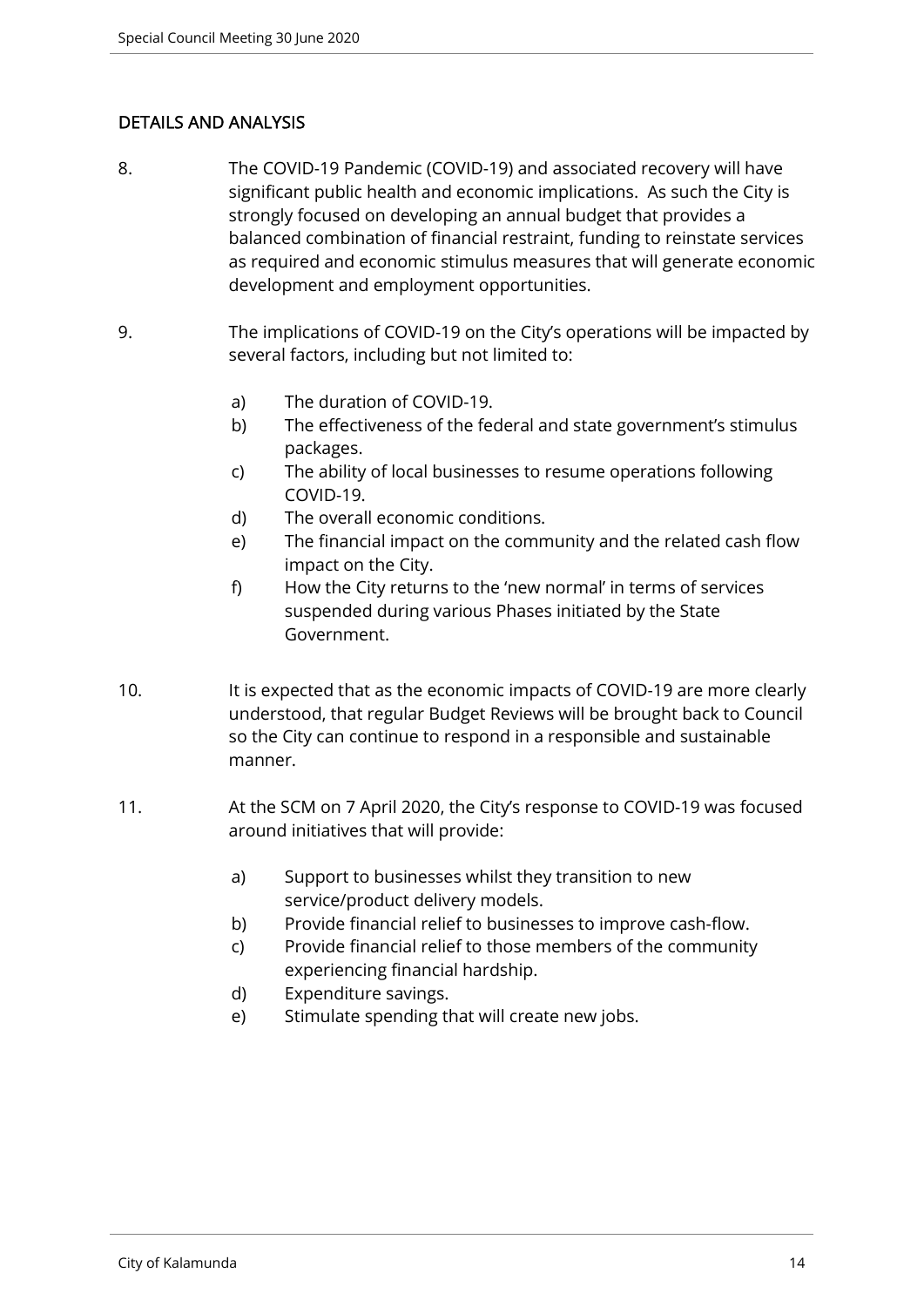## DETAILS AND ANALYSIS

8. The COVID-19 Pandemic (COVID-19) and associated recovery will have significant public health and economic implications. As such the City is strongly focused on developing an annual budget that provides a balanced combination of financial restraint, funding to reinstate services as required and economic stimulus measures that will generate economic development and employment opportunities.

9. The implications of COVID-19 on the City's operations will be impacted by several factors, including but not limited to:

   a) The duration of COVID-19.
   b) The effectiveness of the federal and state government's stimulus packages.
   c) The ability of local businesses to resume operations following COVID-19.
   d) The overall economic conditions.
   e) The financial impact on the community and the related cash flow impact on the City.
   f) How the City returns to the 'new normal' in terms of services suspended during various Phases initiated by the State Government.

10. It is expected that as the economic impacts of COVID-19 are more clearly understood, that regular Budget Reviews will be brought back to Council so the City can continue to respond in a responsible and sustainable manner.

11. At the SCM on 7 April 2020, the City's response to COVID-19 was focused around initiatives that will provide:

   a) Support to businesses whilst they transition to new service/product delivery models.
   b) Provide financial relief to businesses to improve cash-flow.
   c) Provide financial relief to those members of the community experiencing financial hardship.
   d) Expenditure savings.
   e) Stimulate spending that will create new jobs.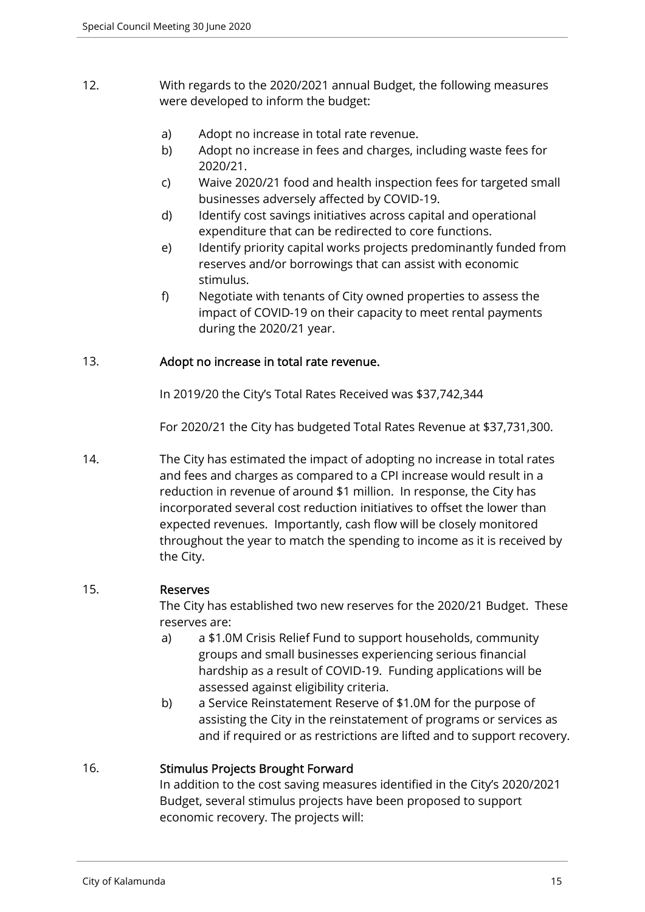12. With regards to the 2020/2021 annual Budget, the following measures were developed to inform the budget:

    a) Adopt no increase in total rate revenue.
    b) Adopt no increase in fees and charges, including waste fees for 2020/21.
    c) Waive 2020/21 food and health inspection fees for targeted small businesses adversely affected by COVID-19.
    d) Identify cost savings initiatives across capital and operational expenditure that can be redirected to core functions.
    e) Identify priority capital works projects predominantly funded from reserves and/or borrowings that can assist with economic stimulus.
    f) Negotiate with tenants of City owned properties to assess the impact of COVID-19 on their capacity to meet rental payments during the 2020/21 year.

13. **Adopt no increase in total rate revenue.**

    In 2019/20 the City's Total Rates Received was $37,742,344

    For 2020/21 the City has budgeted Total Rates Revenue at $37,731,300.

14. The City has estimated the impact of adopting no increase in total rates and fees and charges as compared to a CPI increase would result in a reduction in revenue of around $1 million. In response, the City has incorporated several cost reduction initiatives to offset the lower than expected revenues. Importantly, cash flow will be closely monitored throughout the year to match the spending to income as it is received by the City.

15. **Reserves**

    The City has established two new reserves for the 2020/21 Budget. These reserves are:

    a) a $1.0M Crisis Relief Fund to support households, community groups and small businesses experiencing serious financial hardship as a result of COVID-19. Funding applications will be assessed against eligibility criteria.
    b) a Service Reinstatement Reserve of $1.0M for the purpose of assisting the City in the reinstatement of programs or services as and if required or as restrictions are lifted and to support recovery.

16. **Stimulus Projects Brought Forward**

    In addition to the cost saving measures identified in the City's 2020/2021 Budget, several stimulus projects have been proposed to support economic recovery. The projects will: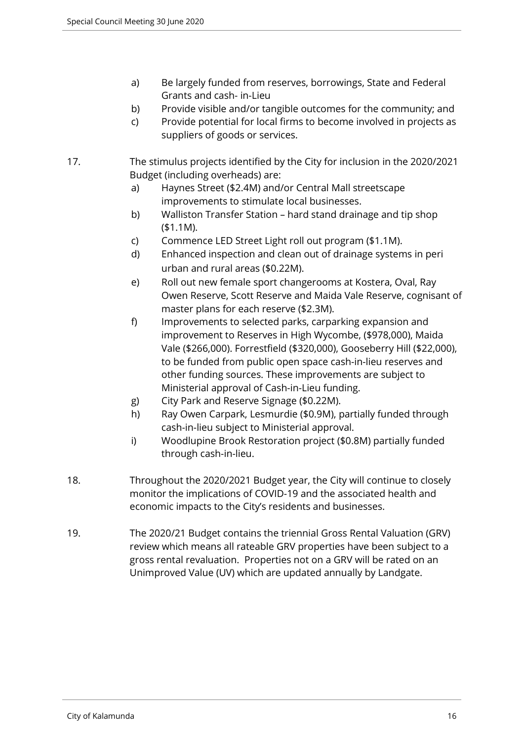a) Be largely funded from reserves, borrowings, State and Federal Grants and cash- in-Lieu
b) Provide visible and/or tangible outcomes for the community; and
c) Provide potential for local firms to become involved in projects as suppliers of goods or services.

17. The stimulus projects identified by the City for inclusion in the 2020/2021 Budget (including overheads) are:
    a) Haynes Street ($2.4M) and/or Central Mall streetscape improvements to stimulate local businesses.
    b) Walliston Transfer Station – hard stand drainage and tip shop ($1.1M).
    c) Commence LED Street Light roll out program ($1.1M).
    d) Enhanced inspection and clean out of drainage systems in peri urban and rural areas ($0.22M).
    e) Roll out new female sport changerooms at Kostera, Oval, Ray Owen Reserve, Scott Reserve and Maida Vale Reserve, cognisant of master plans for each reserve ($2.3M).
    f) Improvements to selected parks, carparking expansion and improvement to Reserves in High Wycombe, ($978,000), Maida Vale ($266,000). Forrestfield ($320,000), Gooseberry Hill ($22,000), to be funded from public open space cash-in-lieu reserves and other funding sources. These improvements are subject to Ministerial approval of Cash-in-Lieu funding.
    g) City Park and Reserve Signage ($0.22M).
    h) Ray Owen Carpark, Lesmurdie ($0.9M), partially funded through cash-in-lieu subject to Ministerial approval.
    i) Woodlupine Brook Restoration project ($0.8M) partially funded through cash-in-lieu.

18. Throughout the 2020/2021 Budget year, the City will continue to closely monitor the implications of COVID-19 and the associated health and economic impacts to the City's residents and businesses.

19. The 2020/21 Budget contains the triennial Gross Rental Valuation (GRV) review which means all rateable GRV properties have been subject to a gross rental revaluation. Properties not on a GRV will be rated on an Unimproved Value (UV) which are updated annually by Landgate.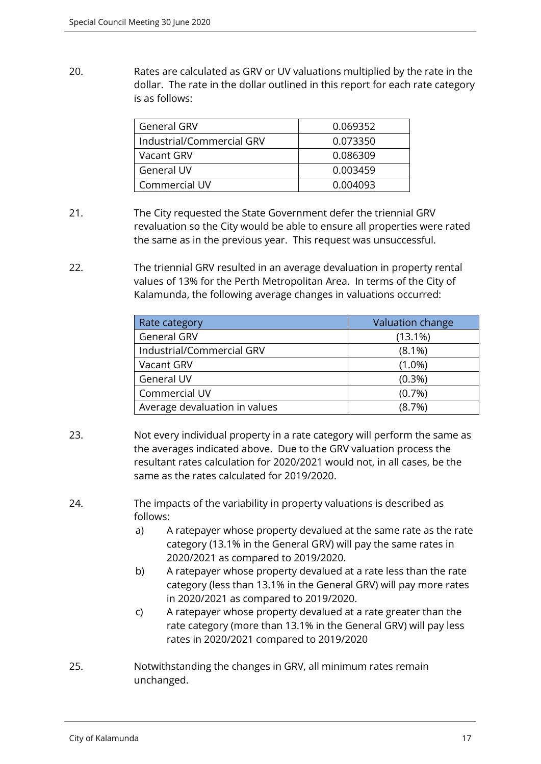20. Rates are calculated as GRV or UV valuations multiplied by the rate in the dollar. The rate in the dollar outlined in this report for each rate category is as follows:

| | |
|---|---|
| General GRV | 0.069352 |
| Industrial/Commercial GRV | 0.073350 |
| Vacant GRV | 0.086309 |
| General UV | 0.003459 |
| Commercial UV | 0.004093 |

21. The City requested the State Government defer the triennial GRV revaluation so the City would be able to ensure all properties were rated the same as in the previous year. This request was unsuccessful.

22. The triennial GRV resulted in an average devaluation in property rental values of 13% for the Perth Metropolitan Area. In terms of the City of Kalamunda, the following average changes in valuations occurred:

| Rate category | Valuation change |
|---|---|
| General GRV | (13.1%) |
| Industrial/Commercial GRV | (8.1%) |
| Vacant GRV | (1.0%) |
| General UV | (0.3%) |
| Commercial UV | (0.7%) |
| Average devaluation in values | (8.7%) |

23. Not every individual property in a rate category will perform the same as the averages indicated above. Due to the GRV valuation process the resultant rates calculation for 2020/2021 would not, in all cases, be the same as the rates calculated for 2019/2020.

24. The impacts of the variability in property valuations is described as follows:
    a) A ratepayer whose property devalued at the same rate as the rate category (13.1% in the General GRV) will pay the same rates in 2020/2021 as compared to 2019/2020.
    b) A ratepayer whose property devalued at a rate less than the rate category (less than 13.1% in the General GRV) will pay more rates in 2020/2021 as compared to 2019/2020.
    c) A ratepayer whose property devalued at a rate greater than the rate category (more than 13.1% in the General GRV) will pay less rates in 2020/2021 compared to 2019/2020

25. Notwithstanding the changes in GRV, all minimum rates remain unchanged.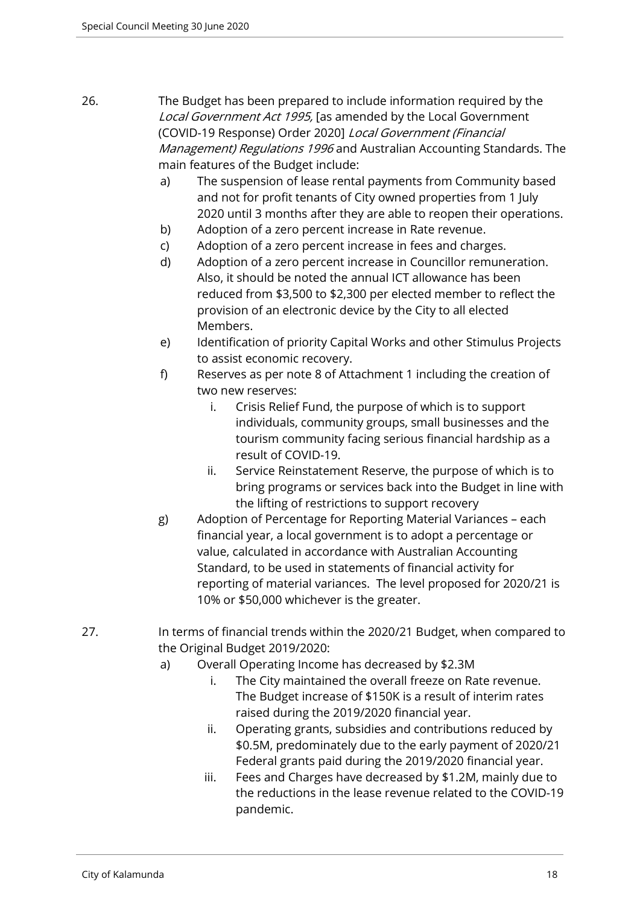26. The Budget has been prepared to include information required by the *Local Government Act 1995,* [as amended by the Local Government (COVID-19 Response) Order 2020] *Local Government (Financial Management) Regulations 1996* and Australian Accounting Standards. The main features of the Budget include:

    a) The suspension of lease rental payments from Community based and not for profit tenants of City owned properties from 1 July 2020 until 3 months after they are able to reopen their operations.
    b) Adoption of a zero percent increase in Rate revenue.
    c) Adoption of a zero percent increase in fees and charges.
    d) Adoption of a zero percent increase in Councillor remuneration. Also, it should be noted the annual ICT allowance has been reduced from $3,500 to $2,300 per elected member to reflect the provision of an electronic device by the City to all elected Members.
    e) Identification of priority Capital Works and other Stimulus Projects to assist economic recovery.
    f) Reserves as per note 8 of Attachment 1 including the creation of two new reserves:
        i. Crisis Relief Fund, the purpose of which is to support individuals, community groups, small businesses and the tourism community facing serious financial hardship as a result of COVID-19.
        ii. Service Reinstatement Reserve, the purpose of which is to bring programs or services back into the Budget in line with the lifting of restrictions to support recovery
    g) Adoption of Percentage for Reporting Material Variances – each financial year, a local government is to adopt a percentage or value, calculated in accordance with Australian Accounting Standard, to be used in statements of financial activity for reporting of material variances. The level proposed for 2020/21 is 10% or $50,000 whichever is the greater.

27. In terms of financial trends within the 2020/21 Budget, when compared to the Original Budget 2019/2020:

    a) Overall Operating Income has decreased by $2.3M
        i. The City maintained the overall freeze on Rate revenue. The Budget increase of $150K is a result of interim rates raised during the 2019/2020 financial year.
        ii. Operating grants, subsidies and contributions reduced by $0.5M, predominately due to the early payment of 2020/21 Federal grants paid during the 2019/2020 financial year.
        iii. Fees and Charges have decreased by $1.2M, mainly due to the reductions in the lease revenue related to the COVID-19 pandemic.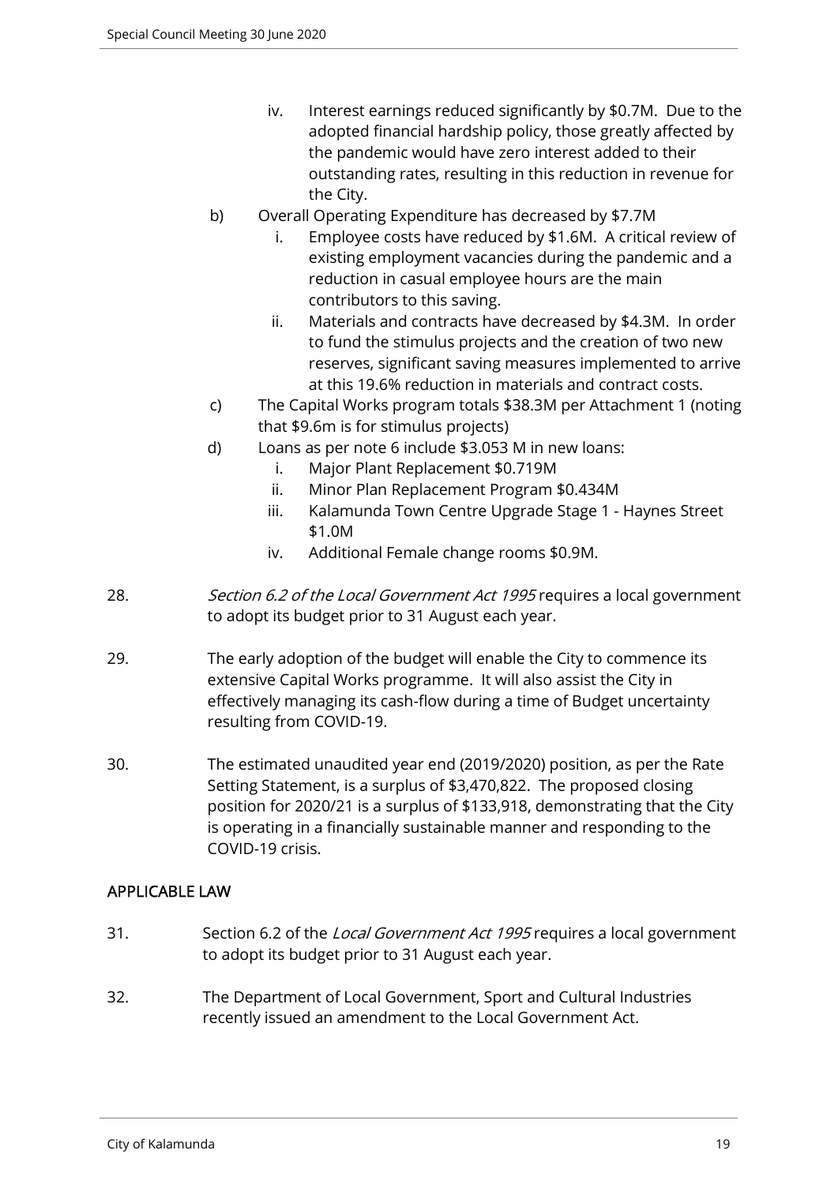iv. Interest earnings reduced significantly by $0.7M. Due to the adopted financial hardship policy, those greatly affected by the pandemic would have zero interest added to their outstanding rates, resulting in this reduction in revenue for the City.

b) Overall Operating Expenditure has decreased by $7.7M
   i. Employee costs have reduced by $1.6M. A critical review of existing employment vacancies during the pandemic and a reduction in casual employee hours are the main contributors to this saving.
   ii. Materials and contracts have decreased by $4.3M. In order to fund the stimulus projects and the creation of two new reserves, significant saving measures implemented to arrive at this 19.6% reduction in materials and contract costs.

c) The Capital Works program totals $38.3M per Attachment 1 (noting that $9.6m is for stimulus projects)

d) Loans as per note 6 include $3.053 M in new loans:
   i. Major Plant Replacement $0.719M
   ii. Minor Plan Replacement Program $0.434M
   iii. Kalamunda Town Centre Upgrade Stage 1 - Haynes Street $1.0M
   iv. Additional Female change rooms $0.9M.

28. *Section 6.2 of the Local Government Act 1995* requires a local government to adopt its budget prior to 31 August each year.

29. The early adoption of the budget will enable the City to commence its extensive Capital Works programme. It will also assist the City in effectively managing its cash-flow during a time of Budget uncertainty resulting from COVID-19.

30. The estimated unaudited year end (2019/2020) position, as per the Rate Setting Statement, is a surplus of $3,470,822. The proposed closing position for 2020/21 is a surplus of $133,918, demonstrating that the City is operating in a financially sustainable manner and responding to the COVID-19 crisis.

## APPLICABLE LAW

31. Section 6.2 of the *Local Government Act 1995* requires a local government to adopt its budget prior to 31 August each year.

32. The Department of Local Government, Sport and Cultural Industries recently issued an amendment to the Local Government Act.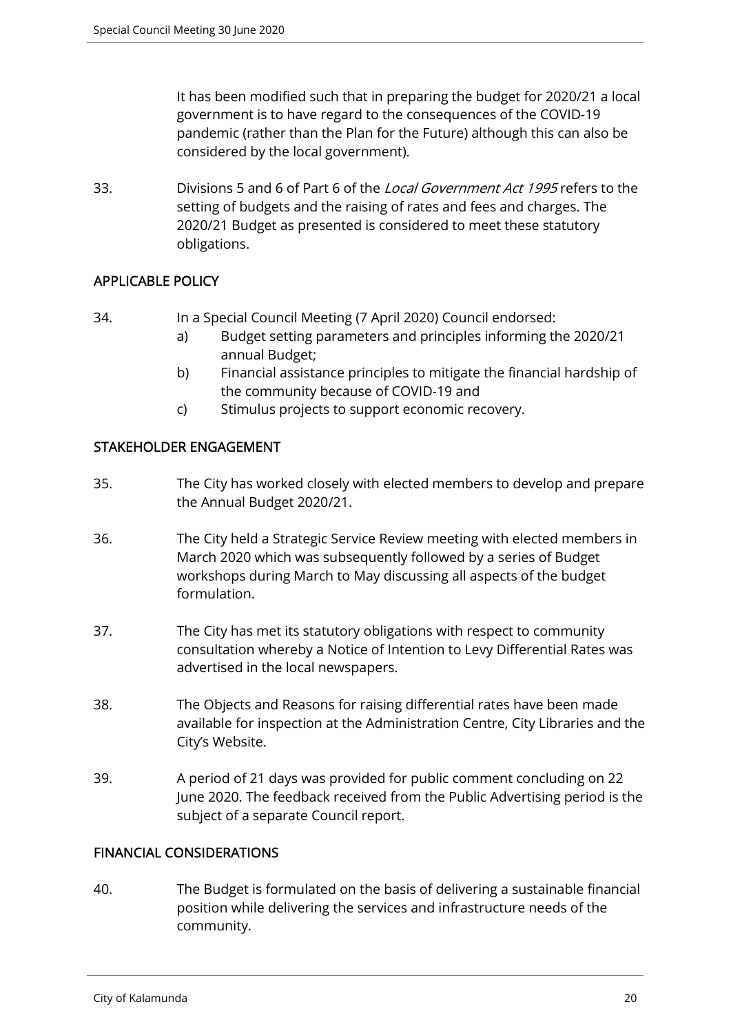It has been modified such that in preparing the budget for 2020/21 a local government is to have regard to the consequences of the COVID-19 pandemic (rather than the Plan for the Future) although this can also be considered by the local government).

33. Divisions 5 and 6 of Part 6 of the *Local Government Act 1995* refers to the setting of budgets and the raising of rates and fees and charges. The 2020/21 Budget as presented is considered to meet these statutory obligations.

## APPLICABLE POLICY

34. In a Special Council Meeting (7 April 2020) Council endorsed:
    a) Budget setting parameters and principles informing the 2020/21 annual Budget;
    b) Financial assistance principles to mitigate the financial hardship of the community because of COVID-19 and
    c) Stimulus projects to support economic recovery.

## STAKEHOLDER ENGAGEMENT

35. The City has worked closely with elected members to develop and prepare the Annual Budget 2020/21.

36. The City held a Strategic Service Review meeting with elected members in March 2020 which was subsequently followed by a series of Budget workshops during March to May discussing all aspects of the budget formulation.

37. The City has met its statutory obligations with respect to community consultation whereby a Notice of Intention to Levy Differential Rates was advertised in the local newspapers.

38. The Objects and Reasons for raising differential rates have been made available for inspection at the Administration Centre, City Libraries and the City's Website.

39. A period of 21 days was provided for public comment concluding on 22 June 2020. The feedback received from the Public Advertising period is the subject of a separate Council report.

## FINANCIAL CONSIDERATIONS

40. The Budget is formulated on the basis of delivering a sustainable financial position while delivering the services and infrastructure needs of the community.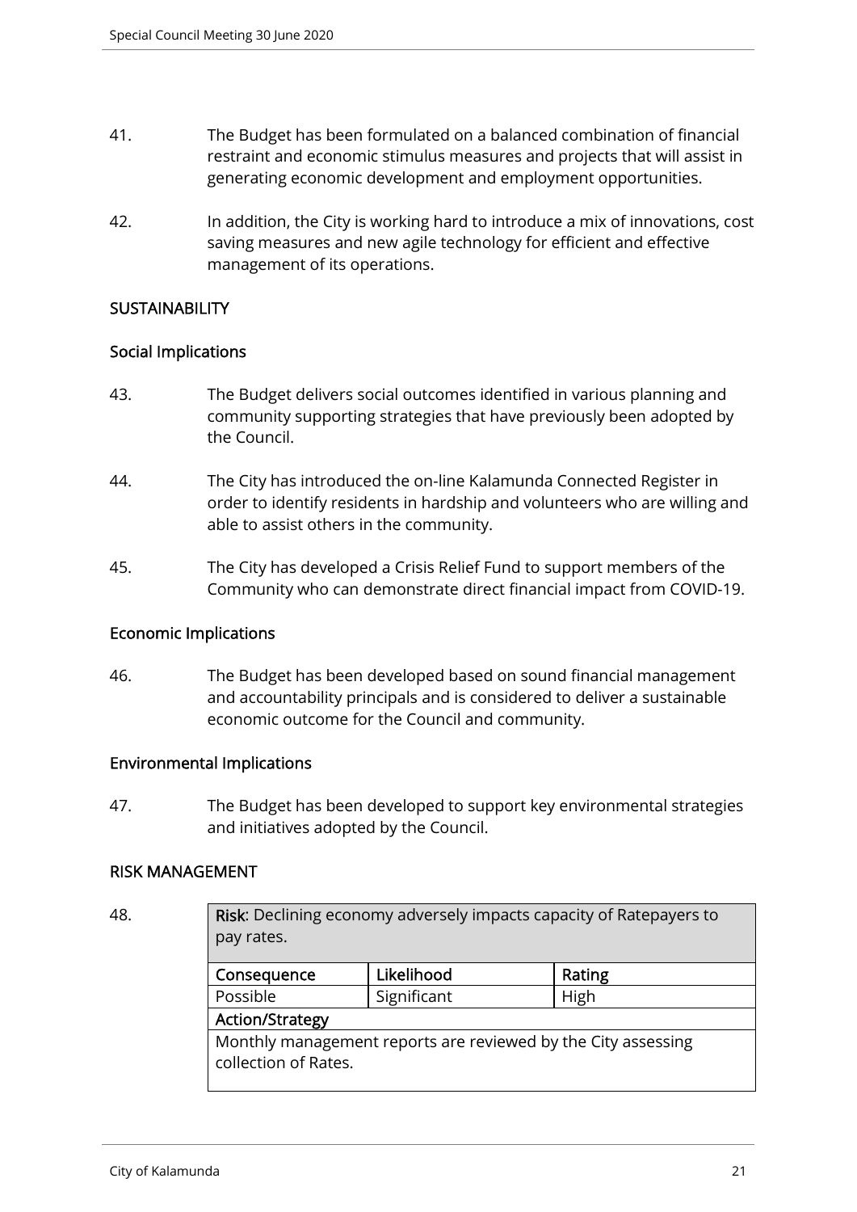41. The Budget has been formulated on a balanced combination of financial restraint and economic stimulus measures and projects that will assist in generating economic development and employment opportunities.

42. In addition, the City is working hard to introduce a mix of innovations, cost saving measures and new agile technology for efficient and effective management of its operations.

## SUSTAINABILITY

### Social Implications

43. The Budget delivers social outcomes identified in various planning and community supporting strategies that have previously been adopted by the Council.

44. The City has introduced the on-line Kalamunda Connected Register in order to identify residents in hardship and volunteers who are willing and able to assist others in the community.

45. The City has developed a Crisis Relief Fund to support members of the Community who can demonstrate direct financial impact from COVID-19.

### Economic Implications

46. The Budget has been developed based on sound financial management and accountability principals and is considered to deliver a sustainable economic outcome for the Council and community.

### Environmental Implications

47. The Budget has been developed to support key environmental strategies and initiatives adopted by the Council.

## RISK MANAGEMENT

48.

| **Risk**: Declining economy adversely impacts capacity of Ratepayers to pay rates. | | |
|---|---|---|
| **Consequence** | **Likelihood** | **Rating** |
| Possible | Significant | High |
| **Action/Strategy** | | |
| Monthly management reports are reviewed by the City assessing collection of Rates. | | |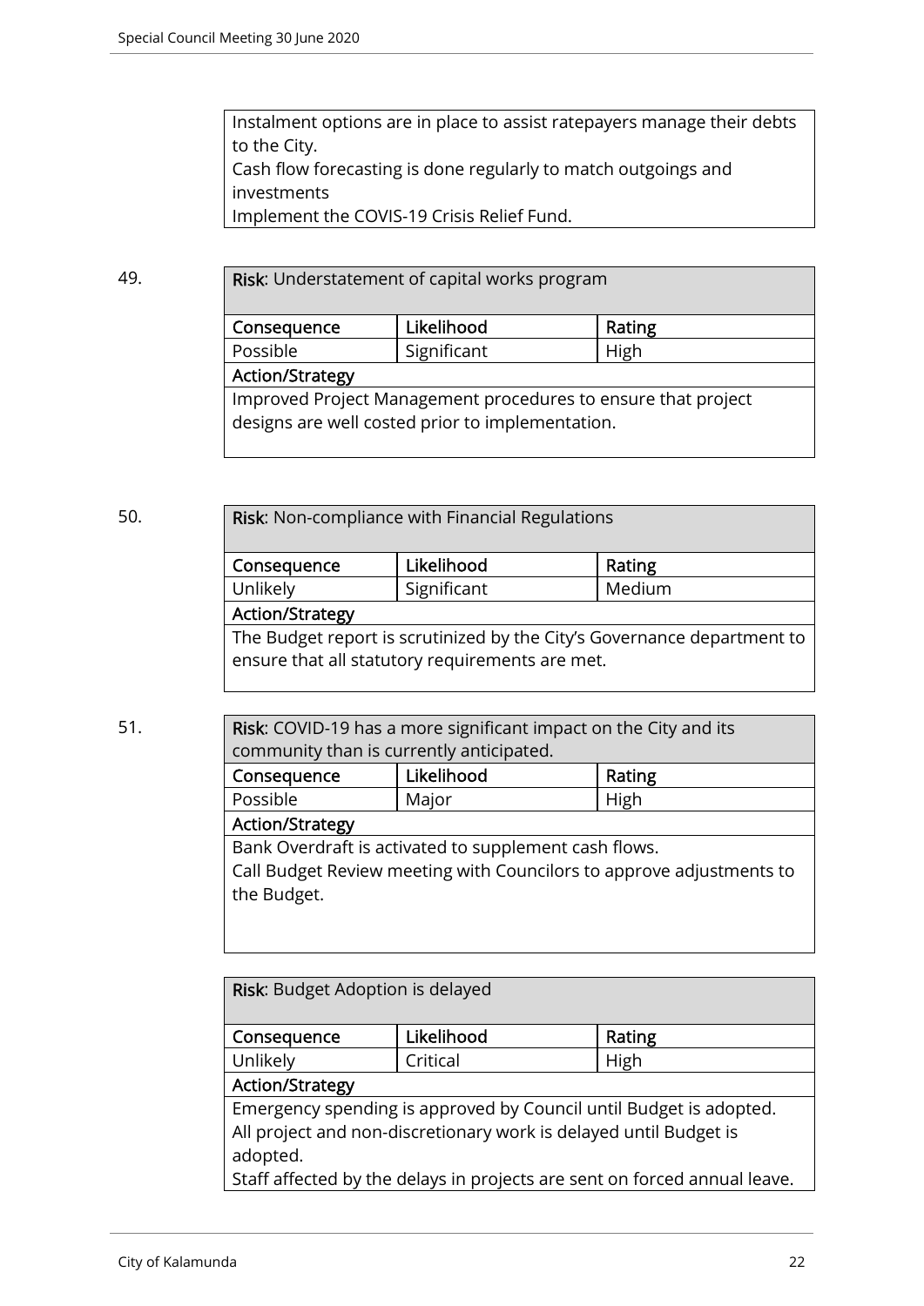| Instalment options are in place to assist ratepayers manage their debts to the City. |
|---|
| Cash flow forecasting is done regularly to match outgoings and investments |
| Implement the COVIS-19 Crisis Relief Fund. |

49.

| **Risk**: Understatement of capital works program | | |
|---|---|---|
| **Consequence** | **Likelihood** | **Rating** |
| Possible | Significant | High |
| **Action/Strategy** | | |
| Improved Project Management procedures to ensure that project designs are well costed prior to implementation. | | |

50.

| **Risk**: Non-compliance with Financial Regulations | | |
|---|---|---|
| **Consequence** | **Likelihood** | **Rating** |
| Unlikely | Significant | Medium |
| **Action/Strategy** | | |
| The Budget report is scrutinized by the City's Governance department to ensure that all statutory requirements are met. | | |

51.

| **Risk**: COVID-19 has a more significant impact on the City and its community than is currently anticipated. | | |
|---|---|---|
| **Consequence** | **Likelihood** | **Rating** |
| Possible | Major | High |
| **Action/Strategy** | | |
| Bank Overdraft is activated to supplement cash flows.<br>Call Budget Review meeting with Councilors to approve adjustments to the Budget. | | |

| **Risk**: Budget Adoption is delayed | | |
|---|---|---|
| **Consequence** | **Likelihood** | **Rating** |
| Unlikely | Critical | High |
| **Action/Strategy** | | |
| Emergency spending is approved by Council until Budget is adopted.<br>All project and non-discretionary work is delayed until Budget is adopted.<br>Staff affected by the delays in projects are sent on forced annual leave. | | |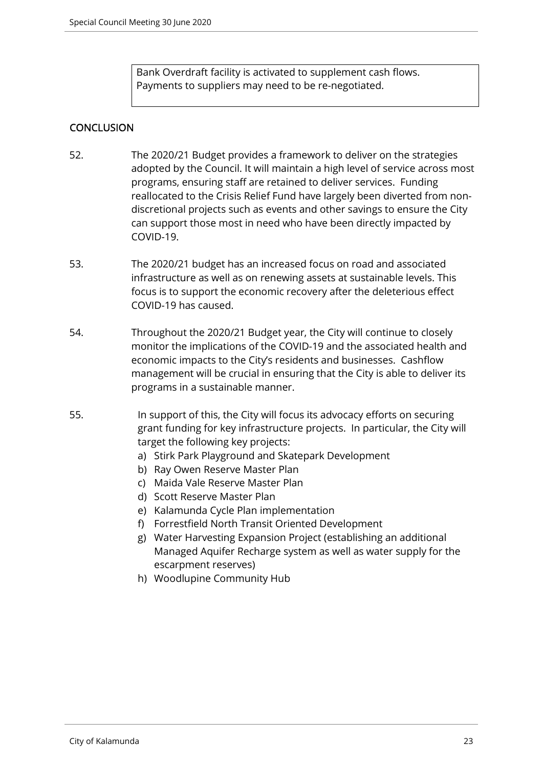Bank Overdraft facility is activated to supplement cash flows.
Payments to suppliers may need to be re-negotiated.

## CONCLUSION

52. The 2020/21 Budget provides a framework to deliver on the strategies adopted by the Council. It will maintain a high level of service across most programs, ensuring staff are retained to deliver services. Funding reallocated to the Crisis Relief Fund have largely been diverted from non-discretional projects such as events and other savings to ensure the City can support those most in need who have been directly impacted by COVID-19.

53. The 2020/21 budget has an increased focus on road and associated infrastructure as well as on renewing assets at sustainable levels. This focus is to support the economic recovery after the deleterious effect COVID-19 has caused.

54. Throughout the 2020/21 Budget year, the City will continue to closely monitor the implications of the COVID-19 and the associated health and economic impacts to the City's residents and businesses. Cashflow management will be crucial in ensuring that the City is able to deliver its programs in a sustainable manner.

55. In support of this, the City will focus its advocacy efforts on securing grant funding for key infrastructure projects. In particular, the City will target the following key projects:
    a) Stirk Park Playground and Skatepark Development
    b) Ray Owen Reserve Master Plan
    c) Maida Vale Reserve Master Plan
    d) Scott Reserve Master Plan
    e) Kalamunda Cycle Plan implementation
    f) Forrestfield North Transit Oriented Development
    g) Water Harvesting Expansion Project (establishing an additional Managed Aquifer Recharge system as well as water supply for the escarpment reserves)
    h) Woodlupine Community Hub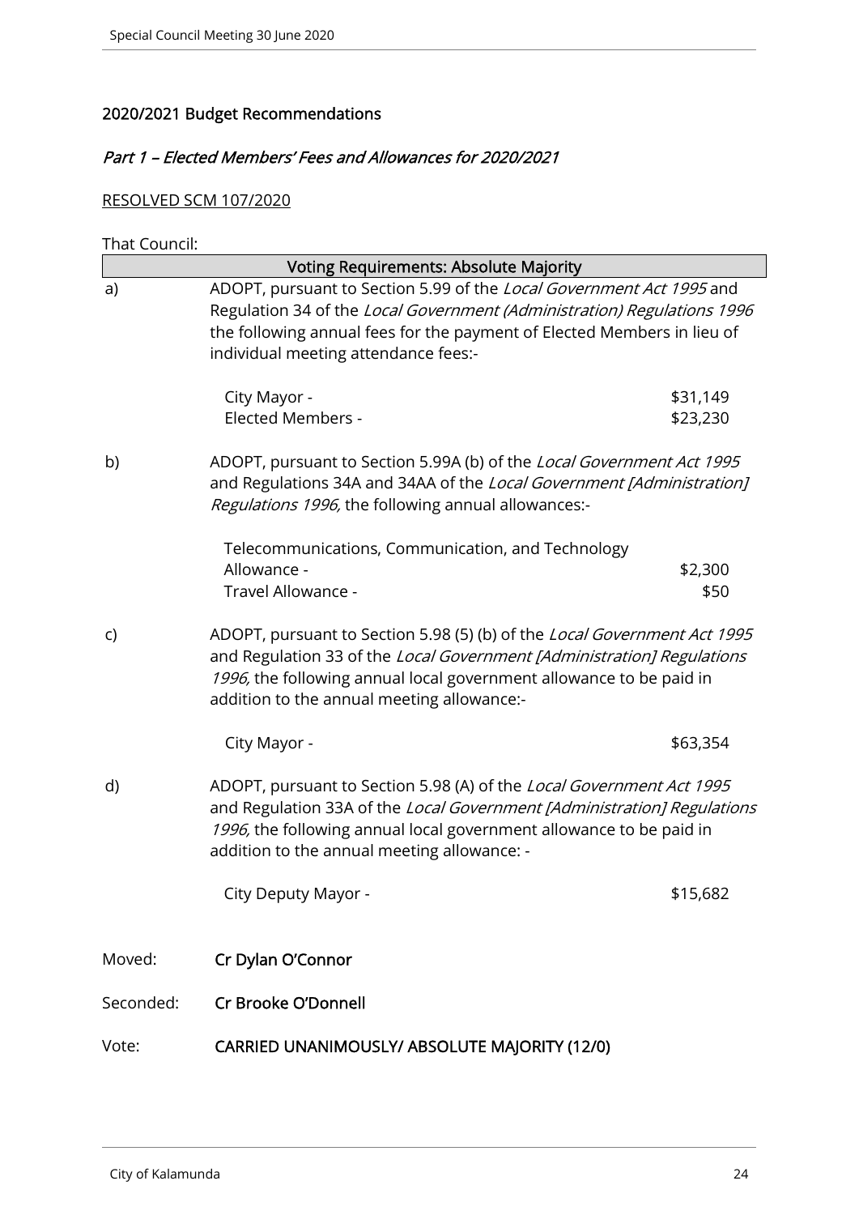## 2020/2021 Budget Recommendations

### *Part 1 – Elected Members' Fees and Allowances for 2020/2021*

RESOLVED SCM 107/2020

That Council:

**Voting Requirements: Absolute Majority**

a) ADOPT, pursuant to Section 5.99 of the *Local Government Act 1995* and Regulation 34 of the *Local Government (Administration) Regulations 1996* the following annual fees for the payment of Elected Members in lieu of individual meeting attendance fees:-

| | |
|---|---|
| City Mayor - | $31,149 |
| Elected Members - | $23,230 |

b) ADOPT, pursuant to Section 5.99A (b) of the *Local Government Act 1995* and Regulations 34A and 34AA of the *Local Government [Administration] Regulations 1996*, the following annual allowances:-

| | |
|---|---|
| Telecommunications, Communication, and Technology Allowance - | $2,300 |
| Travel Allowance - | $50 |

c) ADOPT, pursuant to Section 5.98 (5) (b) of the *Local Government Act 1995* and Regulation 33 of the *Local Government [Administration] Regulations 1996*, the following annual local government allowance to be paid in addition to the annual meeting allowance:-

| | |
|---|---|
| City Mayor - | $63,354 |

d) ADOPT, pursuant to Section 5.98 (A) of the *Local Government Act 1995* and Regulation 33A of the *Local Government [Administration] Regulations 1996*, the following annual local government allowance to be paid in addition to the annual meeting allowance: -

| | |
|---|---|
| City Deputy Mayor - | $15,682 |

Moved: **Cr Dylan O'Connor**

Seconded: **Cr Brooke O'Donnell**

Vote: **CARRIED UNANIMOUSLY/ ABSOLUTE MAJORITY (12/0)**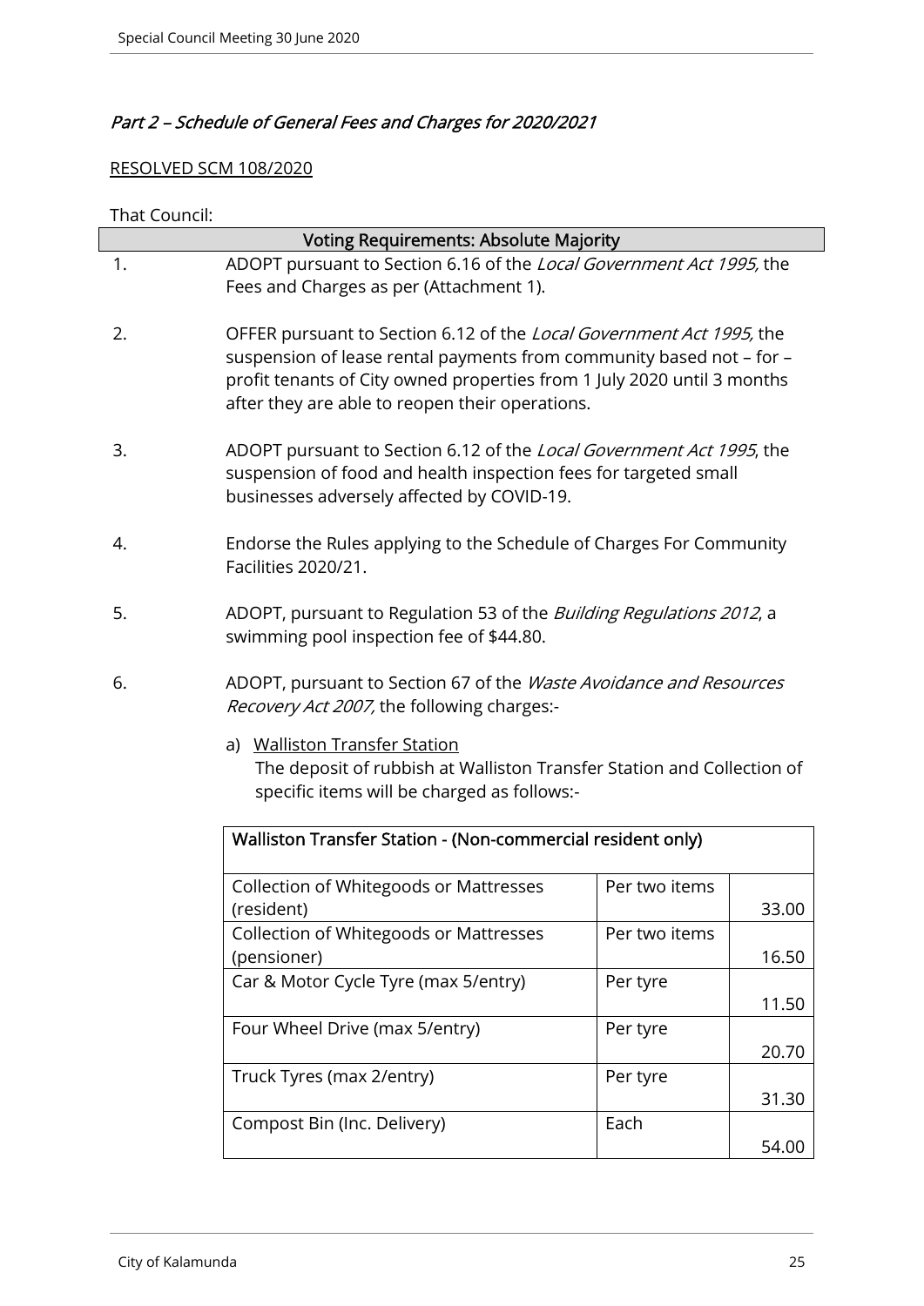## *Part 2 – Schedule of General Fees and Charges for 2020/2021*

RESOLVED SCM 108/2020

That Council:

| Voting Requirements: Absolute Majority |
|---|

1. ADOPT pursuant to Section 6.16 of the *Local Government Act 1995,* the Fees and Charges as per (Attachment 1).

2. OFFER pursuant to Section 6.12 of the *Local Government Act 1995,* the suspension of lease rental payments from community based not – for – profit tenants of City owned properties from 1 July 2020 until 3 months after they are able to reopen their operations.

3. ADOPT pursuant to Section 6.12 of the *Local Government Act 1995*, the suspension of food and health inspection fees for targeted small businesses adversely affected by COVID-19.

4. Endorse the Rules applying to the Schedule of Charges For Community Facilities 2020/21.

5. ADOPT, pursuant to Regulation 53 of the *Building Regulations 2012*, a swimming pool inspection fee of $44.80.

6. ADOPT, pursuant to Section 67 of the *Waste Avoidance and Resources Recovery Act 2007,* the following charges:-

   a) Walliston Transfer Station
   The deposit of rubbish at Walliston Transfer Station and Collection of specific items will be charged as follows:-

| Walliston Transfer Station - (Non-commercial resident only) | | |
|---|---|---|
| Collection of Whitegoods or Mattresses (resident) | Per two items | 33.00 |
| Collection of Whitegoods or Mattresses (pensioner) | Per two items | 16.50 |
| Car & Motor Cycle Tyre (max 5/entry) | Per tyre | 11.50 |
| Four Wheel Drive (max 5/entry) | Per tyre | 20.70 |
| Truck Tyres (max 2/entry) | Per tyre | 31.30 |
| Compost Bin (Inc. Delivery) | Each | 54.00 |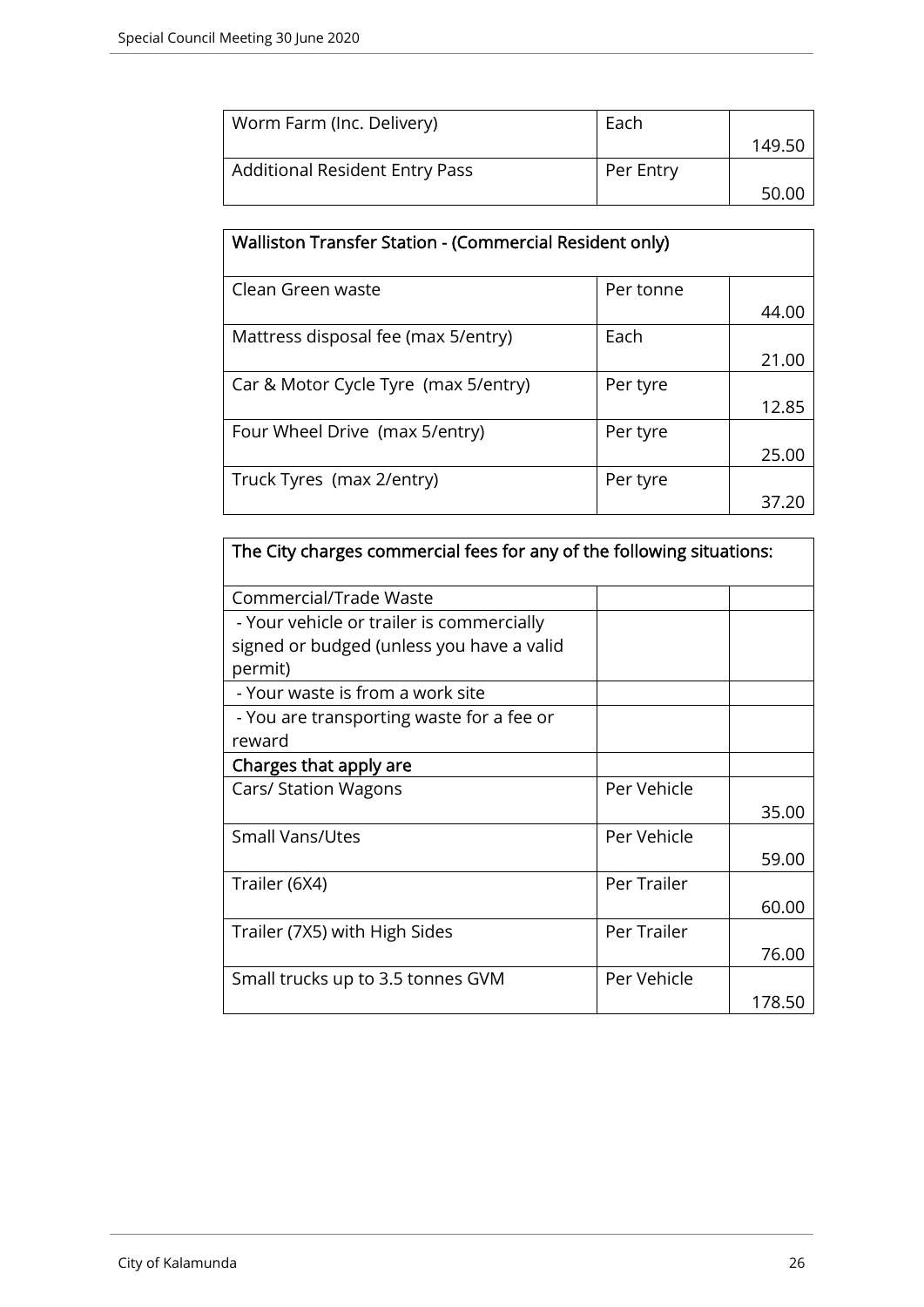| Worm Farm (Inc. Delivery) | Each | 149.50 |
|---|---|---|
| Additional Resident Entry Pass | Per Entry | 50.00 |

| Walliston Transfer Station - (Commercial Resident only) | | |
|---|---|---|
| Clean Green waste | Per tonne | 44.00 |
| Mattress disposal fee (max 5/entry) | Each | 21.00 |
| Car & Motor Cycle Tyre (max 5/entry) | Per tyre | 12.85 |
| Four Wheel Drive (max 5/entry) | Per tyre | 25.00 |
| Truck Tyres (max 2/entry) | Per tyre | 37.20 |

| The City charges commercial fees for any of the following situations: | | |
|---|---|---|
| Commercial/Trade Waste | | |
| - Your vehicle or trailer is commercially signed or budged (unless you have a valid permit) | | |
| - Your waste is from a work site | | |
| - You are transporting waste for a fee or reward | | |
| **Charges that apply are** | | |
| Cars/ Station Wagons | Per Vehicle | 35.00 |
| Small Vans/Utes | Per Vehicle | 59.00 |
| Trailer (6X4) | Per Trailer | 60.00 |
| Trailer (7X5) with High Sides | Per Trailer | 76.00 |
| Small trucks up to 3.5 tonnes GVM | Per Vehicle | 178.50 |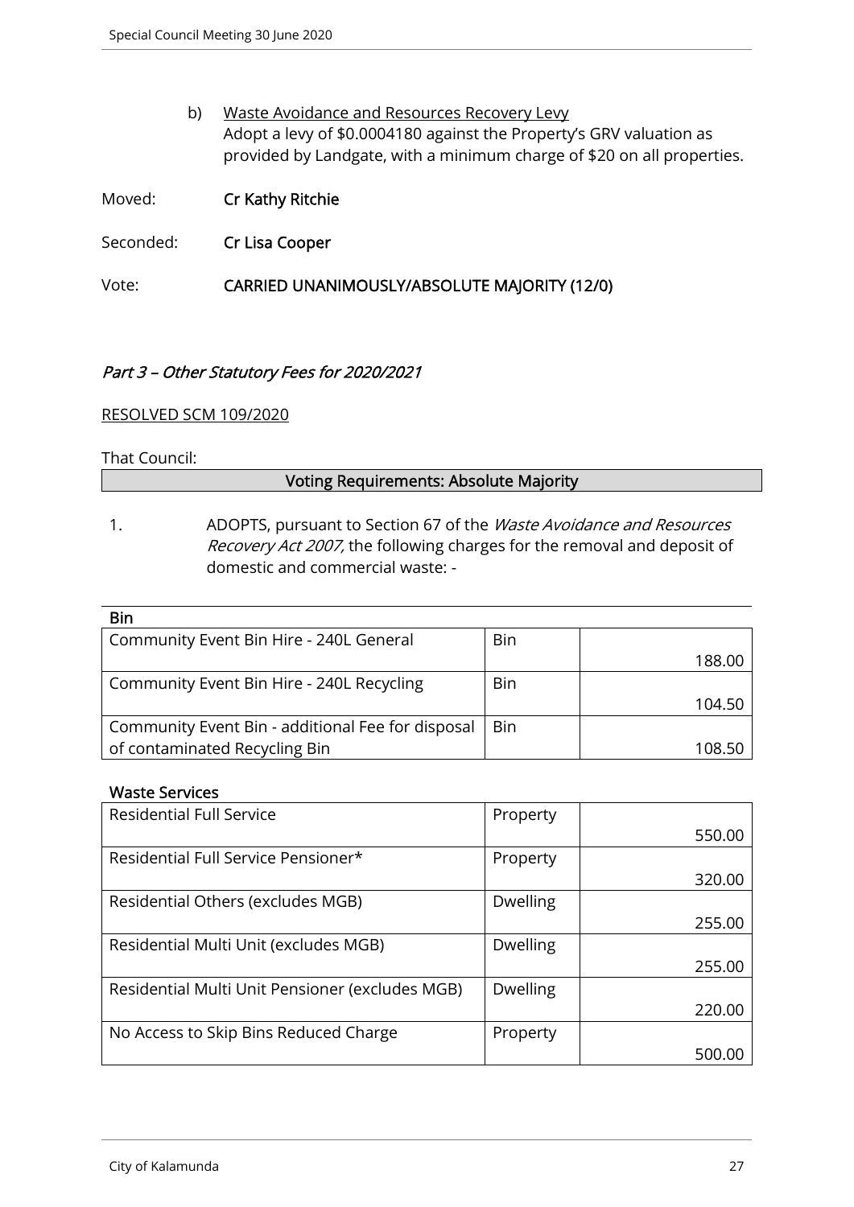b) <u>Waste Avoidance and Resources Recovery Levy</u>
Adopt a levy of $0.0004180 against the Property's GRV valuation as provided by Landgate, with a minimum charge of $20 on all properties.

Moved: **Cr Kathy Ritchie**

Seconded: **Cr Lisa Cooper**

Vote: **CARRIED UNANIMOUSLY/ABSOLUTE MAJORITY (12/0)**

### *Part 3 – Other Statutory Fees for 2020/2021*

<u>RESOLVED SCM 109/2020</u>

That Council:

**Voting Requirements: Absolute Majority**

1. ADOPTS, pursuant to Section 67 of the *Waste Avoidance and Resources Recovery Act 2007,* the following charges for the removal and deposit of domestic and commercial waste: -

**Bin**

| | | |
|---|---|---|
| Community Event Bin Hire - 240L General | Bin | 188.00 |
| Community Event Bin Hire - 240L Recycling | Bin | 104.50 |
| Community Event Bin - additional Fee for disposal of contaminated Recycling Bin | Bin | 108.50 |

**Waste Services**

| | | |
|---|---|---|
| Residential Full Service | Property | 550.00 |
| Residential Full Service Pensioner* | Property | 320.00 |
| Residential Others (excludes MGB) | Dwelling | 255.00 |
| Residential Multi Unit (excludes MGB) | Dwelling | 255.00 |
| Residential Multi Unit Pensioner (excludes MGB) | Dwelling | 220.00 |
| No Access to Skip Bins Reduced Charge | Property | 500.00 |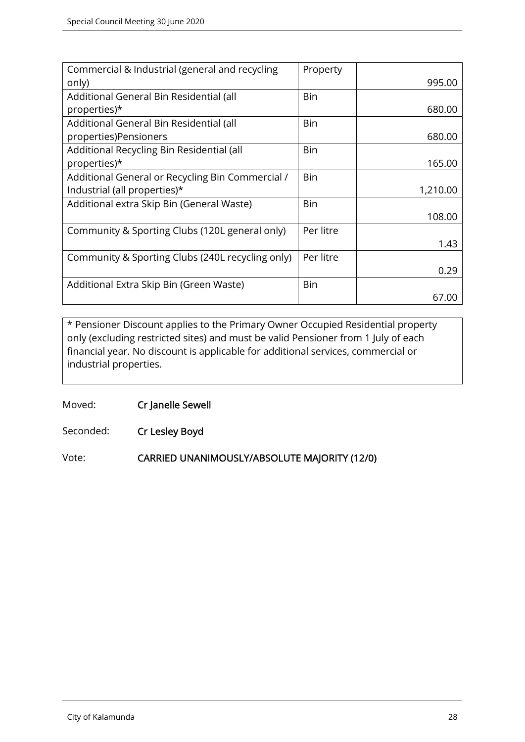| | | |
|---|---|---|
| Commercial & Industrial (general and recycling only) | Property | 995.00 |
| Additional General Bin Residential (all properties)* | Bin | 680.00 |
| Additional General Bin Residential (all properties)Pensioners | Bin | 680.00 |
| Additional Recycling Bin Residential (all properties)* | Bin | 165.00 |
| Additional General or Recycling Bin Commercial / Industrial (all properties)* | Bin | 1,210.00 |
| Additional extra Skip Bin (General Waste) | Bin | 108.00 |
| Community & Sporting Clubs (120L general only) | Per litre | 1.43 |
| Community & Sporting Clubs (240L recycling only) | Per litre | 0.29 |
| Additional Extra Skip Bin (Green Waste) | Bin | 67.00 |

\* Pensioner Discount applies to the Primary Owner Occupied Residential property only (excluding restricted sites) and must be valid Pensioner from 1 July of each financial year. No discount is applicable for additional services, commercial or industrial properties.

Moved: **Cr Janelle Sewell**

Seconded: **Cr Lesley Boyd**

Vote: **CARRIED UNANIMOUSLY/ABSOLUTE MAJORITY (12/0)**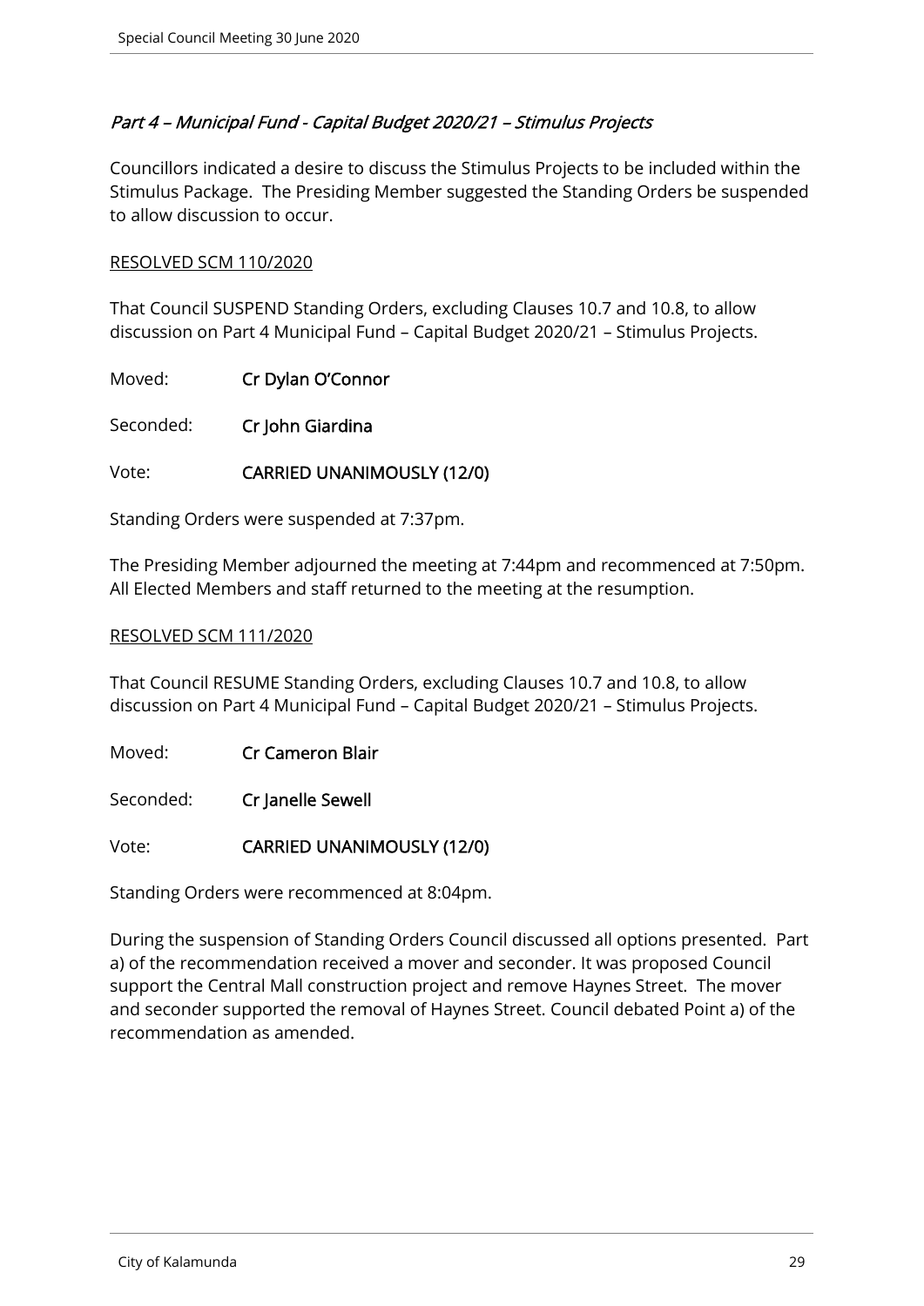*Part 4 – Municipal Fund - Capital Budget 2020/21 – Stimulus Projects*

Councillors indicated a desire to discuss the Stimulus Projects to be included within the Stimulus Package. The Presiding Member suggested the Standing Orders be suspended to allow discussion to occur.

RESOLVED SCM 110/2020

That Council SUSPEND Standing Orders, excluding Clauses 10.7 and 10.8, to allow discussion on Part 4 Municipal Fund – Capital Budget 2020/21 – Stimulus Projects.

Moved: **Cr Dylan O'Connor**

Seconded: **Cr John Giardina**

Vote: **CARRIED UNANIMOUSLY (12/0)**

Standing Orders were suspended at 7:37pm.

The Presiding Member adjourned the meeting at 7:44pm and recommenced at 7:50pm. All Elected Members and staff returned to the meeting at the resumption.

RESOLVED SCM 111/2020

That Council RESUME Standing Orders, excluding Clauses 10.7 and 10.8, to allow discussion on Part 4 Municipal Fund – Capital Budget 2020/21 – Stimulus Projects.

Moved: **Cr Cameron Blair**

Seconded: **Cr Janelle Sewell**

Vote: **CARRIED UNANIMOUSLY (12/0)**

Standing Orders were recommenced at 8:04pm.

During the suspension of Standing Orders Council discussed all options presented. Part a) of the recommendation received a mover and seconder. It was proposed Council support the Central Mall construction project and remove Haynes Street. The mover and seconder supported the removal of Haynes Street. Council debated Point a) of the recommendation as amended.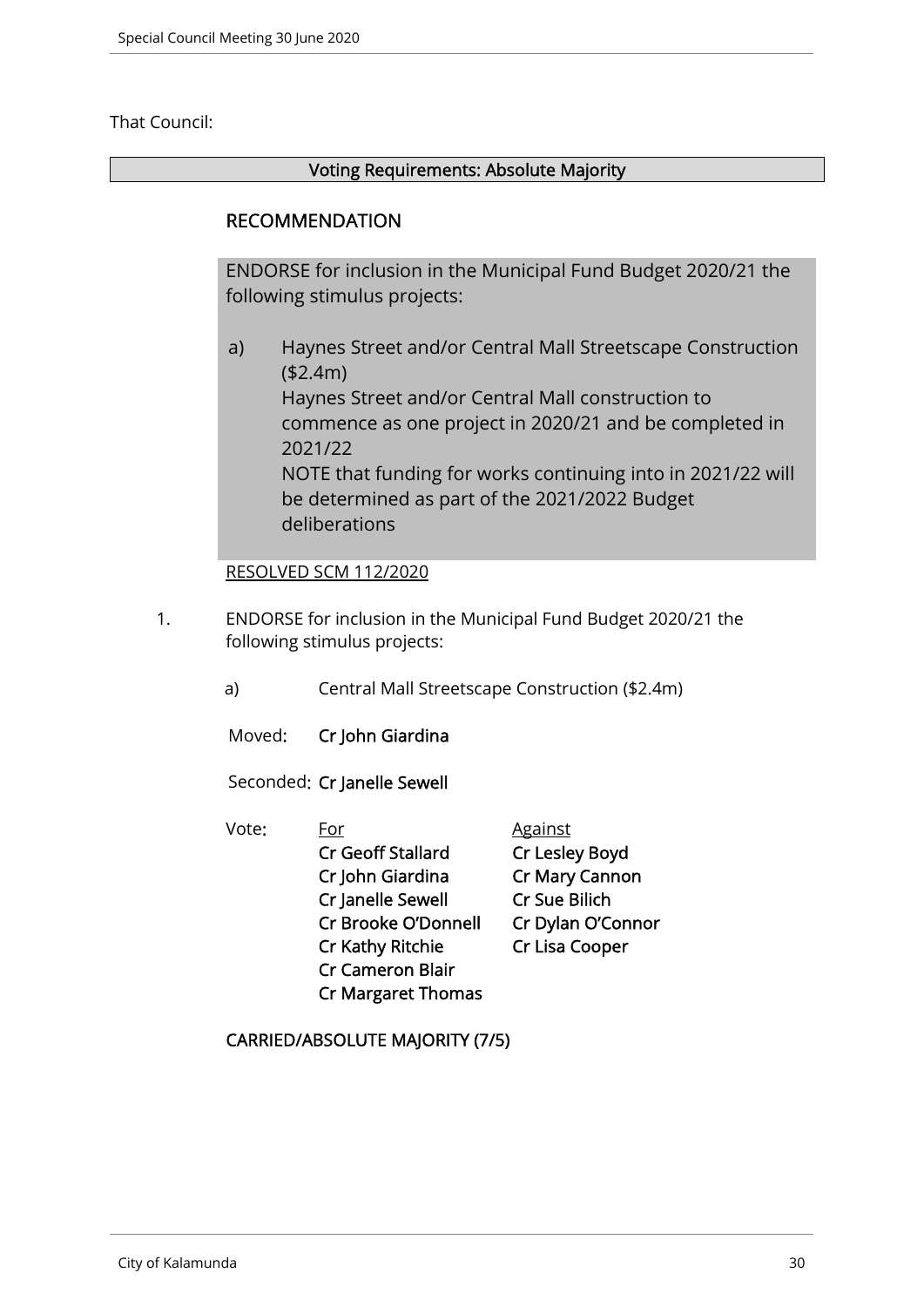That Council:

**Voting Requirements: Absolute Majority**

## RECOMMENDATION

ENDORSE for inclusion in the Municipal Fund Budget 2020/21 the following stimulus projects:

a) Haynes Street and/or Central Mall Streetscape Construction ($2.4m)
   Haynes Street and/or Central Mall construction to commence as one project in 2020/21 and be completed in 2021/22
   NOTE that funding for works continuing into in 2021/22 will be determined as part of the 2021/2022 Budget deliberations

RESOLVED SCM 112/2020

1. ENDORSE for inclusion in the Municipal Fund Budget 2020/21 the following stimulus projects:

   a) Central Mall Streetscape Construction ($2.4m)

Moved: **Cr John Giardina**

Seconded: **Cr Janelle Sewell**

Vote:

| For | Against |
|---|---|
| **Cr Geoff Stallard** | **Cr Lesley Boyd** |
| **Cr John Giardina** | **Cr Mary Cannon** |
| **Cr Janelle Sewell** | **Cr Sue Bilich** |
| **Cr Brooke O'Donnell** | **Cr Dylan O'Connor** |
| **Cr Kathy Ritchie** | **Cr Lisa Cooper** |
| **Cr Cameron Blair** | |
| **Cr Margaret Thomas** | |

**CARRIED/ABSOLUTE MAJORITY (7/5)**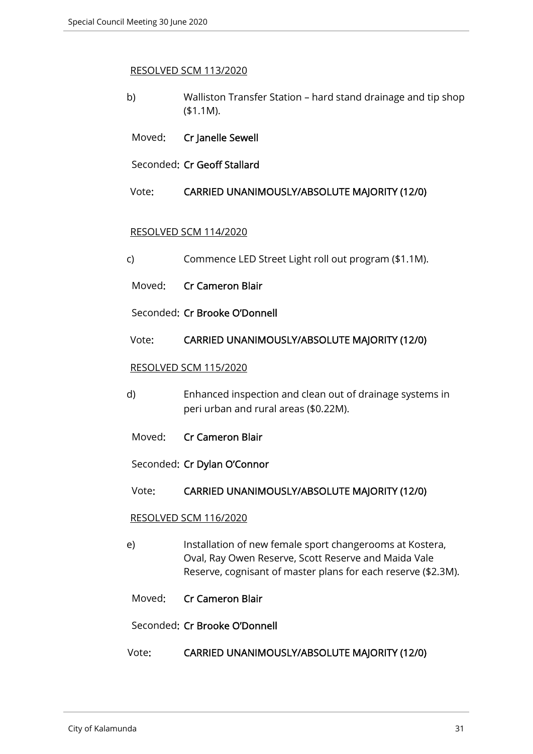RESOLVED SCM 113/2020

b) Walliston Transfer Station – hard stand drainage and tip shop ($1.1M).

Moved: **Cr Janelle Sewell**

Seconded: **Cr Geoff Stallard**

Vote: **CARRIED UNANIMOUSLY/ABSOLUTE MAJORITY (12/0)**

RESOLVED SCM 114/2020

c) Commence LED Street Light roll out program ($1.1M).

Moved: **Cr Cameron Blair**

Seconded: **Cr Brooke O'Donnell**

Vote: **CARRIED UNANIMOUSLY/ABSOLUTE MAJORITY (12/0)**

RESOLVED SCM 115/2020

d) Enhanced inspection and clean out of drainage systems in peri urban and rural areas ($0.22M).

Moved: **Cr Cameron Blair**

Seconded: **Cr Dylan O'Connor**

Vote: **CARRIED UNANIMOUSLY/ABSOLUTE MAJORITY (12/0)**

RESOLVED SCM 116/2020

e) Installation of new female sport changerooms at Kostera, Oval, Ray Owen Reserve, Scott Reserve and Maida Vale Reserve, cognisant of master plans for each reserve ($2.3M).

Moved: **Cr Cameron Blair**

Seconded: **Cr Brooke O'Donnell**

Vote: **CARRIED UNANIMOUSLY/ABSOLUTE MAJORITY (12/0)**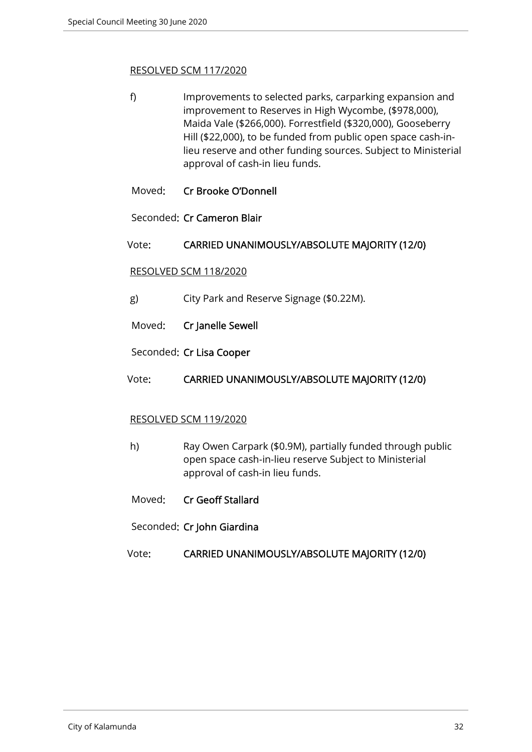RESOLVED SCM 117/2020

f) Improvements to selected parks, carparking expansion and improvement to Reserves in High Wycombe, ($978,000), Maida Vale ($266,000). Forrestfield ($320,000), Gooseberry Hill ($22,000), to be funded from public open space cash-in-lieu reserve and other funding sources. Subject to Ministerial approval of cash-in lieu funds.

Moved: **Cr Brooke O'Donnell**

Seconded: **Cr Cameron Blair**

Vote: **CARRIED UNANIMOUSLY/ABSOLUTE MAJORITY (12/0)**

RESOLVED SCM 118/2020

g) City Park and Reserve Signage ($0.22M).

Moved: **Cr Janelle Sewell**

Seconded: **Cr Lisa Cooper**

Vote: **CARRIED UNANIMOUSLY/ABSOLUTE MAJORITY (12/0)**

RESOLVED SCM 119/2020

h) Ray Owen Carpark ($0.9M), partially funded through public open space cash-in-lieu reserve Subject to Ministerial approval of cash-in lieu funds.

Moved: **Cr Geoff Stallard**

Seconded: **Cr John Giardina**

Vote: **CARRIED UNANIMOUSLY/ABSOLUTE MAJORITY (12/0)**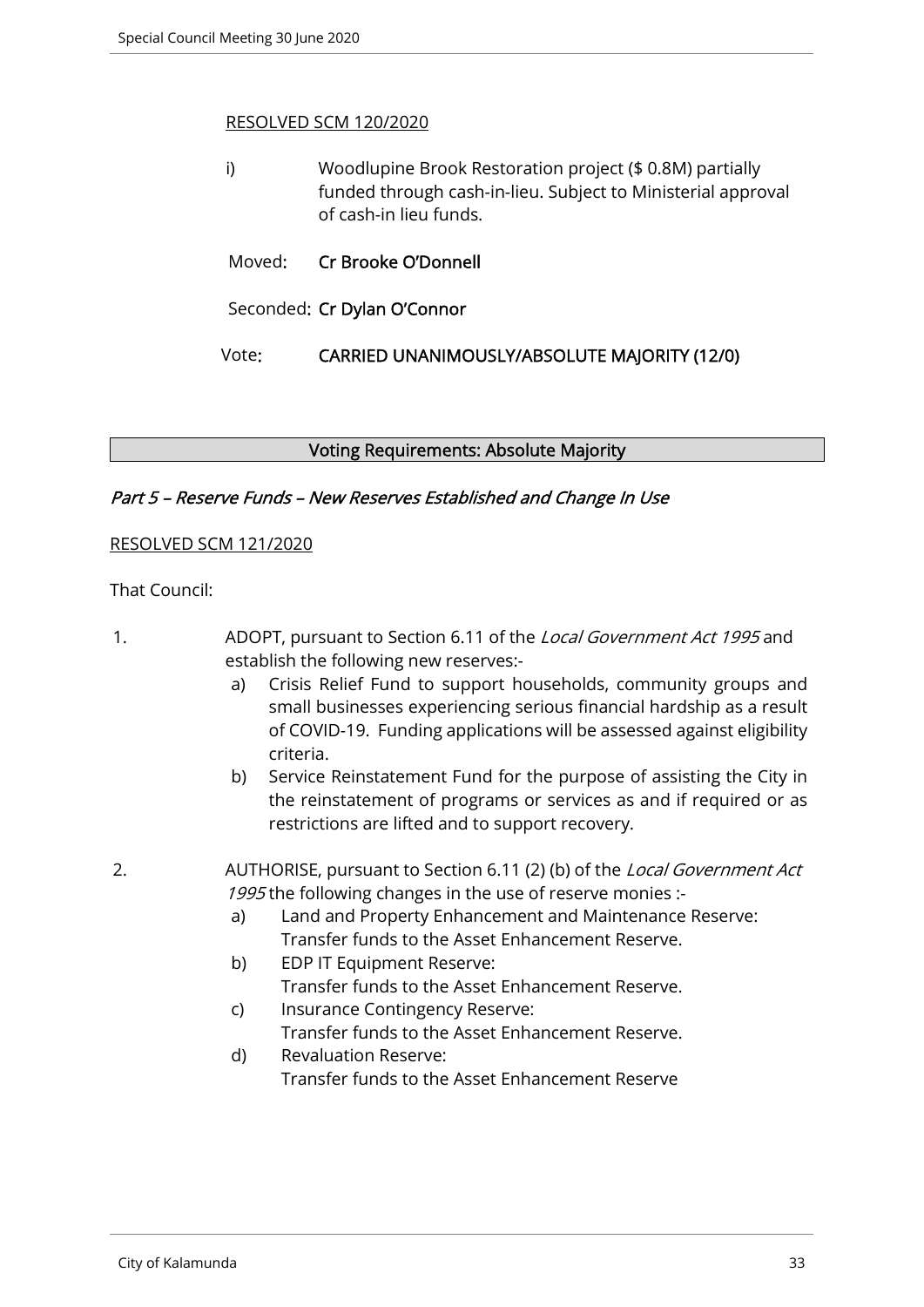RESOLVED SCM 120/2020

i) Woodlupine Brook Restoration project ($ 0.8M) partially funded through cash-in-lieu. Subject to Ministerial approval of cash-in lieu funds.

Moved: **Cr Brooke O'Donnell**

Seconded: **Cr Dylan O'Connor**

Vote: **CARRIED UNANIMOUSLY/ABSOLUTE MAJORITY (12/0)**

**Voting Requirements: Absolute Majority**

### *Part 5 – Reserve Funds – New Reserves Established and Change In Use*

RESOLVED SCM 121/2020

That Council:

1. ADOPT, pursuant to Section 6.11 of the *Local Government Act 1995* and establish the following new reserves:-
   a) Crisis Relief Fund to support households, community groups and small businesses experiencing serious financial hardship as a result of COVID-19. Funding applications will be assessed against eligibility criteria.
   b) Service Reinstatement Fund for the purpose of assisting the City in the reinstatement of programs or services as and if required or as restrictions are lifted and to support recovery.

2. AUTHORISE, pursuant to Section 6.11 (2) (b) of the *Local Government Act 1995* the following changes in the use of reserve monies :-
   a) Land and Property Enhancement and Maintenance Reserve: Transfer funds to the Asset Enhancement Reserve.
   b) EDP IT Equipment Reserve: Transfer funds to the Asset Enhancement Reserve.
   c) Insurance Contingency Reserve: Transfer funds to the Asset Enhancement Reserve.
   d) Revaluation Reserve: Transfer funds to the Asset Enhancement Reserve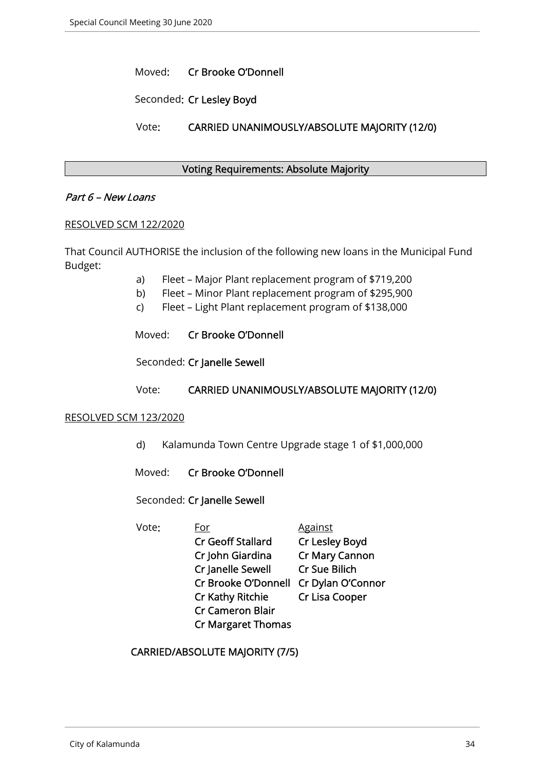Moved: **Cr Brooke O'Donnell**

Seconded: **Cr Lesley Boyd**

Vote: **CARRIED UNANIMOUSLY/ABSOLUTE MAJORITY (12/0)**

| Voting Requirements: Absolute Majority |
|---|

*Part 6 – New Loans*

RESOLVED SCM 122/2020

That Council AUTHORISE the inclusion of the following new loans in the Municipal Fund Budget:

a) Fleet – Major Plant replacement program of $719,200
b) Fleet – Minor Plant replacement program of $295,900
c) Fleet – Light Plant replacement program of $138,000

Moved: **Cr Brooke O'Donnell**

Seconded: **Cr Janelle Sewell**

Vote: **CARRIED UNANIMOUSLY/ABSOLUTE MAJORITY (12/0)**

RESOLVED SCM 123/2020

d) Kalamunda Town Centre Upgrade stage 1 of $1,000,000

Moved: **Cr Brooke O'Donnell**

Seconded: **Cr Janelle Sewell**

Vote:

| For | Against |
|---|---|
| **Cr Geoff Stallard** | **Cr Lesley Boyd** |
| **Cr John Giardina** | **Cr Mary Cannon** |
| **Cr Janelle Sewell** | **Cr Sue Bilich** |
| **Cr Brooke O'Donnell** | **Cr Dylan O'Connor** |
| **Cr Kathy Ritchie** | **Cr Lisa Cooper** |
| **Cr Cameron Blair** | |
| **Cr Margaret Thomas** | |

**CARRIED/ABSOLUTE MAJORITY (7/5)**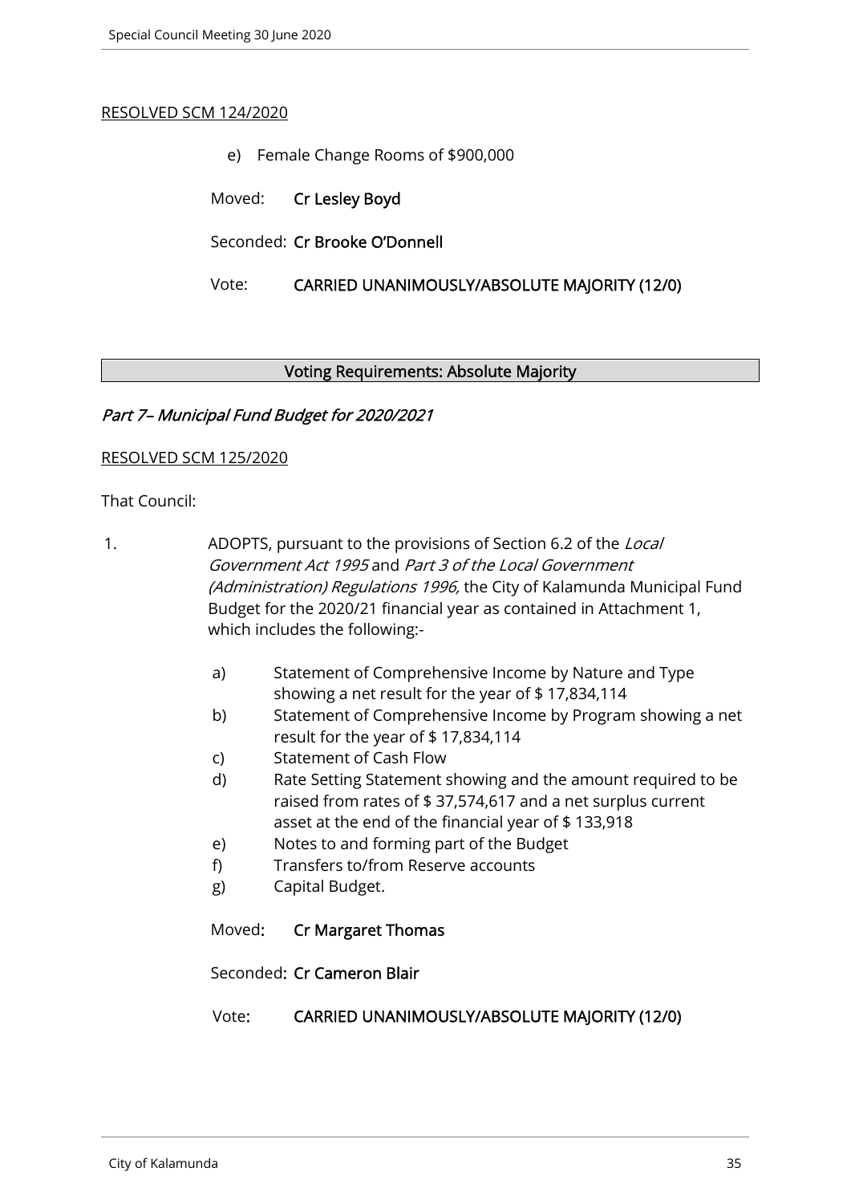RESOLVED SCM 124/2020

e) Female Change Rooms of $900,000

Moved: **Cr Lesley Boyd**

Seconded: **Cr Brooke O'Donnell**

Vote: **CARRIED UNANIMOUSLY/ABSOLUTE MAJORITY (12/0)**

| Voting Requirements: Absolute Majority |
|---|

### *Part 7– Municipal Fund Budget for 2020/2021*

RESOLVED SCM 125/2020

That Council:

1. ADOPTS, pursuant to the provisions of Section 6.2 of the *Local Government Act 1995* and *Part 3 of the Local Government (Administration) Regulations 1996,* the City of Kalamunda Municipal Fund Budget for the 2020/21 financial year as contained in Attachment 1, which includes the following:-

   a) Statement of Comprehensive Income by Nature and Type showing a net result for the year of $ 17,834,114
   b) Statement of Comprehensive Income by Program showing a net result for the year of $ 17,834,114
   c) Statement of Cash Flow
   d) Rate Setting Statement showing and the amount required to be raised from rates of $ 37,574,617 and a net surplus current asset at the end of the financial year of $ 133,918
   e) Notes to and forming part of the Budget
   f) Transfers to/from Reserve accounts
   g) Capital Budget.

   Moved: **Cr Margaret Thomas**

   Seconded: **Cr Cameron Blair**

   Vote: **CARRIED UNANIMOUSLY/ABSOLUTE MAJORITY (12/0)**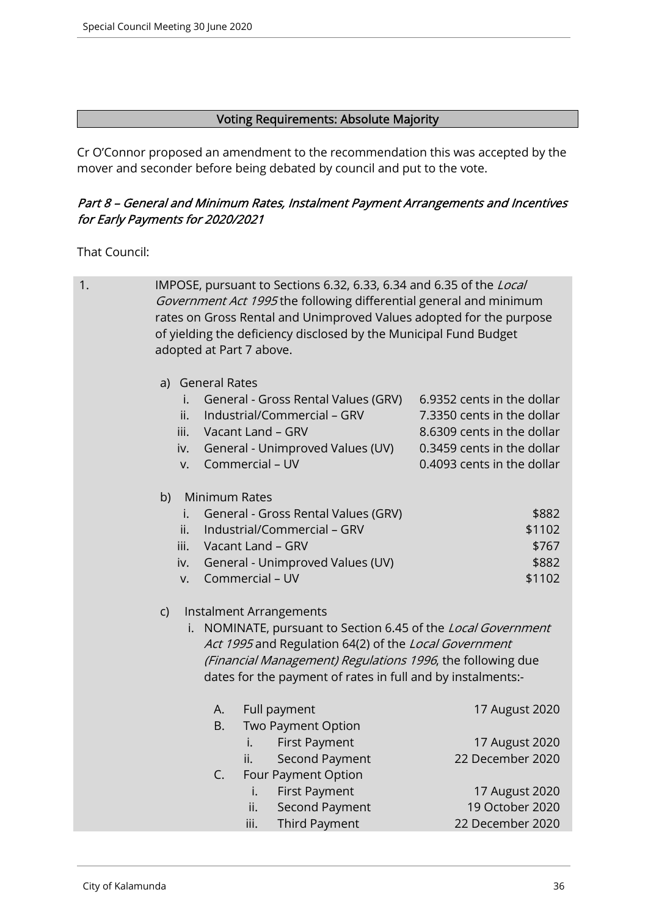**Voting Requirements: Absolute Majority**

Cr O'Connor proposed an amendment to the recommendation this was accepted by the mover and seconder before being debated by council and put to the vote.

*Part 8 – General and Minimum Rates, Instalment Payment Arrangements and Incentives for Early Payments for 2020/2021*

That Council:

1. IMPOSE, pursuant to Sections 6.32, 6.33, 6.34 and 6.35 of the *Local Government Act 1995* the following differential general and minimum rates on Gross Rental and Unimproved Values adopted for the purpose of yielding the deficiency disclosed by the Municipal Fund Budget adopted at Part 7 above.

   a) General Rates

   | | | |
   |---|---|---|
   | i. | General - Gross Rental Values (GRV) | 6.9352 cents in the dollar |
   | ii. | Industrial/Commercial – GRV | 7.3350 cents in the dollar |
   | iii. | Vacant Land – GRV | 8.6309 cents in the dollar |
   | iv. | General - Unimproved Values (UV) | 0.3459 cents in the dollar |
   | v. | Commercial – UV | 0.4093 cents in the dollar |

   b) Minimum Rates

   | | | |
   |---|---|---|
   | i. | General - Gross Rental Values (GRV) | $882 |
   | ii. | Industrial/Commercial – GRV | $1102 |
   | iii. | Vacant Land – GRV | $767 |
   | iv. | General - Unimproved Values (UV) | $882 |
   | v. | Commercial – UV | $1102 |

   c) Instalment Arrangements

      i. NOMINATE, pursuant to Section 6.45 of the *Local Government Act 1995* and Regulation 64(2) of the *Local Government (Financial Management) Regulations 1996*, the following due dates for the payment of rates in full and by instalments:-

      | | | |
      |---|---|---|
      | A. | Full payment | 17 August 2020 |
      | B. | Two Payment Option | |
      | | i. First Payment | 17 August 2020 |
      | | ii. Second Payment | 22 December 2020 |
      | C. | Four Payment Option | |
      | | i. First Payment | 17 August 2020 |
      | | ii. Second Payment | 19 October 2020 |
      | | iii. Third Payment | 22 December 2020 |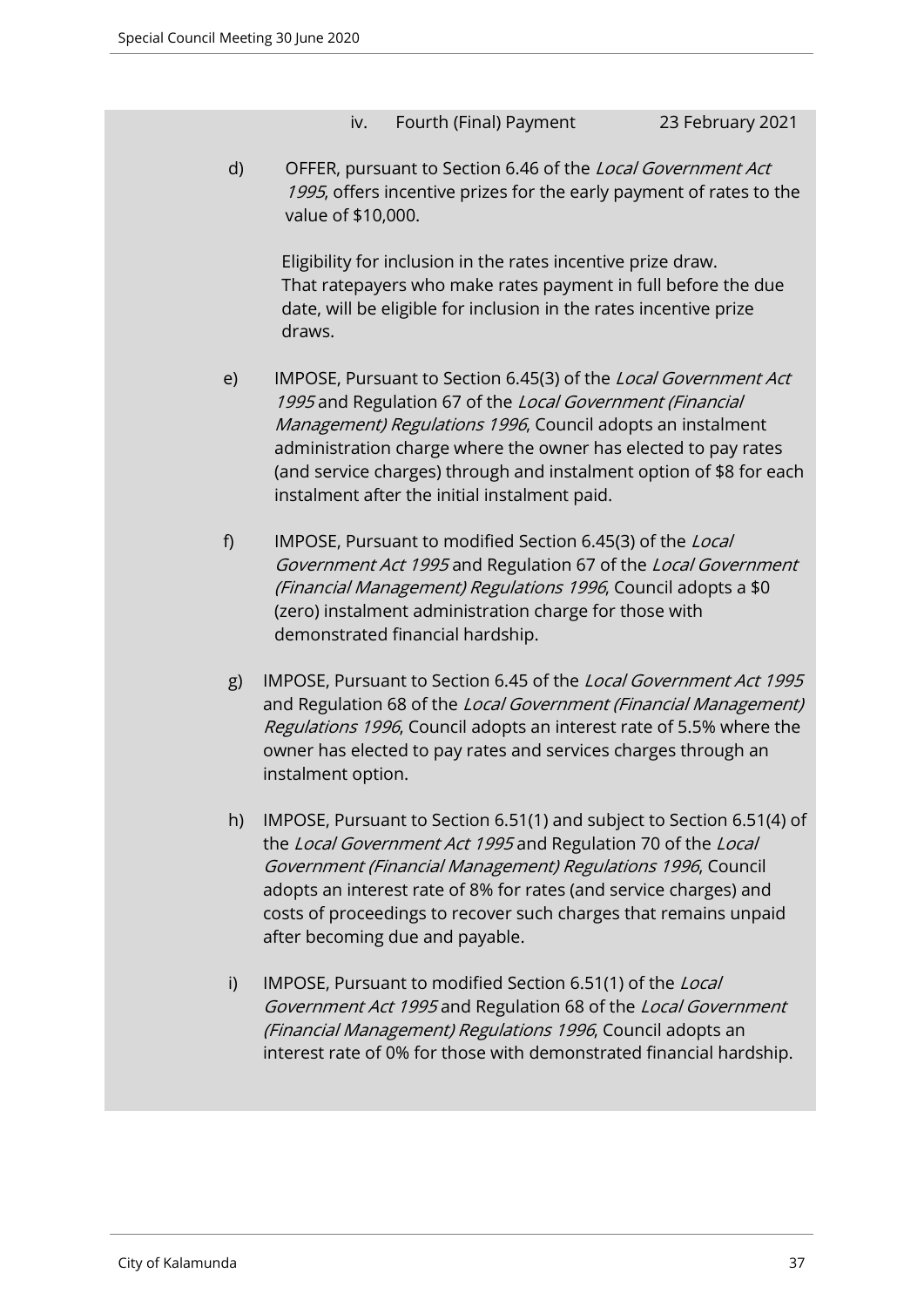iv. Fourth (Final) Payment 23 February 2021

d) OFFER, pursuant to Section 6.46 of the *Local Government Act 1995*, offers incentive prizes for the early payment of rates to the value of $10,000.

   Eligibility for inclusion in the rates incentive prize draw. That ratepayers who make rates payment in full before the due date, will be eligible for inclusion in the rates incentive prize draws.

e) IMPOSE, Pursuant to Section 6.45(3) of the *Local Government Act 1995* and Regulation 67 of the *Local Government (Financial Management) Regulations 1996*, Council adopts an instalment administration charge where the owner has elected to pay rates (and service charges) through and instalment option of $8 for each instalment after the initial instalment paid.

f) IMPOSE, Pursuant to modified Section 6.45(3) of the *Local Government Act 1995* and Regulation 67 of the *Local Government (Financial Management) Regulations 1996*, Council adopts a $0 (zero) instalment administration charge for those with demonstrated financial hardship.

g) IMPOSE, Pursuant to Section 6.45 of the *Local Government Act 1995* and Regulation 68 of the *Local Government (Financial Management) Regulations 1996*, Council adopts an interest rate of 5.5% where the owner has elected to pay rates and services charges through an instalment option.

h) IMPOSE, Pursuant to Section 6.51(1) and subject to Section 6.51(4) of the *Local Government Act 1995* and Regulation 70 of the *Local Government (Financial Management) Regulations 1996*, Council adopts an interest rate of 8% for rates (and service charges) and costs of proceedings to recover such charges that remains unpaid after becoming due and payable.

i) IMPOSE, Pursuant to modified Section 6.51(1) of the *Local Government Act 1995* and Regulation 68 of the *Local Government (Financial Management) Regulations 1996*, Council adopts an interest rate of 0% for those with demonstrated financial hardship.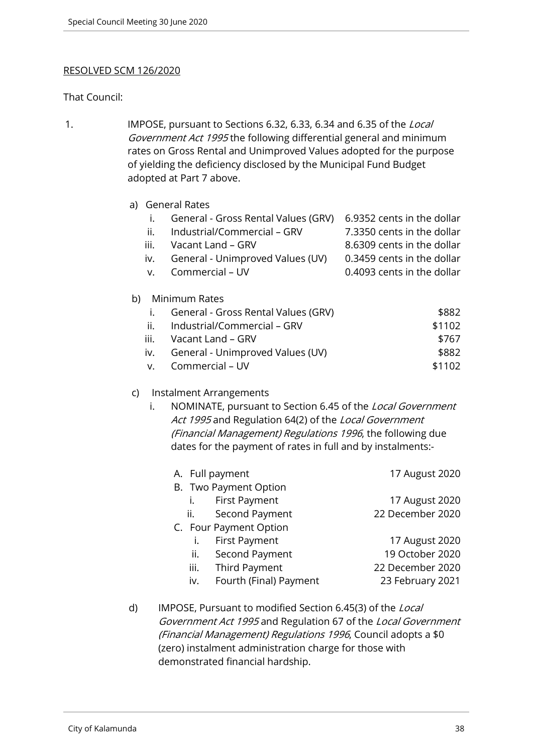RESOLVED SCM 126/2020

That Council:

1. IMPOSE, pursuant to Sections 6.32, 6.33, 6.34 and 6.35 of the *Local Government Act 1995* the following differential general and minimum rates on Gross Rental and Unimproved Values adopted for the purpose of yielding the deficiency disclosed by the Municipal Fund Budget adopted at Part 7 above.

   a) General Rates

   | | | |
   |---|---|---|
   | i. | General - Gross Rental Values (GRV) | 6.9352 cents in the dollar |
   | ii. | Industrial/Commercial – GRV | 7.3350 cents in the dollar |
   | iii. | Vacant Land – GRV | 8.6309 cents in the dollar |
   | iv. | General - Unimproved Values (UV) | 0.3459 cents in the dollar |
   | v. | Commercial – UV | 0.4093 cents in the dollar |

   b) Minimum Rates

   | | | |
   |---|---|---|
   | i. | General - Gross Rental Values (GRV) | $882 |
   | ii. | Industrial/Commercial – GRV | $1102 |
   | iii. | Vacant Land – GRV | $767 |
   | iv. | General - Unimproved Values (UV) | $882 |
   | v. | Commercial – UV | $1102 |

   c) Instalment Arrangements

      i. NOMINATE, pursuant to Section 6.45 of the *Local Government Act 1995* and Regulation 64(2) of the *Local Government (Financial Management) Regulations 1996*, the following due dates for the payment of rates in full and by instalments:-

      | | |
      |---|---|
      | A. Full payment | 17 August 2020 |
      | B. Two Payment Option | |
      | i. First Payment | 17 August 2020 |
      | ii. Second Payment | 22 December 2020 |
      | C. Four Payment Option | |
      | i. First Payment | 17 August 2020 |
      | ii. Second Payment | 19 October 2020 |
      | iii. Third Payment | 22 December 2020 |
      | iv. Fourth (Final) Payment | 23 February 2021 |

   d) IMPOSE, Pursuant to modified Section 6.45(3) of the *Local Government Act 1995* and Regulation 67 of the *Local Government (Financial Management) Regulations 1996*, Council adopts a $0 (zero) instalment administration charge for those with demonstrated financial hardship.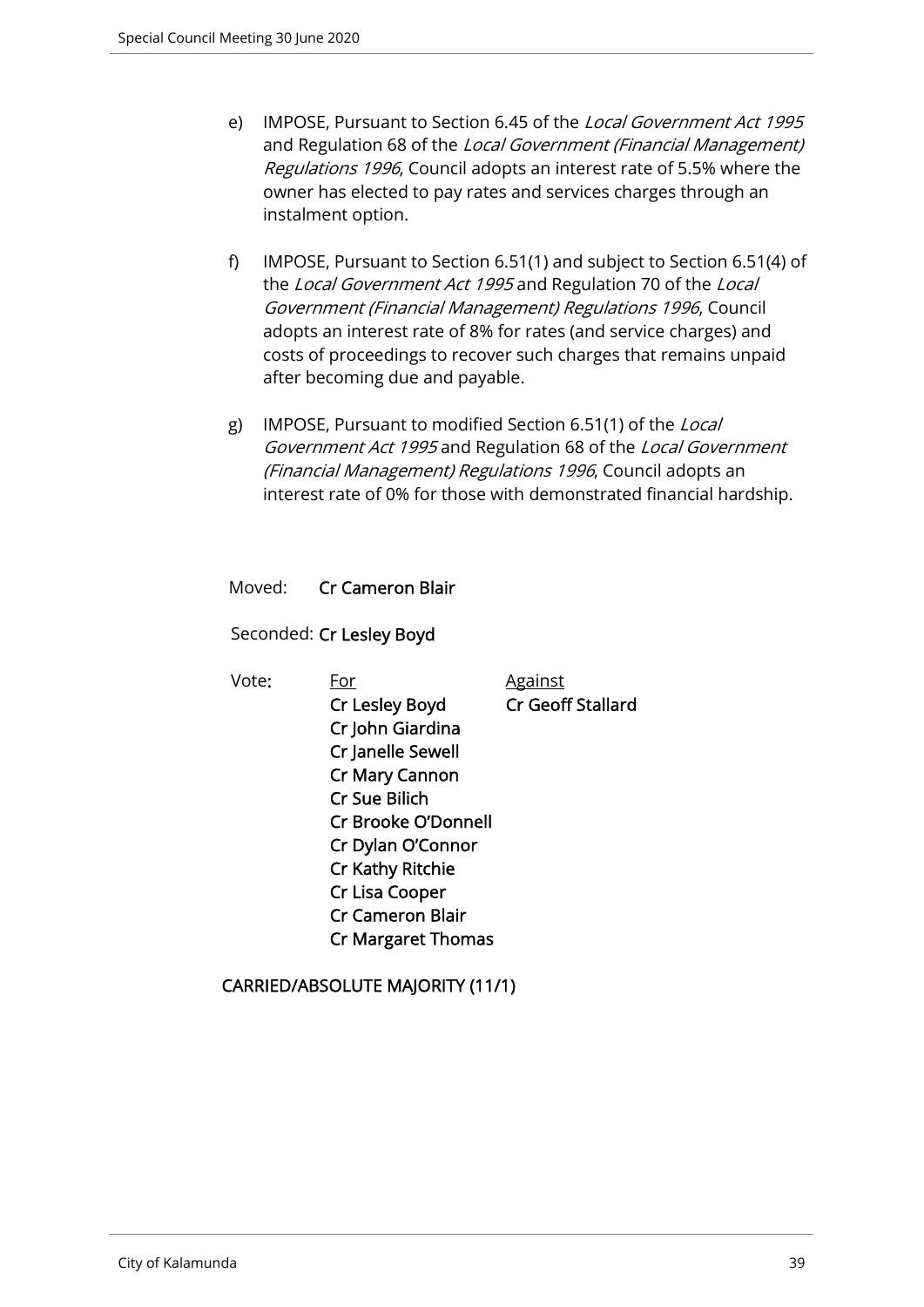e) IMPOSE, Pursuant to Section 6.45 of the *Local Government Act 1995* and Regulation 68 of the *Local Government (Financial Management) Regulations 1996*, Council adopts an interest rate of 5.5% where the owner has elected to pay rates and services charges through an instalment option.

f) IMPOSE, Pursuant to Section 6.51(1) and subject to Section 6.51(4) of the *Local Government Act 1995* and Regulation 70 of the *Local Government (Financial Management) Regulations 1996*, Council adopts an interest rate of 8% for rates (and service charges) and costs of proceedings to recover such charges that remains unpaid after becoming due and payable.

g) IMPOSE, Pursuant to modified Section 6.51(1) of the *Local Government Act 1995* and Regulation 68 of the *Local Government (Financial Management) Regulations 1996*, Council adopts an interest rate of 0% for those with demonstrated financial hardship.

Moved: **Cr Cameron Blair**

Seconded: **Cr Lesley Boyd**

| Vote: | For | Against |
|---|---|---|
| | **Cr Lesley Boyd** | **Cr Geoff Stallard** |
| | **Cr John Giardina** | |
| | **Cr Janelle Sewell** | |
| | **Cr Mary Cannon** | |
| | **Cr Sue Bilich** | |
| | **Cr Brooke O'Donnell** | |
| | **Cr Dylan O'Connor** | |
| | **Cr Kathy Ritchie** | |
| | **Cr Lisa Cooper** | |
| | **Cr Cameron Blair** | |
| | **Cr Margaret Thomas** | |

**CARRIED/ABSOLUTE MAJORITY (11/1)**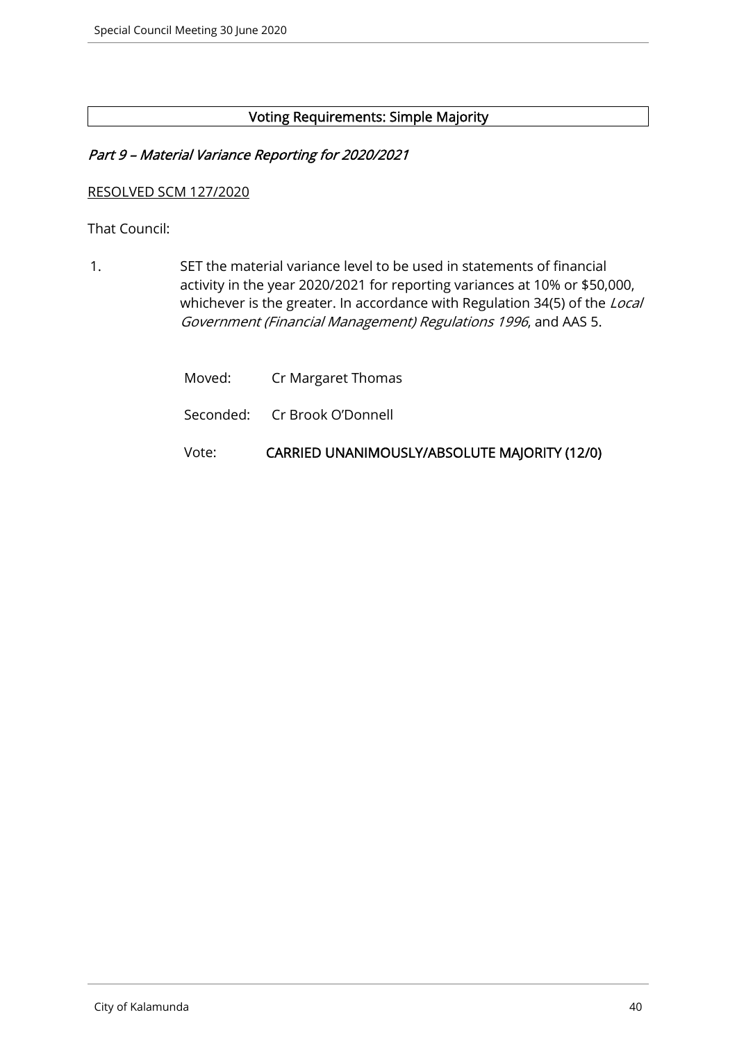**Voting Requirements: Simple Majority**

*Part 9 – Material Variance Reporting for 2020/2021*

RESOLVED SCM 127/2020

That Council:

1. SET the material variance level to be used in statements of financial activity in the year 2020/2021 for reporting variances at 10% or $50,000, whichever is the greater. In accordance with Regulation 34(5) of the *Local Government (Financial Management) Regulations 1996*, and AAS 5.

Moved: Cr Margaret Thomas

Seconded: Cr Brook O'Donnell

Vote: **CARRIED UNANIMOUSLY/ABSOLUTE MAJORITY (12/0)**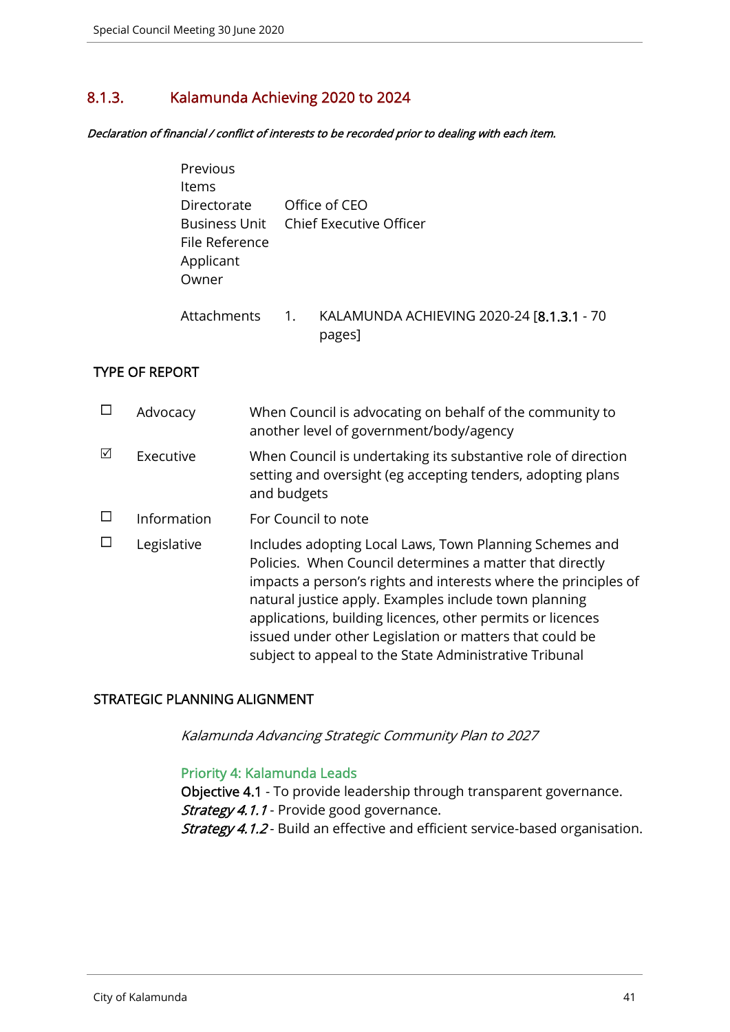## 8.1.3. Kalamunda Achieving 2020 to 2024

***Declaration of financial / conflict of interests to be recorded prior to dealing with each item.***

| | |
|---|---|
| Previous Items | |
| Directorate | Office of CEO |
| Business Unit | Chief Executive Officer |
| File Reference | |
| Applicant | |
| Owner | |
| Attachments | 1. KALAMUNDA ACHIEVING 2020-24 [8.1.3.1 - 70 pages] |

### TYPE OF REPORT

| | | |
|---|---|---|
| ☐ | Advocacy | When Council is advocating on behalf of the community to another level of government/body/agency |
| ☑ | Executive | When Council is undertaking its substantive role of direction setting and oversight (eg accepting tenders, adopting plans and budgets |
| ☐ | Information | For Council to note |
| ☐ | Legislative | Includes adopting Local Laws, Town Planning Schemes and Policies. When Council determines a matter that directly impacts a person's rights and interests where the principles of natural justice apply. Examples include town planning applications, building licences, other permits or licences issued under other Legislation or matters that could be subject to appeal to the State Administrative Tribunal |

### STRATEGIC PLANNING ALIGNMENT

*Kalamunda Advancing Strategic Community Plan to 2027*

Priority 4: Kalamunda Leads

**Objective 4.1** - To provide leadership through transparent governance.
***Strategy 4.1.1*** - Provide good governance.
***Strategy 4.1.2*** - Build an effective and efficient service-based organisation.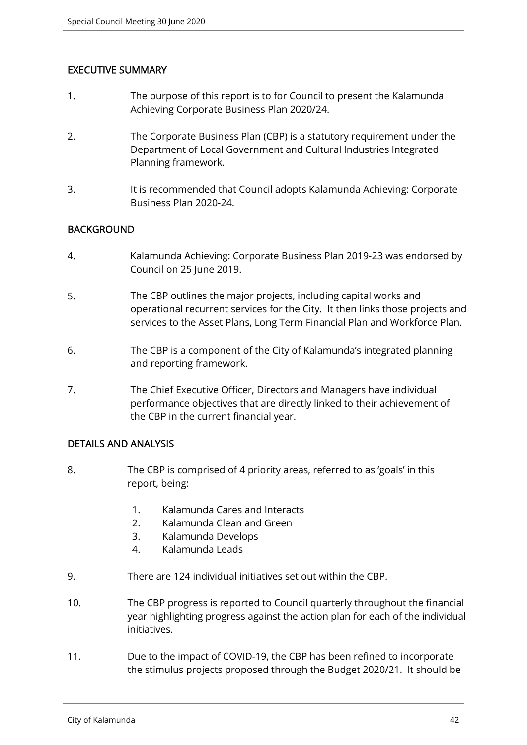## EXECUTIVE SUMMARY

1. The purpose of this report is to for Council to present the Kalamunda Achieving Corporate Business Plan 2020/24.

2. The Corporate Business Plan (CBP) is a statutory requirement under the Department of Local Government and Cultural Industries Integrated Planning framework.

3. It is recommended that Council adopts Kalamunda Achieving: Corporate Business Plan 2020-24.

## BACKGROUND

4. Kalamunda Achieving: Corporate Business Plan 2019-23 was endorsed by Council on 25 June 2019.

5. The CBP outlines the major projects, including capital works and operational recurrent services for the City. It then links those projects and services to the Asset Plans, Long Term Financial Plan and Workforce Plan.

6. The CBP is a component of the City of Kalamunda's integrated planning and reporting framework.

7. The Chief Executive Officer, Directors and Managers have individual performance objectives that are directly linked to their achievement of the CBP in the current financial year.

## DETAILS AND ANALYSIS

8. The CBP is comprised of 4 priority areas, referred to as 'goals' in this report, being:

    1. Kalamunda Cares and Interacts
    2. Kalamunda Clean and Green
    3. Kalamunda Develops
    4. Kalamunda Leads

9. There are 124 individual initiatives set out within the CBP.

10. The CBP progress is reported to Council quarterly throughout the financial year highlighting progress against the action plan for each of the individual initiatives.

11. Due to the impact of COVID-19, the CBP has been refined to incorporate the stimulus projects proposed through the Budget 2020/21. It should be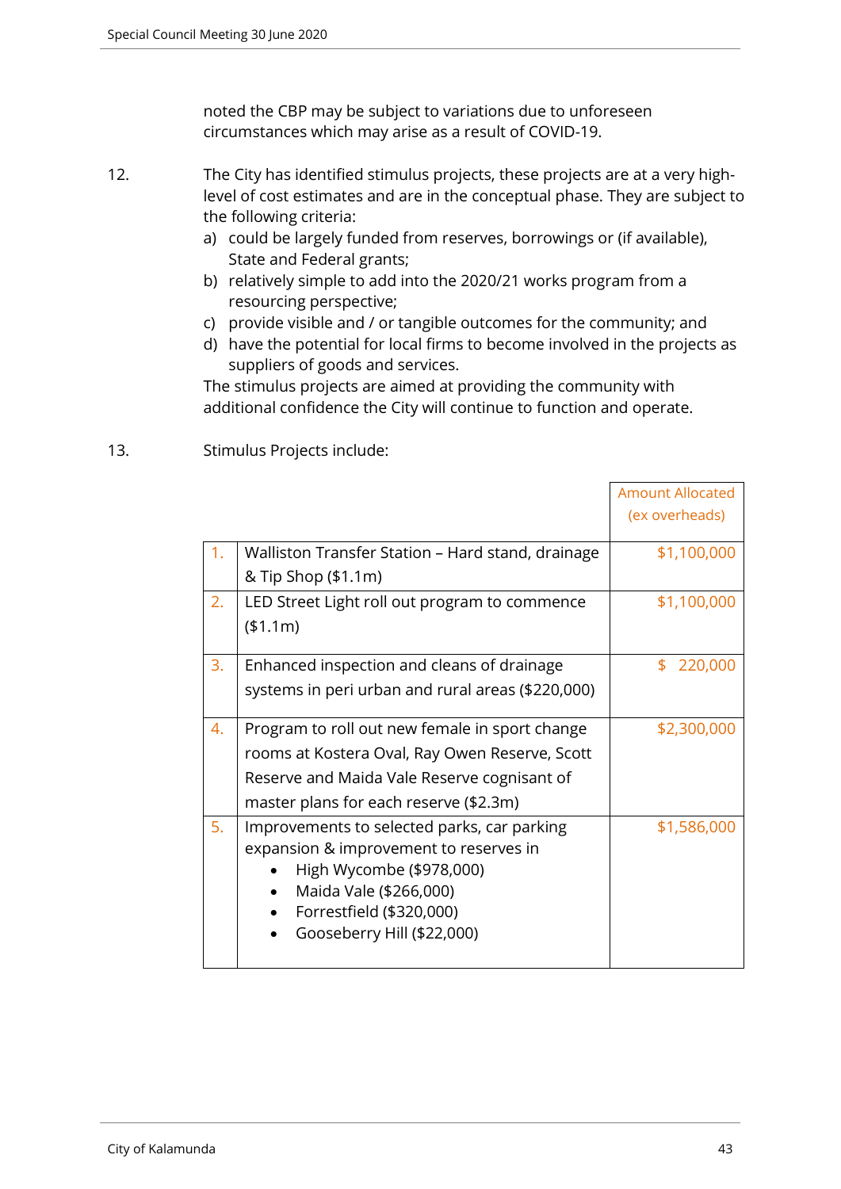noted the CBP may be subject to variations due to unforeseen circumstances which may arise as a result of COVID-19.

12. The City has identified stimulus projects, these projects are at a very high-level of cost estimates and are in the conceptual phase. They are subject to the following criteria:

a) could be largely funded from reserves, borrowings or (if available), State and Federal grants;
b) relatively simple to add into the 2020/21 works program from a resourcing perspective;
c) provide visible and / or tangible outcomes for the community; and
d) have the potential for local firms to become involved in the projects as suppliers of goods and services.

The stimulus projects are aimed at providing the community with additional confidence the City will continue to function and operate.

13. Stimulus Projects include:

| | | Amount Allocated (ex overheads) |
|---|---|---|
| 1. | Walliston Transfer Station – Hard stand, drainage & Tip Shop ($1.1m) | $1,100,000 |
| 2. | LED Street Light roll out program to commence ($1.1m) | $1,100,000 |
| 3. | Enhanced inspection and cleans of drainage systems in peri urban and rural areas ($220,000) | $ 220,000 |
| 4. | Program to roll out new female in sport change rooms at Kostera Oval, Ray Owen Reserve, Scott Reserve and Maida Vale Reserve cognisant of master plans for each reserve ($2.3m) | $2,300,000 |
| 5. | Improvements to selected parks, car parking expansion & improvement to reserves in<br>• High Wycombe ($978,000)<br>• Maida Vale ($266,000)<br>• Forrestfield ($320,000)<br>• Gooseberry Hill ($22,000) | $1,586,000 |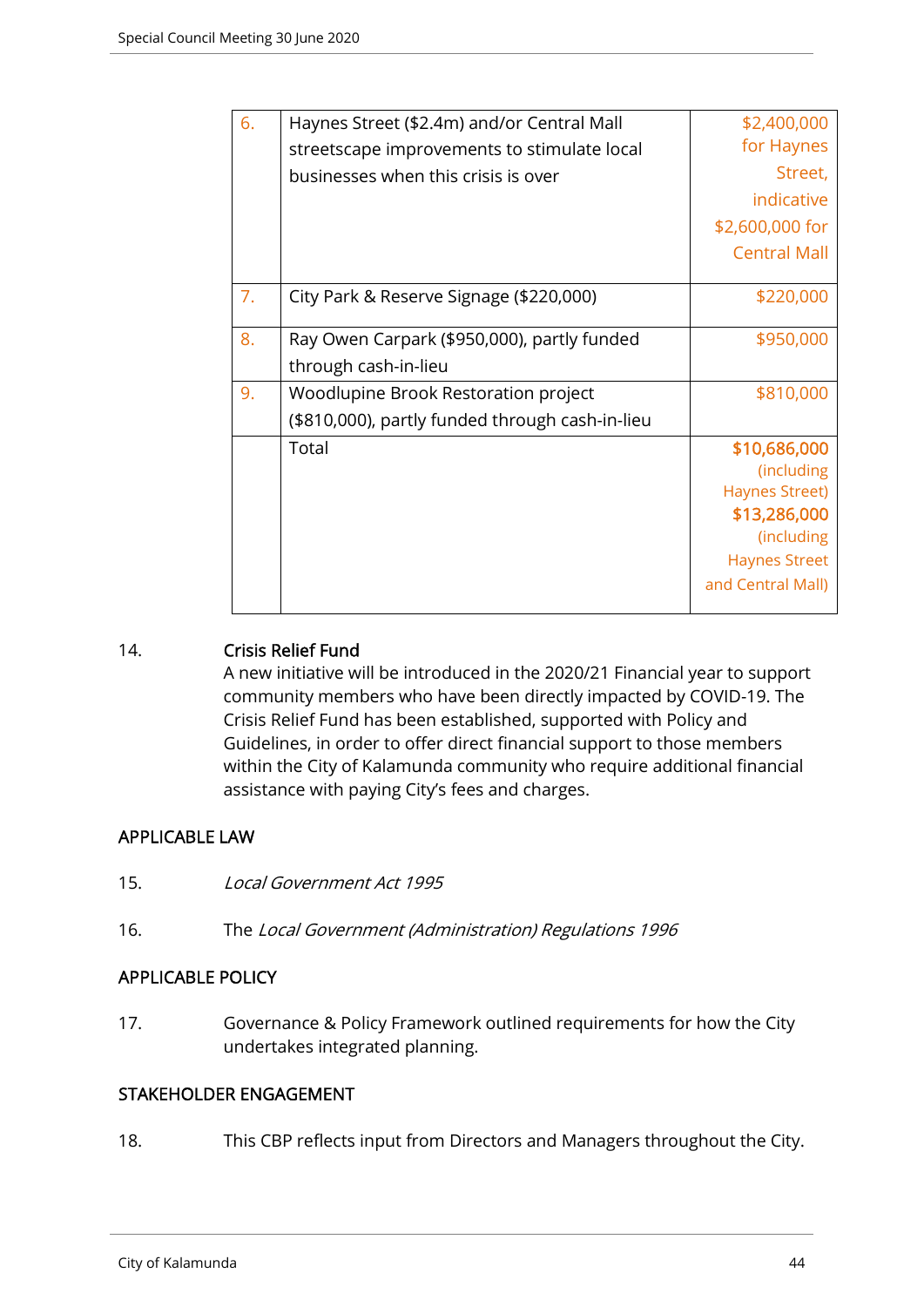| | | |
|---|---|---|
| 6. | Haynes Street ($2.4m) and/or Central Mall streetscape improvements to stimulate local businesses when this crisis is over | $2,400,000 for Haynes Street, indicative $2,600,000 for Central Mall |
| 7. | City Park & Reserve Signage ($220,000) | $220,000 |
| 8. | Ray Owen Carpark ($950,000), partly funded through cash-in-lieu | $950,000 |
| 9. | Woodlupine Brook Restoration project ($810,000), partly funded through cash-in-lieu | $810,000 |
| | Total | **$10,686,000** (including Haynes Street) **$13,286,000** (including Haynes Street and Central Mall) |

14. **Crisis Relief Fund**
A new initiative will be introduced in the 2020/21 Financial year to support community members who have been directly impacted by COVID-19. The Crisis Relief Fund has been established, supported with Policy and Guidelines, in order to offer direct financial support to those members within the City of Kalamunda community who require additional financial assistance with paying City's fees and charges.

## APPLICABLE LAW

15. *Local Government Act 1995*

16. The *Local Government (Administration) Regulations 1996*

## APPLICABLE POLICY

17. Governance & Policy Framework outlined requirements for how the City undertakes integrated planning.

## STAKEHOLDER ENGAGEMENT

18. This CBP reflects input from Directors and Managers throughout the City.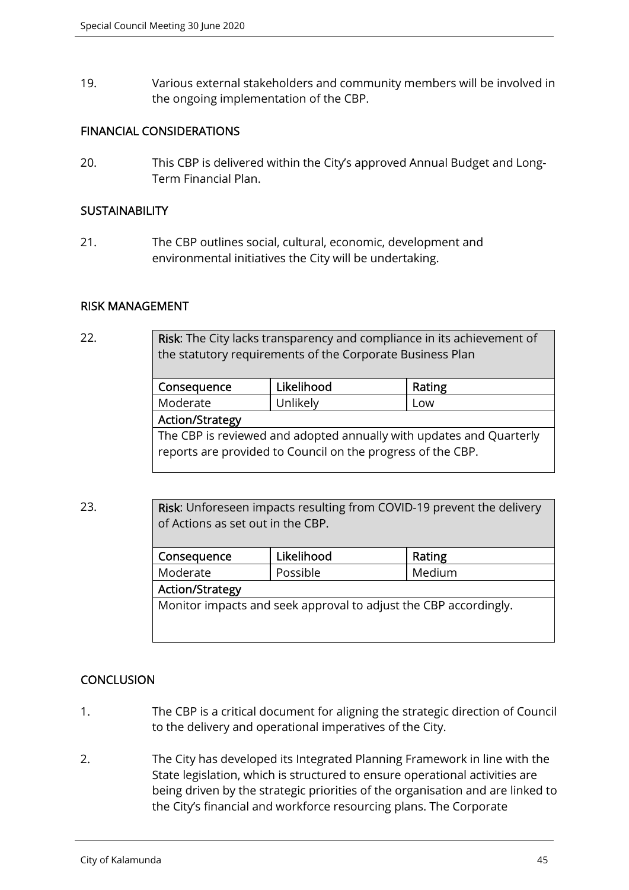19. Various external stakeholders and community members will be involved in the ongoing implementation of the CBP.

## FINANCIAL CONSIDERATIONS

20. This CBP is delivered within the City's approved Annual Budget and Long-Term Financial Plan.

## SUSTAINABILITY

21. The CBP outlines social, cultural, economic, development and environmental initiatives the City will be undertaking.

## RISK MANAGEMENT

22.

| **Risk**: The City lacks transparency and compliance in its achievement of the statutory requirements of the Corporate Business Plan | | |
|---|---|---|
| **Consequence** | **Likelihood** | **Rating** |
| Moderate | Unlikely | Low |
| **Action/Strategy** | | |
| The CBP is reviewed and adopted annually with updates and Quarterly reports are provided to Council on the progress of the CBP. | | |

23.

| **Risk**: Unforeseen impacts resulting from COVID-19 prevent the delivery of Actions as set out in the CBP. | | |
|---|---|---|
| **Consequence** | **Likelihood** | **Rating** |
| Moderate | Possible | Medium |
| **Action/Strategy** | | |
| Monitor impacts and seek approval to adjust the CBP accordingly. | | |

## CONCLUSION

1. The CBP is a critical document for aligning the strategic direction of Council to the delivery and operational imperatives of the City.

2. The City has developed its Integrated Planning Framework in line with the State legislation, which is structured to ensure operational activities are being driven by the strategic priorities of the organisation and are linked to the City's financial and workforce resourcing plans. The Corporate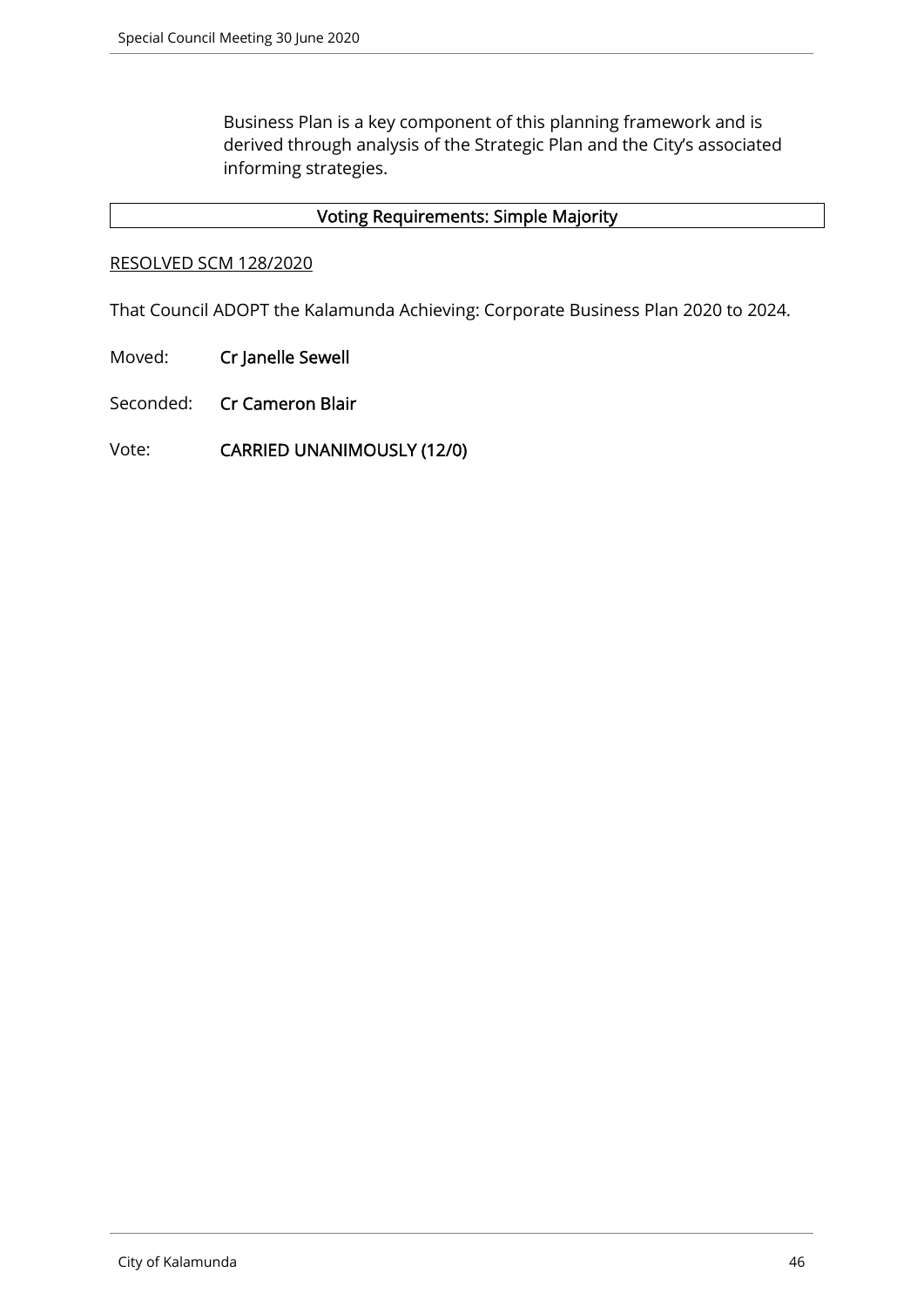Business Plan is a key component of this planning framework and is derived through analysis of the Strategic Plan and the City's associated informing strategies.

| Voting Requirements: Simple Majority |
| --- |

RESOLVED SCM 128/2020

That Council ADOPT the Kalamunda Achieving: Corporate Business Plan 2020 to 2024.

Moved: **Cr Janelle Sewell**

Seconded: **Cr Cameron Blair**

Vote: **CARRIED UNANIMOUSLY (12/0)**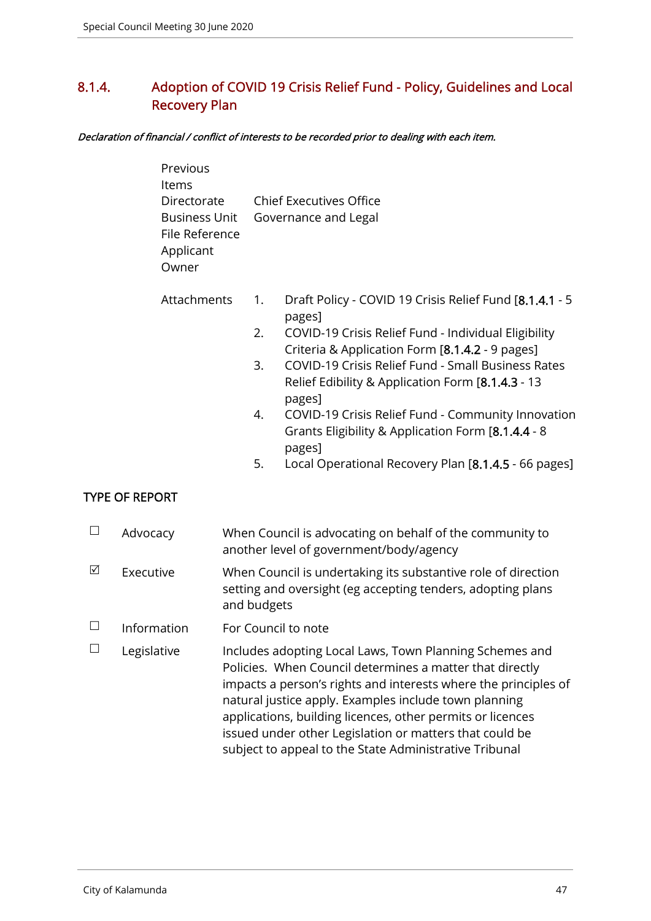## 8.1.4. Adoption of COVID 19 Crisis Relief Fund - Policy, Guidelines and Local Recovery Plan

***Declaration of financial / conflict of interests to be recorded prior to dealing with each item.***

| | |
|---|---|
| Previous Items | |
| Directorate | Chief Executives Office |
| Business Unit | Governance and Legal |
| File Reference | |
| Applicant | |
| Owner | |

Attachments

1. Draft Policy - COVID 19 Crisis Relief Fund [8.1.4.1 - 5 pages]
2. COVID-19 Crisis Relief Fund - Individual Eligibility Criteria & Application Form [8.1.4.2 - 9 pages]
3. COVID-19 Crisis Relief Fund - Small Business Rates Relief Edibility & Application Form [8.1.4.3 - 13 pages]
4. COVID-19 Crisis Relief Fund - Community Innovation Grants Eligibility & Application Form [8.1.4.4 - 8 pages]
5. Local Operational Recovery Plan [8.1.4.5 - 66 pages]

### TYPE OF REPORT

| | | |
|---|---|---|
| ☐ | Advocacy | When Council is advocating on behalf of the community to another level of government/body/agency |
| ☑ | Executive | When Council is undertaking its substantive role of direction setting and oversight (eg accepting tenders, adopting plans and budgets |
| ☐ | Information | For Council to note |
| ☐ | Legislative | Includes adopting Local Laws, Town Planning Schemes and Policies. When Council determines a matter that directly impacts a person's rights and interests where the principles of natural justice apply. Examples include town planning applications, building licences, other permits or licences issued under other Legislation or matters that could be subject to appeal to the State Administrative Tribunal |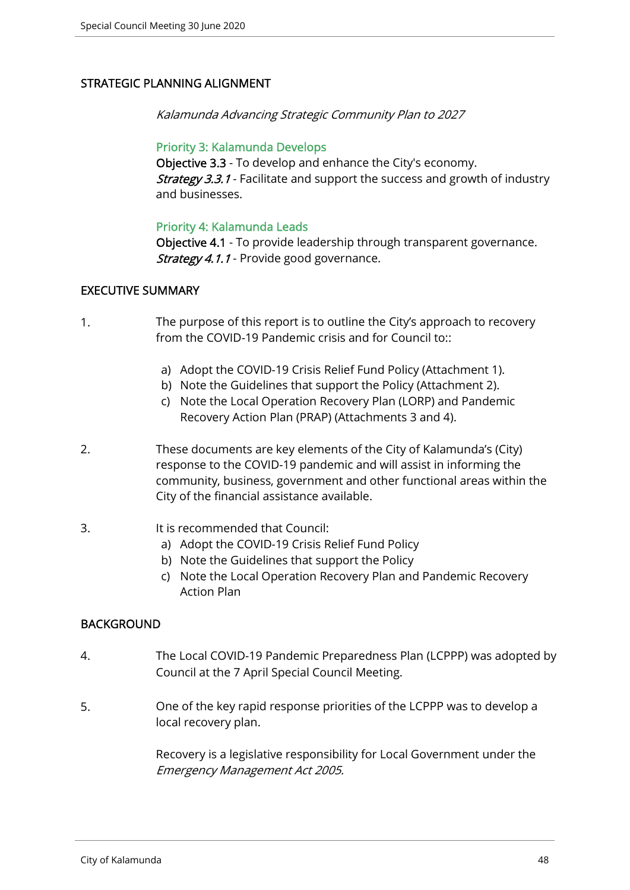## STRATEGIC PLANNING ALIGNMENT

*Kalamunda Advancing Strategic Community Plan to 2027*

**Priority 3: Kalamunda Develops**
**Objective 3.3** - To develop and enhance the City's economy.
***Strategy 3.3.1*** - Facilitate and support the success and growth of industry and businesses.

**Priority 4: Kalamunda Leads**
**Objective 4.1** - To provide leadership through transparent governance.
***Strategy 4.1.1*** - Provide good governance.

## EXECUTIVE SUMMARY

1. The purpose of this report is to outline the City's approach to recovery from the COVID-19 Pandemic crisis and for Council to::

   a) Adopt the COVID-19 Crisis Relief Fund Policy (Attachment 1).
   b) Note the Guidelines that support the Policy (Attachment 2).
   c) Note the Local Operation Recovery Plan (LORP) and Pandemic Recovery Action Plan (PRAP) (Attachments 3 and 4).

2. These documents are key elements of the City of Kalamunda's (City) response to the COVID-19 pandemic and will assist in informing the community, business, government and other functional areas within the City of the financial assistance available.

3. It is recommended that Council:
   a) Adopt the COVID-19 Crisis Relief Fund Policy
   b) Note the Guidelines that support the Policy
   c) Note the Local Operation Recovery Plan and Pandemic Recovery Action Plan

## BACKGROUND

4. The Local COVID-19 Pandemic Preparedness Plan (LCPPP) was adopted by Council at the 7 April Special Council Meeting.

5. One of the key rapid response priorities of the LCPPP was to develop a local recovery plan.

   Recovery is a legislative responsibility for Local Government under the *Emergency Management Act 2005.*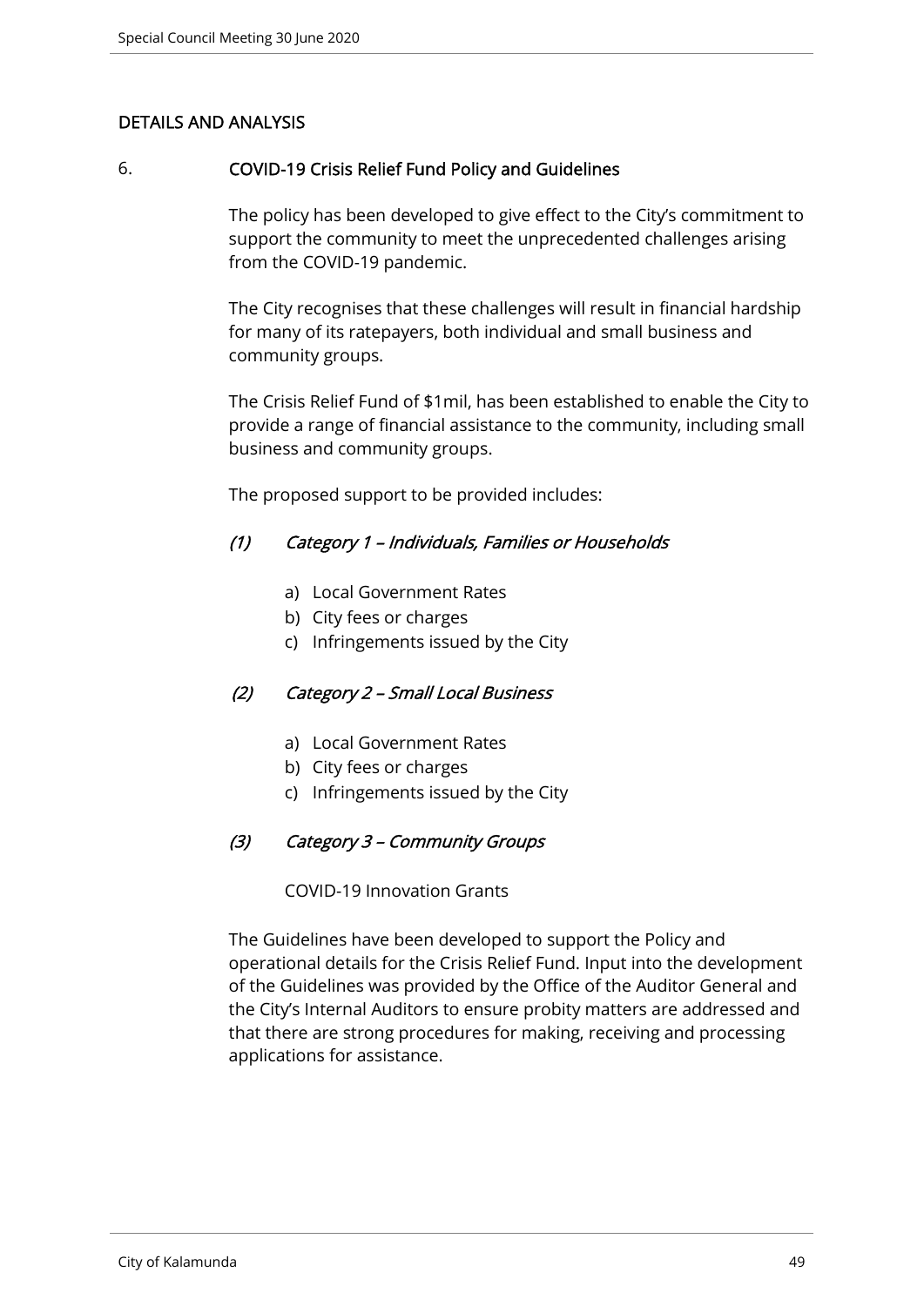## DETAILS AND ANALYSIS

6. **COVID-19 Crisis Relief Fund Policy and Guidelines**

The policy has been developed to give effect to the City's commitment to support the community to meet the unprecedented challenges arising from the COVID-19 pandemic.

The City recognises that these challenges will result in financial hardship for many of its ratepayers, both individual and small business and community groups.

The Crisis Relief Fund of $1mil, has been established to enable the City to provide a range of financial assistance to the community, including small business and community groups.

The proposed support to be provided includes:

*(1) Category 1 – Individuals, Families or Households*

a) Local Government Rates
b) City fees or charges
c) Infringements issued by the City

*(2) Category 2 – Small Local Business*

a) Local Government Rates
b) City fees or charges
c) Infringements issued by the City

*(3) Category 3 – Community Groups*

COVID-19 Innovation Grants

The Guidelines have been developed to support the Policy and operational details for the Crisis Relief Fund. Input into the development of the Guidelines was provided by the Office of the Auditor General and the City's Internal Auditors to ensure probity matters are addressed and that there are strong procedures for making, receiving and processing applications for assistance.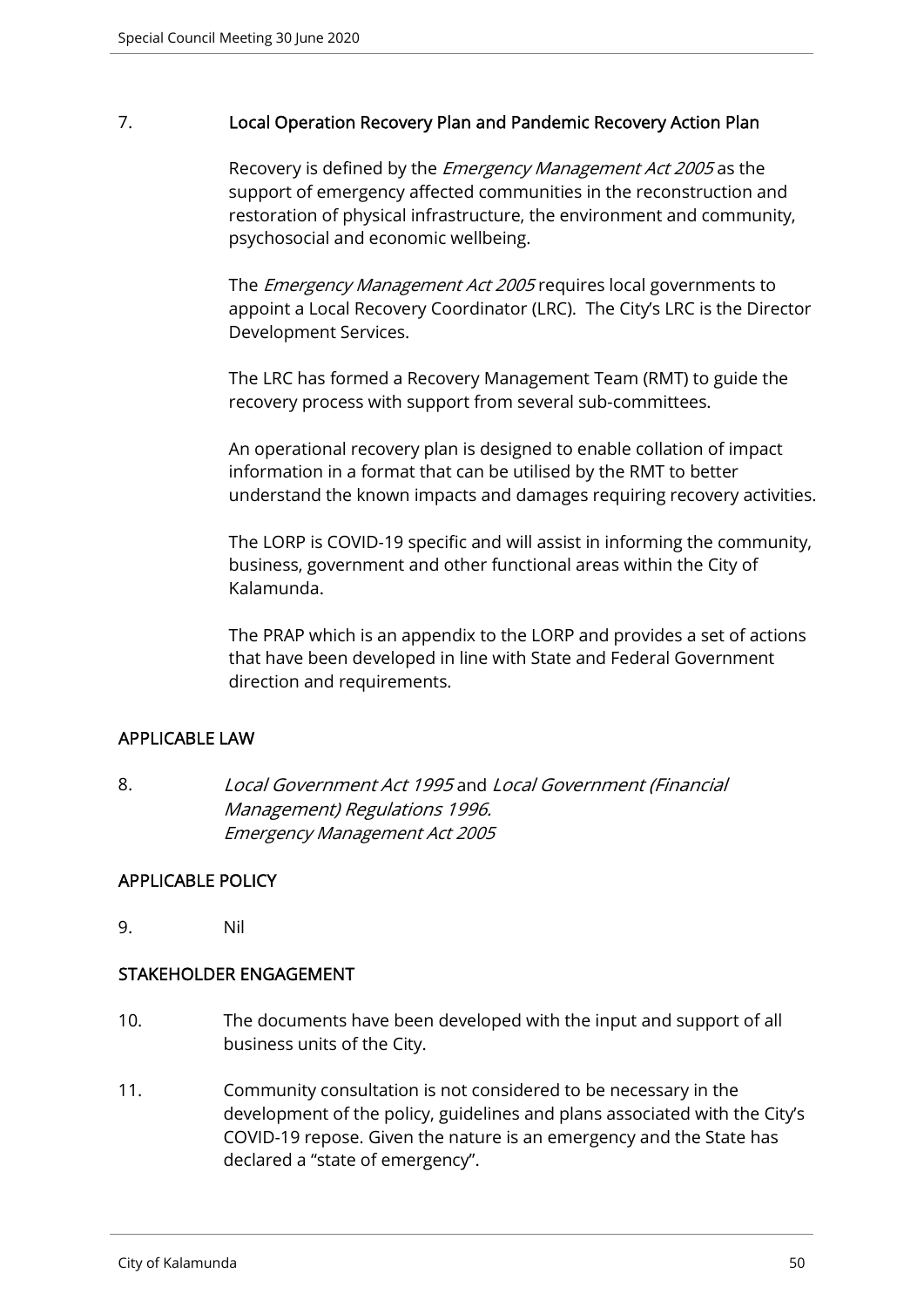7. **Local Operation Recovery Plan and Pandemic Recovery Action Plan**

   Recovery is defined by the *Emergency Management Act 2005* as the support of emergency affected communities in the reconstruction and restoration of physical infrastructure, the environment and community, psychosocial and economic wellbeing.

   The *Emergency Management Act 2005* requires local governments to appoint a Local Recovery Coordinator (LRC). The City's LRC is the Director Development Services.

   The LRC has formed a Recovery Management Team (RMT) to guide the recovery process with support from several sub-committees.

   An operational recovery plan is designed to enable collation of impact information in a format that can be utilised by the RMT to better understand the known impacts and damages requiring recovery activities.

   The LORP is COVID-19 specific and will assist in informing the community, business, government and other functional areas within the City of Kalamunda.

   The PRAP which is an appendix to the LORP and provides a set of actions that have been developed in line with State and Federal Government direction and requirements.

## APPLICABLE LAW

8. *Local Government Act 1995* and *Local Government (Financial Management) Regulations 1996.*
   *Emergency Management Act 2005*

## APPLICABLE POLICY

9. Nil

## STAKEHOLDER ENGAGEMENT

10. The documents have been developed with the input and support of all business units of the City.

11. Community consultation is not considered to be necessary in the development of the policy, guidelines and plans associated with the City's COVID-19 repose. Given the nature is an emergency and the State has declared a "state of emergency".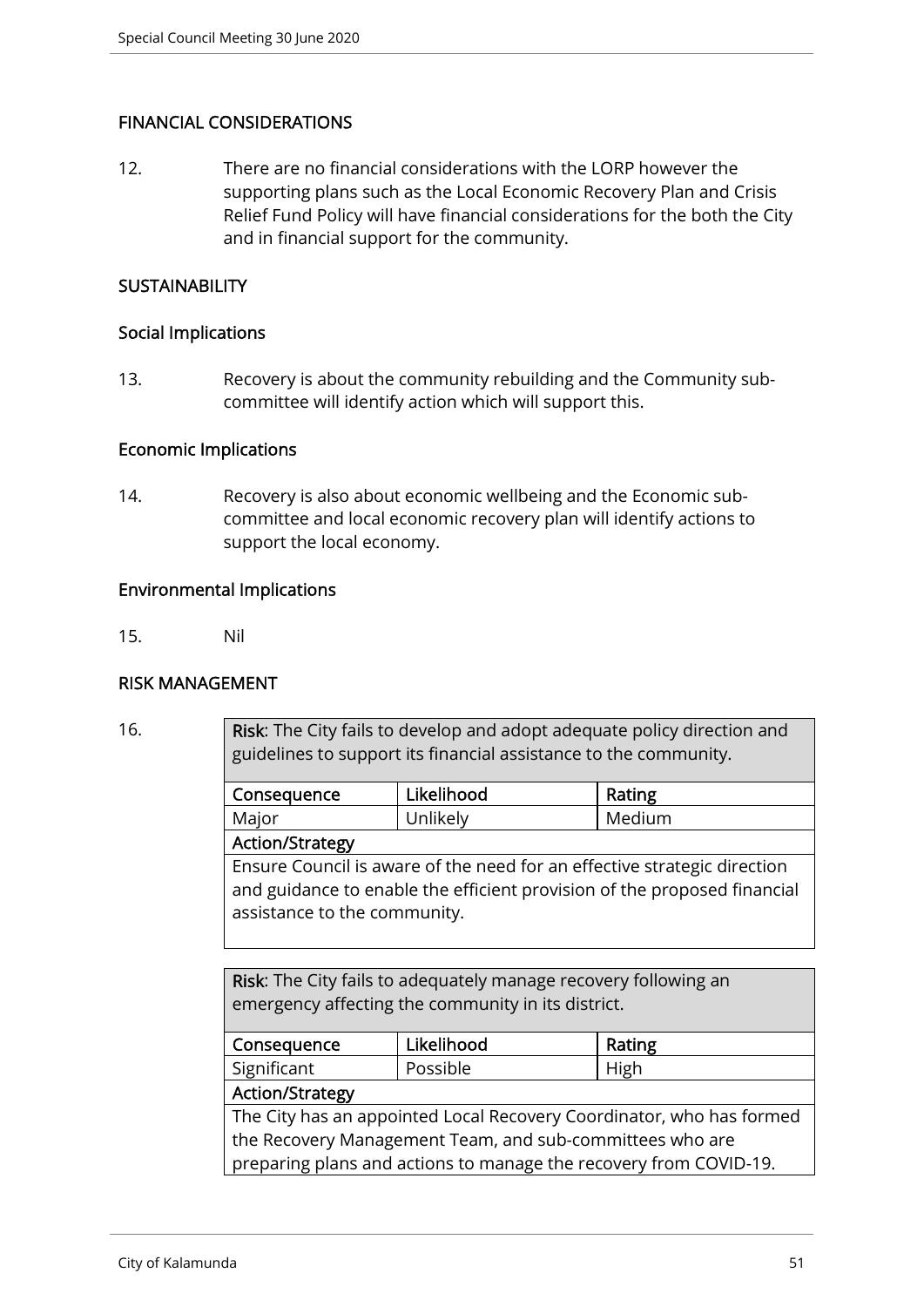## FINANCIAL CONSIDERATIONS

12. There are no financial considerations with the LORP however the supporting plans such as the Local Economic Recovery Plan and Crisis Relief Fund Policy will have financial considerations for the both the City and in financial support for the community.

## SUSTAINABILITY

### Social Implications

13. Recovery is about the community rebuilding and the Community sub-committee will identify action which will support this.

### Economic Implications

14. Recovery is also about economic wellbeing and the Economic sub-committee and local economic recovery plan will identify actions to support the local economy.

### Environmental Implications

15. Nil

## RISK MANAGEMENT

16.

| **Risk**: The City fails to develop and adopt adequate policy direction and guidelines to support its financial assistance to the community. | | |
|---|---|---|
| **Consequence** | **Likelihood** | **Rating** |
| Major | Unlikely | Medium |
| **Action/Strategy** | | |
| Ensure Council is aware of the need for an effective strategic direction and guidance to enable the efficient provision of the proposed financial assistance to the community. | | |

| **Risk**: The City fails to adequately manage recovery following an emergency affecting the community in its district. | | |
|---|---|---|
| **Consequence** | **Likelihood** | **Rating** |
| Significant | Possible | High |
| **Action/Strategy** | | |
| The City has an appointed Local Recovery Coordinator, who has formed the Recovery Management Team, and sub-committees who are preparing plans and actions to manage the recovery from COVID-19. | | |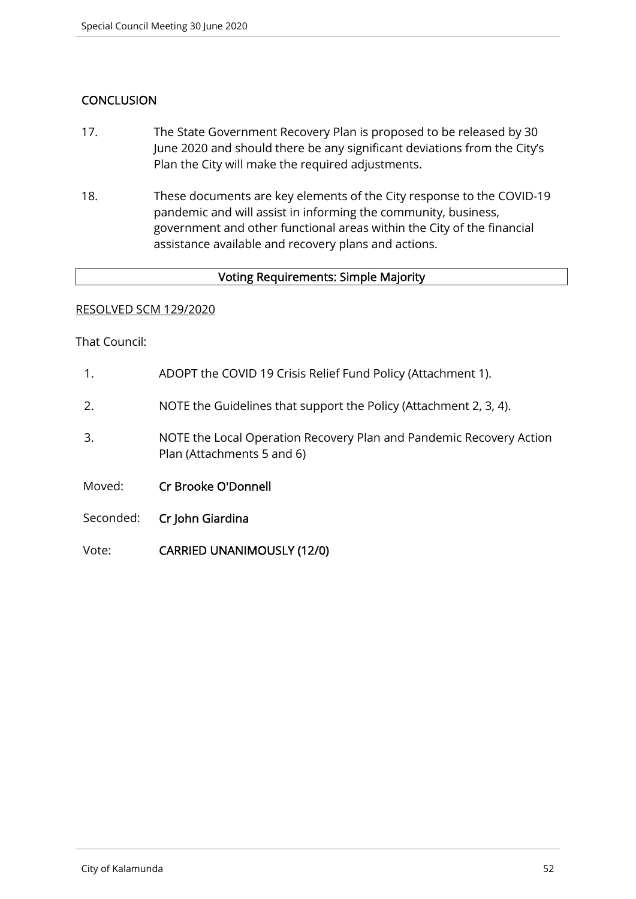## CONCLUSION

17. The State Government Recovery Plan is proposed to be released by 30 June 2020 and should there be any significant deviations from the City's Plan the City will make the required adjustments.

18. These documents are key elements of the City response to the COVID-19 pandemic and will assist in informing the community, business, government and other functional areas within the City of the financial assistance available and recovery plans and actions.

| Voting Requirements: Simple Majority |
| --- |

RESOLVED SCM 129/2020

That Council:

1. ADOPT the COVID 19 Crisis Relief Fund Policy (Attachment 1).

2. NOTE the Guidelines that support the Policy (Attachment 2, 3, 4).

3. NOTE the Local Operation Recovery Plan and Pandemic Recovery Action Plan (Attachments 5 and 6)

Moved: **Cr Brooke O'Donnell**

Seconded: **Cr John Giardina**

Vote: **CARRIED UNANIMOUSLY (12/0)**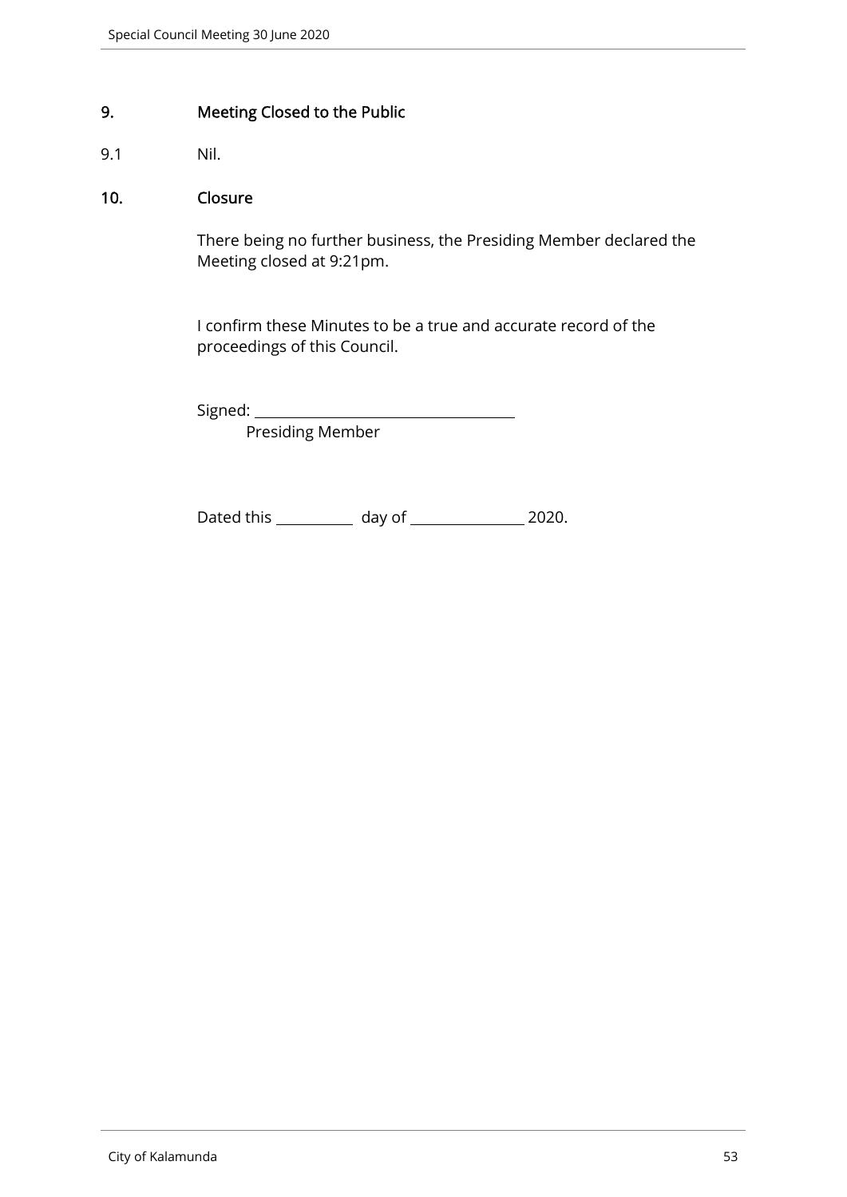## 9. Meeting Closed to the Public

9.1 Nil.

## 10. Closure

There being no further business, the Presiding Member declared the Meeting closed at 9:21pm.

I confirm these Minutes to be a true and accurate record of the proceedings of this Council.

Signed: ________________________________

Presiding Member

Dated this __________ day of _______________ 2020.